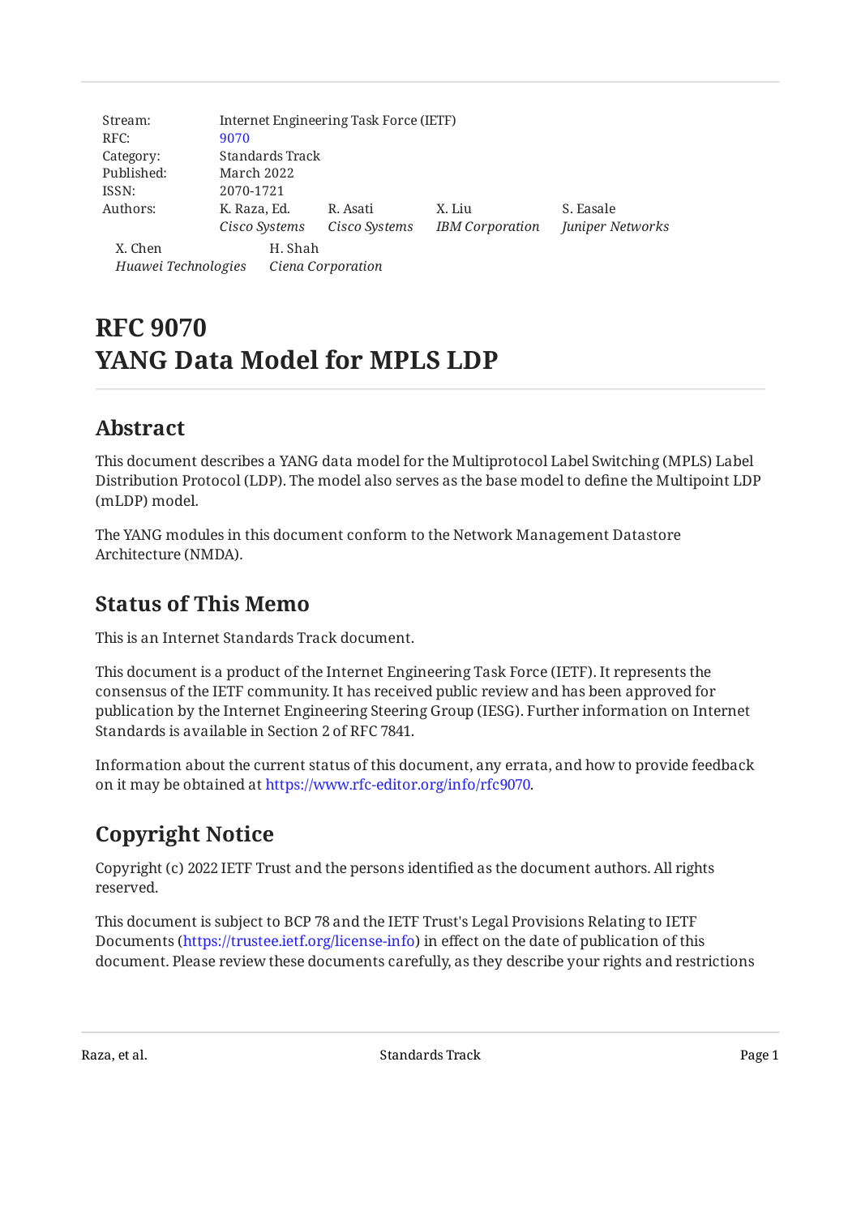| | |
|---|---|
| Stream: | Internet Engineering Task Force (IETF) |
| RFC: | 9070 |
| Category: | Standards Track |
| Published: | March 2022 |
| ISSN: | 2070-1721 |
| Authors: | K. Raza, Ed. *Cisco Systems*, R. Asati *Cisco Systems*, X. Liu *IBM Corporation*, S. Easale *Juniper Networks*, X. Chen *Huawei Technologies*, H. Shah *Ciena Corporation* |

# RFC 9070 YANG Data Model for MPLS LDP

## Abstract

This document describes a YANG data model for the Multiprotocol Label Switching (MPLS) Label Distribution Protocol (LDP). The model also serves as the base model to define the Multipoint LDP (mLDP) model.

The YANG modules in this document conform to the Network Management Datastore Architecture (NMDA).

## Status of This Memo

This is an Internet Standards Track document.

This document is a product of the Internet Engineering Task Force (IETF). It represents the consensus of the IETF community. It has received public review and has been approved for publication by the Internet Engineering Steering Group (IESG). Further information on Internet Standards is available in Section 2 of RFC 7841.

Information about the current status of this document, any errata, and how to provide feedback on it may be obtained at https://www.rfc-editor.org/info/rfc9070.

## Copyright Notice

Copyright (c) 2022 IETF Trust and the persons identified as the document authors. All rights reserved.

This document is subject to BCP 78 and the IETF Trust's Legal Provisions Relating to IETF Documents (https://trustee.ietf.org/license-info) in effect on the date of publication of this document. Please review these documents carefully, as they describe your rights and restrictions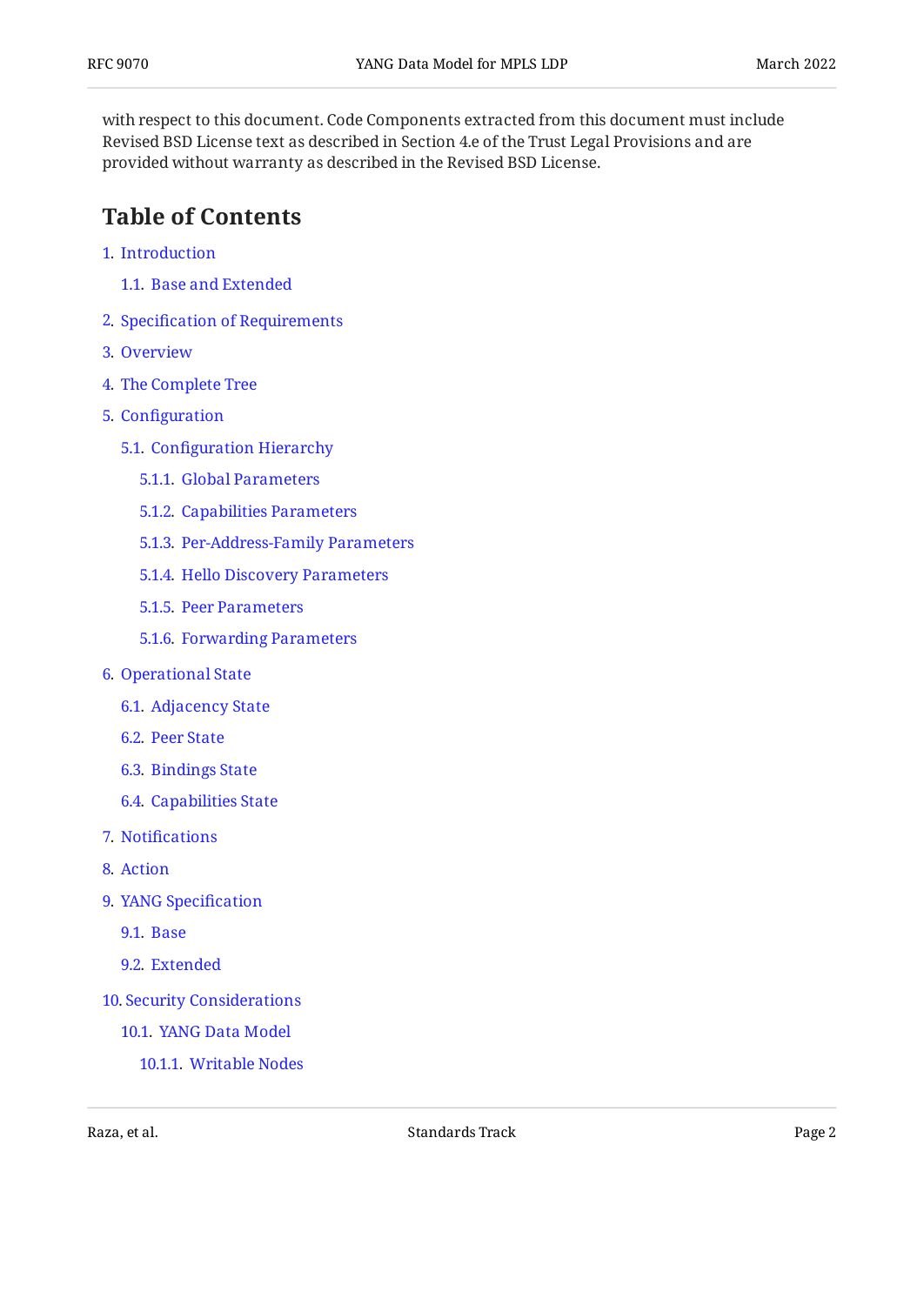with respect to this document. Code Components extracted from this document must include Revised BSD License text as described in Section 4.e of the Trust Legal Provisions and are provided without warranty as described in the Revised BSD License.

## Table of Contents

1. Introduction
   - 1.1. Base and Extended
2. Specification of Requirements
3. Overview
4. The Complete Tree
5. Configuration
   - 5.1. Configuration Hierarchy
     - 5.1.1. Global Parameters
     - 5.1.2. Capabilities Parameters
     - 5.1.3. Per-Address-Family Parameters
     - 5.1.4. Hello Discovery Parameters
     - 5.1.5. Peer Parameters
     - 5.1.6. Forwarding Parameters
6. Operational State
   - 6.1. Adjacency State
   - 6.2. Peer State
   - 6.3. Bindings State
   - 6.4. Capabilities State
7. Notifications
8. Action
9. YANG Specification
   - 9.1. Base
   - 9.2. Extended
10. Security Considerations
    - 10.1. YANG Data Model
      - 10.1.1. Writable Nodes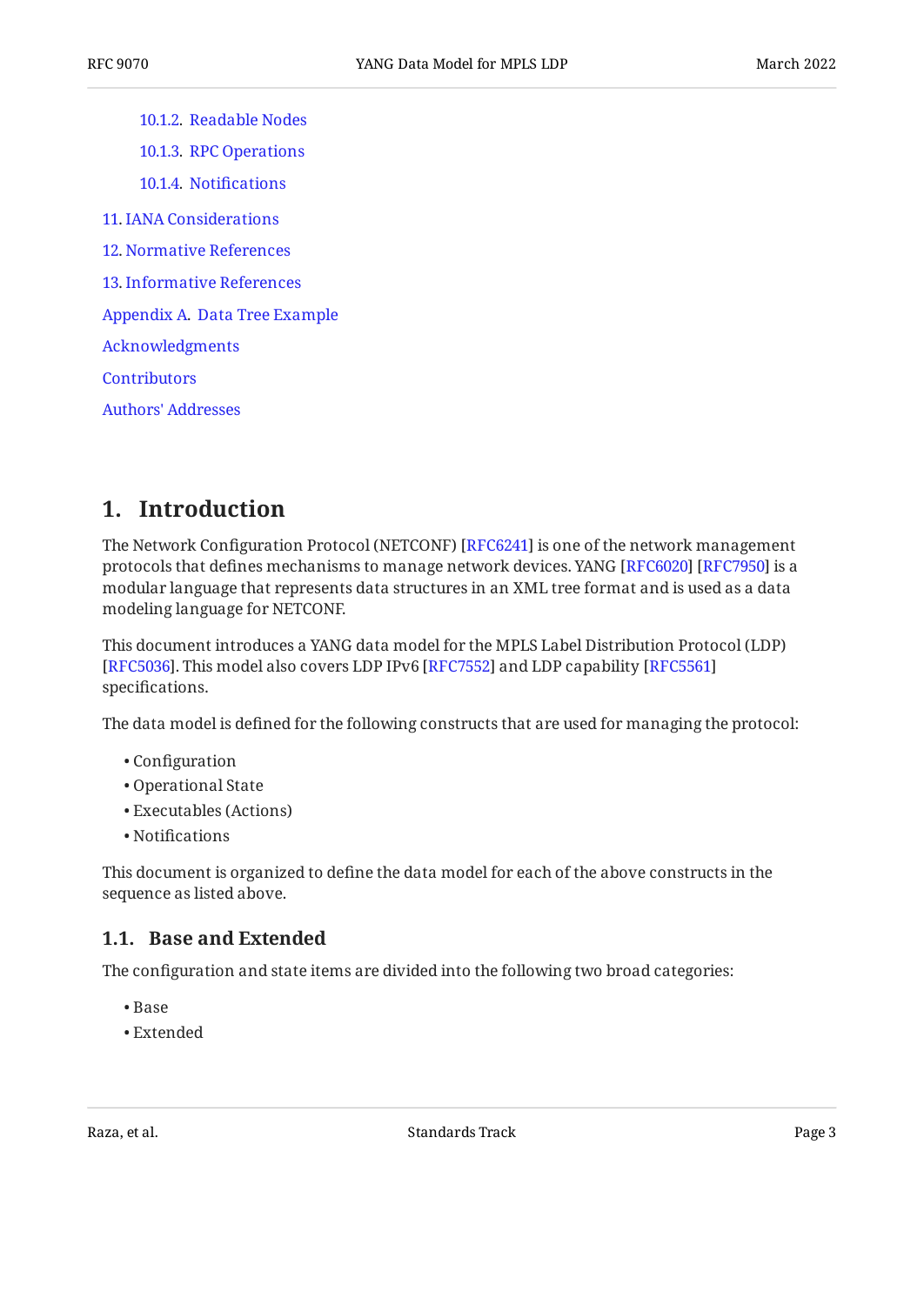10.1.2. Readable Nodes

10.1.3. RPC Operations

10.1.4. Notifications

11. IANA Considerations

12. Normative References

13. Informative References

Appendix A. Data Tree Example

Acknowledgments

Contributors

Authors' Addresses

# 1. Introduction

The Network Configuration Protocol (NETCONF) [RFC6241] is one of the network management protocols that defines mechanisms to manage network devices. YANG [RFC6020] [RFC7950] is a modular language that represents data structures in an XML tree format and is used as a data modeling language for NETCONF.

This document introduces a YANG data model for the MPLS Label Distribution Protocol (LDP) [RFC5036]. This model also covers LDP IPv6 [RFC7552] and LDP capability [RFC5561] specifications.

The data model is defined for the following constructs that are used for managing the protocol:

- Configuration
- Operational State
- Executables (Actions)
- Notifications

This document is organized to define the data model for each of the above constructs in the sequence as listed above.

## 1.1. Base and Extended

The configuration and state items are divided into the following two broad categories:

- Base
- Extended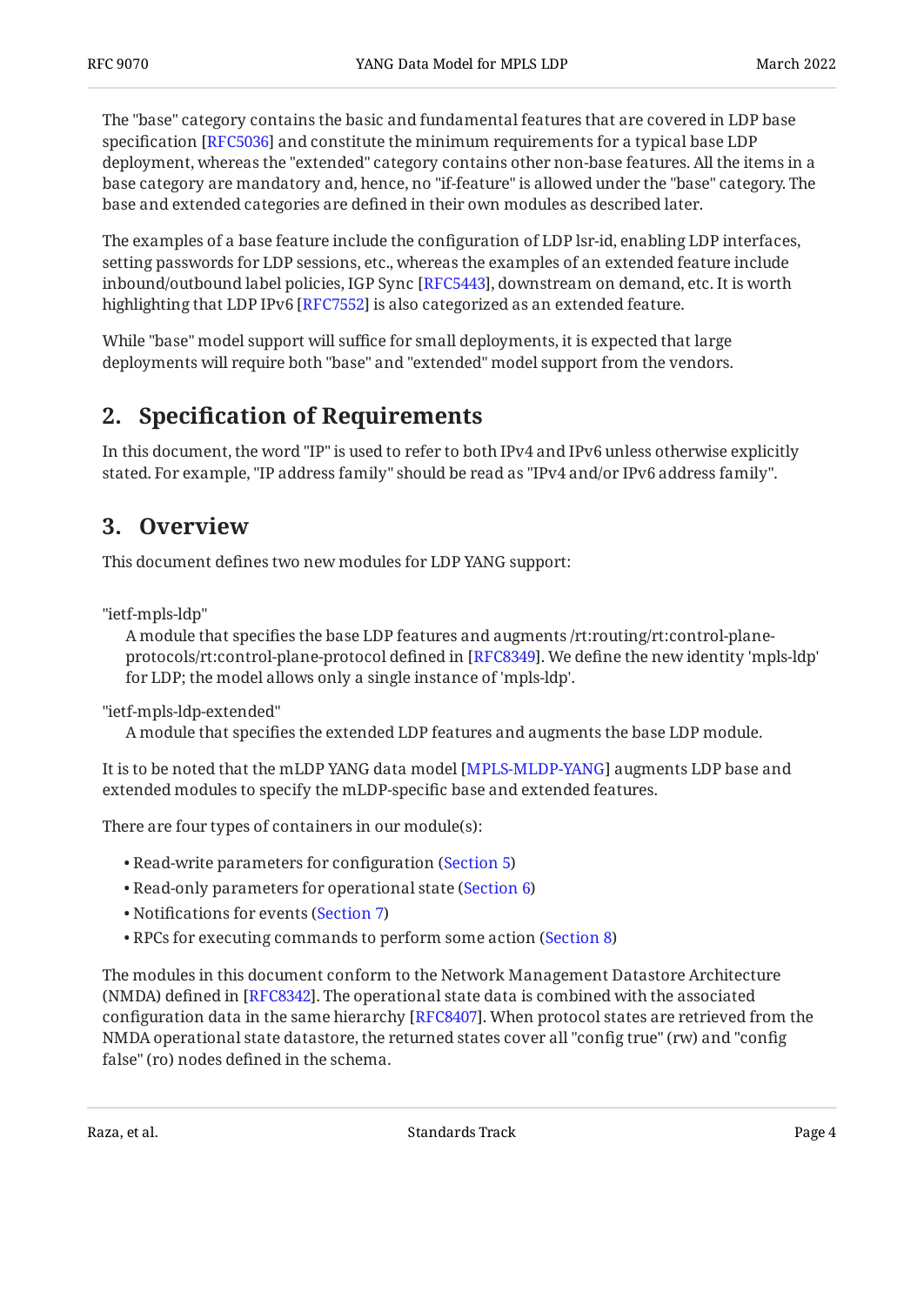The "base" category contains the basic and fundamental features that are covered in LDP base specification [RFC5036] and constitute the minimum requirements for a typical base LDP deployment, whereas the "extended" category contains other non-base features. All the items in a base category are mandatory and, hence, no "if-feature" is allowed under the "base" category. The base and extended categories are defined in their own modules as described later.

The examples of a base feature include the configuration of LDP lsr-id, enabling LDP interfaces, setting passwords for LDP sessions, etc., whereas the examples of an extended feature include inbound/outbound label policies, IGP Sync [RFC5443], downstream on demand, etc. It is worth highlighting that LDP IPv6 [RFC7552] is also categorized as an extended feature.

While "base" model support will suffice for small deployments, it is expected that large deployments will require both "base" and "extended" model support from the vendors.

## 2. Specification of Requirements

In this document, the word "IP" is used to refer to both IPv4 and IPv6 unless otherwise explicitly stated. For example, "IP address family" should be read as "IPv4 and/or IPv6 address family".

## 3. Overview

This document defines two new modules for LDP YANG support:

"ietf-mpls-ldp"
: A module that specifies the base LDP features and augments /rt:routing/rt:control-plane-protocols/rt:control-plane-protocol defined in [RFC8349]. We define the new identity 'mpls-ldp' for LDP; the model allows only a single instance of 'mpls-ldp'.

"ietf-mpls-ldp-extended"
: A module that specifies the extended LDP features and augments the base LDP module.

It is to be noted that the mLDP YANG data model [MPLS-MLDP-YANG] augments LDP base and extended modules to specify the mLDP-specific base and extended features.

There are four types of containers in our module(s):

- Read-write parameters for configuration (Section 5)
- Read-only parameters for operational state (Section 6)
- Notifications for events (Section 7)
- RPCs for executing commands to perform some action (Section 8)

The modules in this document conform to the Network Management Datastore Architecture (NMDA) defined in [RFC8342]. The operational state data is combined with the associated configuration data in the same hierarchy [RFC8407]. When protocol states are retrieved from the NMDA operational state datastore, the returned states cover all "config true" (rw) and "config false" (ro) nodes defined in the schema.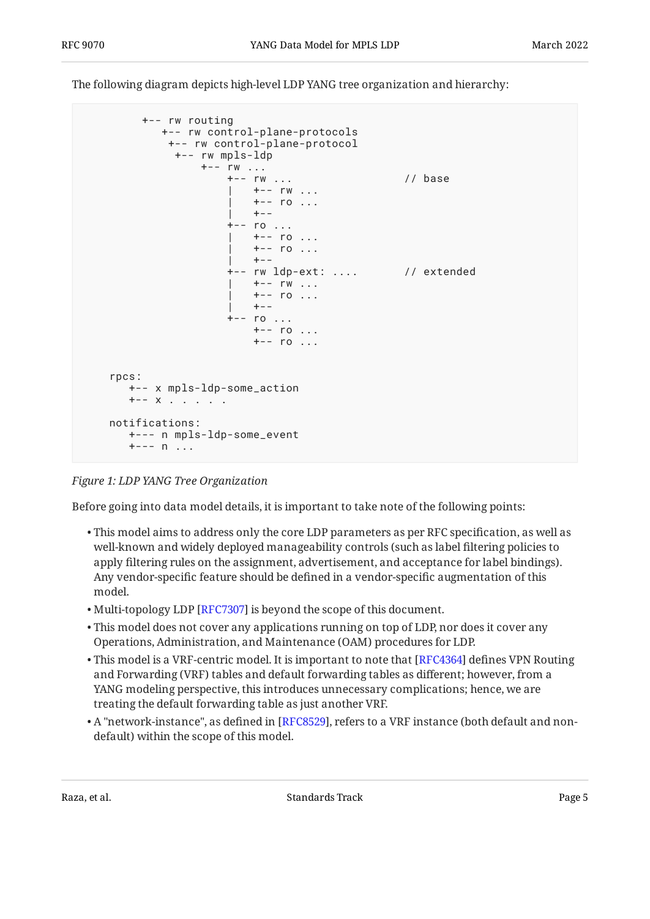The following diagram depicts high-level LDP YANG tree organization and hierarchy:

```
          +-- rw routing
             +-- rw control-plane-protocols
              +-- rw control-plane-protocol
               +-- rw mpls-ldp
                   +-- rw ...
                       +-- rw ...                 // base
                       |   +-- rw ...
                       |   +-- ro ...
                       |   +--
                       +-- ro ...
                       |   +-- ro ...
                       |   +-- ro ...
                       |   +--
                       +-- rw ldp-ext: ....       // extended
                       |   +-- rw ...
                       |   +-- ro ...
                       |   +--
                       +-- ro ...
                           +-- ro ...
                           +-- ro ...


     rpcs:
        +-- x mpls-ldp-some_action
        +-- x . . . . .

     notifications:
        +--- n mpls-ldp-some_event
        +--- n ...
```

*Figure 1: LDP YANG Tree Organization*

Before going into data model details, it is important to take note of the following points:

- This model aims to address only the core LDP parameters as per RFC specification, as well as well-known and widely deployed manageability controls (such as label filtering policies to apply filtering rules on the assignment, advertisement, and acceptance for label bindings). Any vendor-specific feature should be defined in a vendor-specific augmentation of this model.
- Multi-topology LDP [RFC7307] is beyond the scope of this document.
- This model does not cover any applications running on top of LDP, nor does it cover any Operations, Administration, and Maintenance (OAM) procedures for LDP.
- This model is a VRF-centric model. It is important to note that [RFC4364] defines VPN Routing and Forwarding (VRF) tables and default forwarding tables as different; however, from a YANG modeling perspective, this introduces unnecessary complications; hence, we are treating the default forwarding table as just another VRF.
- A "network-instance", as defined in [RFC8529], refers to a VRF instance (both default and non-default) within the scope of this model.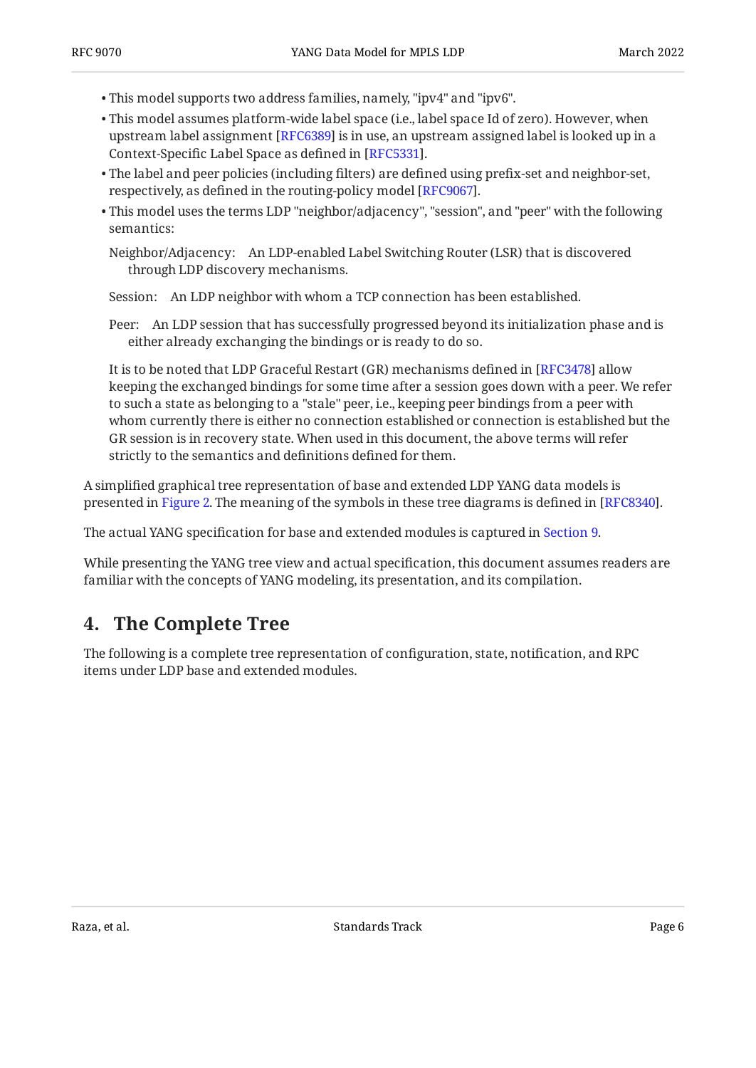- This model supports two address families, namely, "ipv4" and "ipv6".
- This model assumes platform-wide label space (i.e., label space Id of zero). However, when upstream label assignment [RFC6389] is in use, an upstream assigned label is looked up in a Context-Specific Label Space as defined in [RFC5331].
- The label and peer policies (including filters) are defined using prefix-set and neighbor-set, respectively, as defined in the routing-policy model [RFC9067].
- This model uses the terms LDP "neighbor/adjacency", "session", and "peer" with the following semantics:

  Neighbor/Adjacency: An LDP-enabled Label Switching Router (LSR) that is discovered through LDP discovery mechanisms.

  Session: An LDP neighbor with whom a TCP connection has been established.

  Peer: An LDP session that has successfully progressed beyond its initialization phase and is either already exchanging the bindings or is ready to do so.

  It is to be noted that LDP Graceful Restart (GR) mechanisms defined in [RFC3478] allow keeping the exchanged bindings for some time after a session goes down with a peer. We refer to such a state as belonging to a "stale" peer, i.e., keeping peer bindings from a peer with whom currently there is either no connection established or connection is established but the GR session is in recovery state. When used in this document, the above terms will refer strictly to the semantics and definitions defined for them.

A simplified graphical tree representation of base and extended LDP YANG data models is presented in Figure 2. The meaning of the symbols in these tree diagrams is defined in [RFC8340].

The actual YANG specification for base and extended modules is captured in Section 9.

While presenting the YANG tree view and actual specification, this document assumes readers are familiar with the concepts of YANG modeling, its presentation, and its compilation.

## 4. The Complete Tree

The following is a complete tree representation of configuration, state, notification, and RPC items under LDP base and extended modules.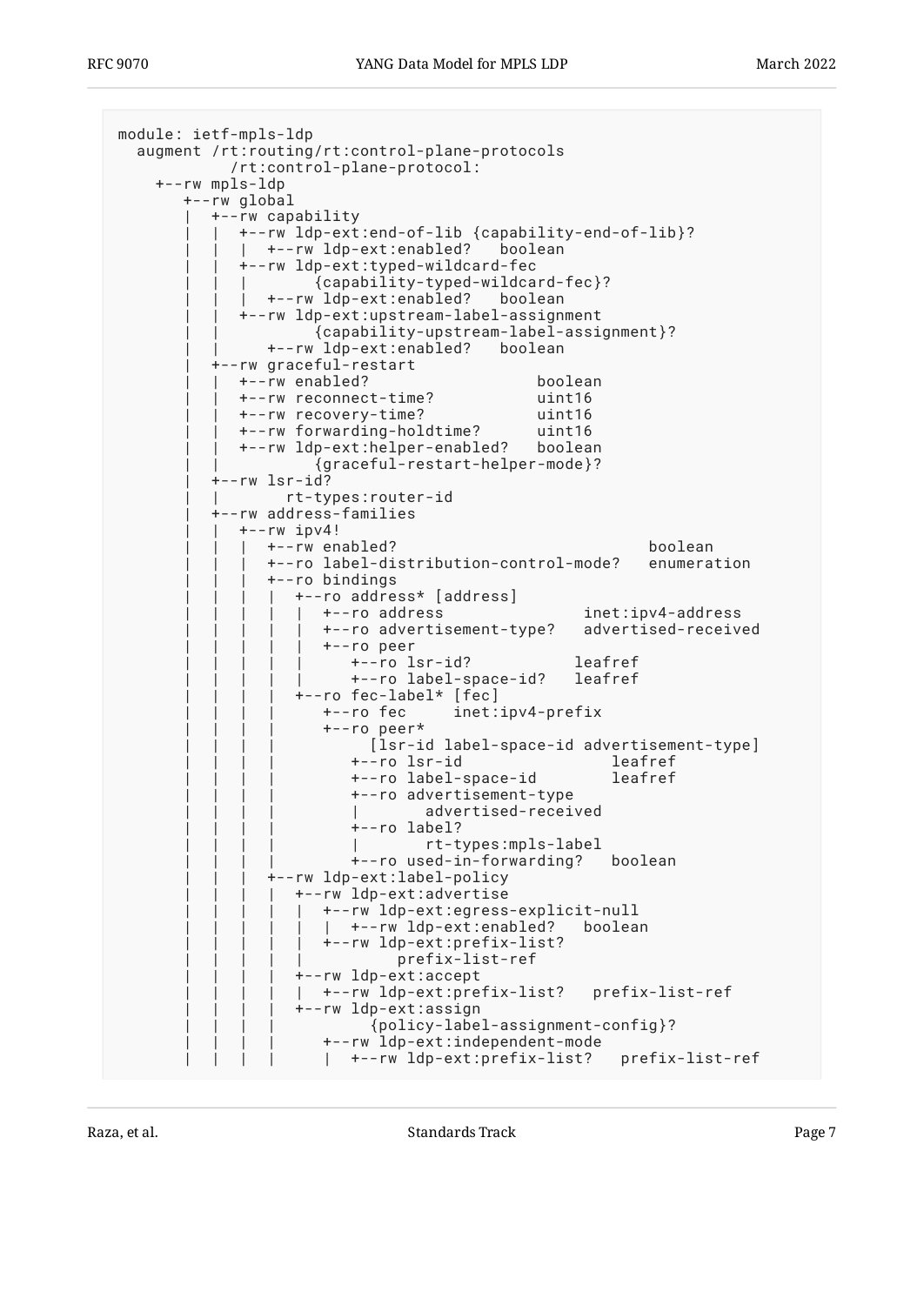```
module: ietf-mpls-ldp
  augment /rt:routing/rt:control-plane-protocols
            /rt:control-plane-protocol:
    +--rw mpls-ldp
       +--rw global
       |  +--rw capability
       |  |  +--rw ldp-ext:end-of-lib {capability-end-of-lib}?
       |  |  |  +--rw ldp-ext:enabled?   boolean
       |  |  +--rw ldp-ext:typed-wildcard-fec
       |  |  |        {capability-typed-wildcard-fec}?
       |  |  |  +--rw ldp-ext:enabled?   boolean
       |  |  +--rw ldp-ext:upstream-label-assignment
       |  |           {capability-upstream-label-assignment}?
       |  |     +--rw ldp-ext:enabled?   boolean
       |  +--rw graceful-restart
       |  |  +--rw enabled?                  boolean
       |  |  +--rw reconnect-time?           uint16
       |  |  +--rw recovery-time?            uint16
       |  |  +--rw forwarding-holdtime?      uint16
       |  |  +--rw ldp-ext:helper-enabled?   boolean
       |  |          {graceful-restart-helper-mode}?
       |  +--rw lsr-id?
       |  |       rt-types:router-id
       |  +--rw address-families
       |  |  +--rw ipv4!
       |  |  |  +--rw enabled?                           boolean
       |  |  |  +--ro label-distribution-control-mode?   enumeration
       |  |  |  +--ro bindings
       |  |  |  |  +--ro address* [address]
       |  |  |  |  |  +--ro address              inet:ipv4-address
       |  |  |  |  |  +--ro advertisement-type?   advertised-received
       |  |  |  |  |  +--ro peer
       |  |  |  |  |     +--ro lsr-id?           leafref
       |  |  |  |  |     +--ro label-space-id?   leafref
       |  |  |  |  +--ro fec-label* [fec]
       |  |  |  |     +--ro fec     inet:ipv4-prefix
       |  |  |  |     +--ro peer*
       |  |  |  |          [lsr-id label-space-id advertisement-type]
       |  |  |  |        +--ro lsr-id                leafref
       |  |  |  |        +--ro label-space-id        leafref
       |  |  |  |        +--ro advertisement-type
       |  |  |  |        |       advertised-received
       |  |  |  |        +--ro label?
       |  |  |  |        |       rt-types:mpls-label
       |  |  |  |        +--ro used-in-forwarding?   boolean
       |  |  |  +--rw ldp-ext:label-policy
       |  |  |  |  +--rw ldp-ext:advertise
       |  |  |  |  |  +--rw ldp-ext:egress-explicit-null
       |  |  |  |  |  |  +--rw ldp-ext:enabled?   boolean
       |  |  |  |  |  +--rw ldp-ext:prefix-list?
       |  |  |  |  |          prefix-list-ref
       |  |  |  |  +--rw ldp-ext:accept
       |  |  |  |  |  +--rw ldp-ext:prefix-list?   prefix-list-ref
       |  |  |  |  +--rw ldp-ext:assign
       |  |  |  |          {policy-label-assignment-config}?
       |  |  |  |     +--rw ldp-ext:independent-mode
       |  |  |  |     |  +--rw ldp-ext:prefix-list?   prefix-list-ref
```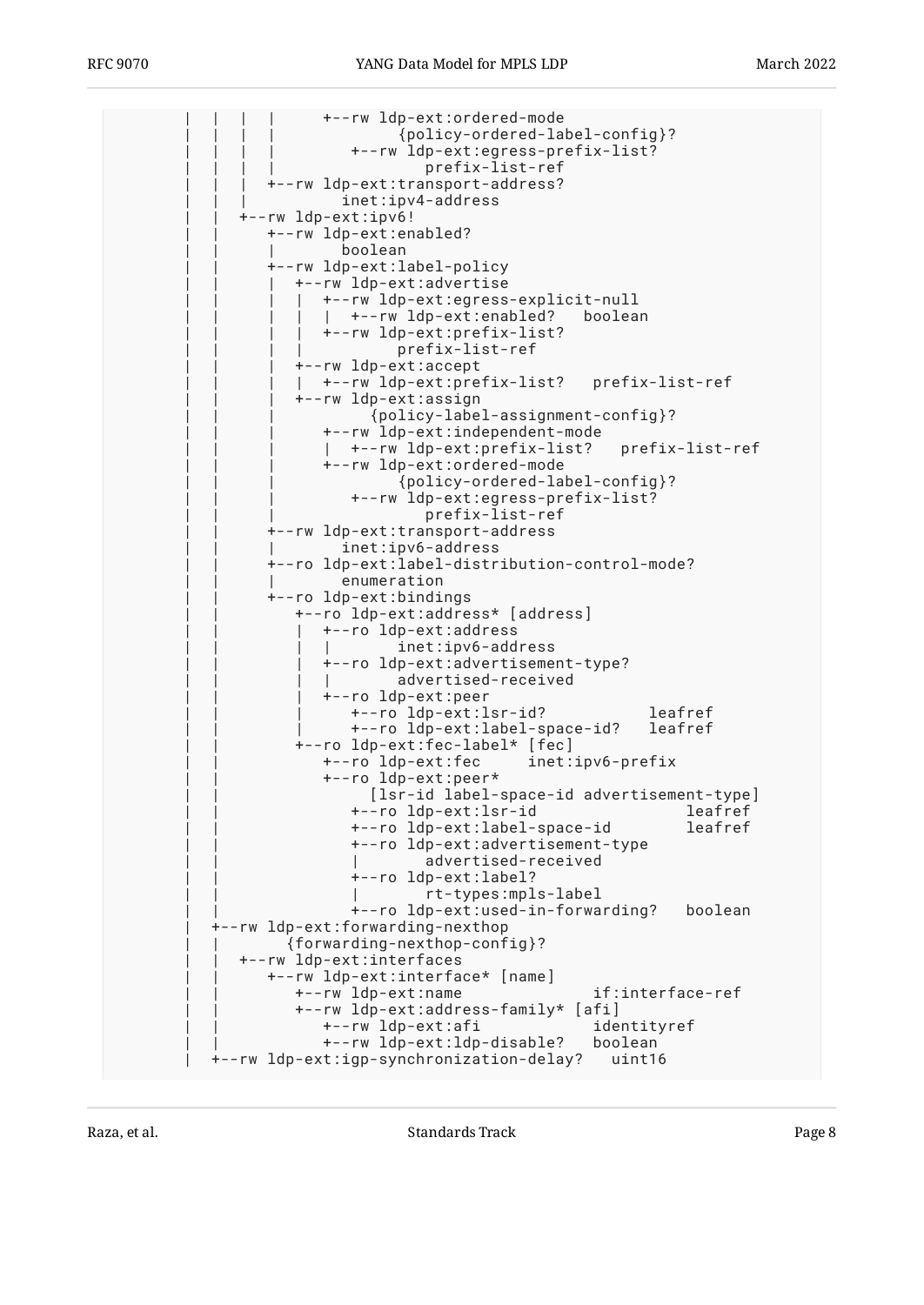```
         |  |  |  |     +--rw ldp-ext:ordered-mode
         |  |  |  |             {policy-ordered-label-config}?
         |  |  |  |        +--rw ldp-ext:egress-prefix-list?
         |  |  |  |                prefix-list-ref
         |  |  |  +--rw ldp-ext:transport-address?
         |  |  |          inet:ipv4-address
         |  |  +--rw ldp-ext:ipv6!
         |  |     +--rw ldp-ext:enabled?
         |  |     |       boolean
         |  |     +--rw ldp-ext:label-policy
         |  |     |  +--rw ldp-ext:advertise
         |  |     |  |  +--rw ldp-ext:egress-explicit-null
         |  |     |  |  |  +--rw ldp-ext:enabled?   boolean
         |  |     |  |  +--rw ldp-ext:prefix-list?
         |  |     |  |          prefix-list-ref
         |  |     |  +--rw ldp-ext:accept
         |  |     |  |  +--rw ldp-ext:prefix-list?   prefix-list-ref
         |  |     |  +--rw ldp-ext:assign
         |  |     |          {policy-label-assignment-config}?
         |  |     |     +--rw ldp-ext:independent-mode
         |  |     |     |  +--rw ldp-ext:prefix-list?   prefix-list-ref
         |  |     |     +--rw ldp-ext:ordered-mode
         |  |     |             {policy-ordered-label-config}?
         |  |     |        +--rw ldp-ext:egress-prefix-list?
         |  |     |                prefix-list-ref
         |  |     +--rw ldp-ext:transport-address
         |  |     |       inet:ipv6-address
         |  |     +--ro ldp-ext:label-distribution-control-mode?
         |  |     |       enumeration
         |  |     +--ro ldp-ext:bindings
         |  |        +--ro ldp-ext:address* [address]
         |  |        |  +--ro ldp-ext:address
         |  |        |  |       inet:ipv6-address
         |  |        |  +--ro ldp-ext:advertisement-type?
         |  |        |  |       advertised-received
         |  |        |  +--ro ldp-ext:peer
         |  |        |     +--ro ldp-ext:lsr-id?           leafref
         |  |        |     +--ro ldp-ext:label-space-id?   leafref
         |  |        +--ro ldp-ext:fec-label* [fec]
         |  |           +--ro ldp-ext:fec     inet:ipv6-prefix
         |  |           +--ro ldp-ext:peer*
         |  |                   [lsr-id label-space-id advertisement-type]
         |  |              +--ro ldp-ext:lsr-id                leafref
         |  |              +--ro ldp-ext:label-space-id        leafref
         |  |              +--ro ldp-ext:advertisement-type
         |  |              |       advertised-received
         |  |              +--ro ldp-ext:label?
         |  |              |       rt-types:mpls-label
         |  |              +--ro ldp-ext:used-in-forwarding?   boolean
         |  +--rw ldp-ext:forwarding-nexthop
         |  |       {forwarding-nexthop-config}?
         |  |  +--rw ldp-ext:interfaces
         |  |     +--rw ldp-ext:interface* [name]
         |  |        +--rw ldp-ext:name              if:interface-ref
         |  |        +--rw ldp-ext:address-family* [afi]
         |  |           +--rw ldp-ext:afi            identityref
         |  |           +--rw ldp-ext:ldp-disable?   boolean
         |  +--rw ldp-ext:igp-synchronization-delay?   uint16
```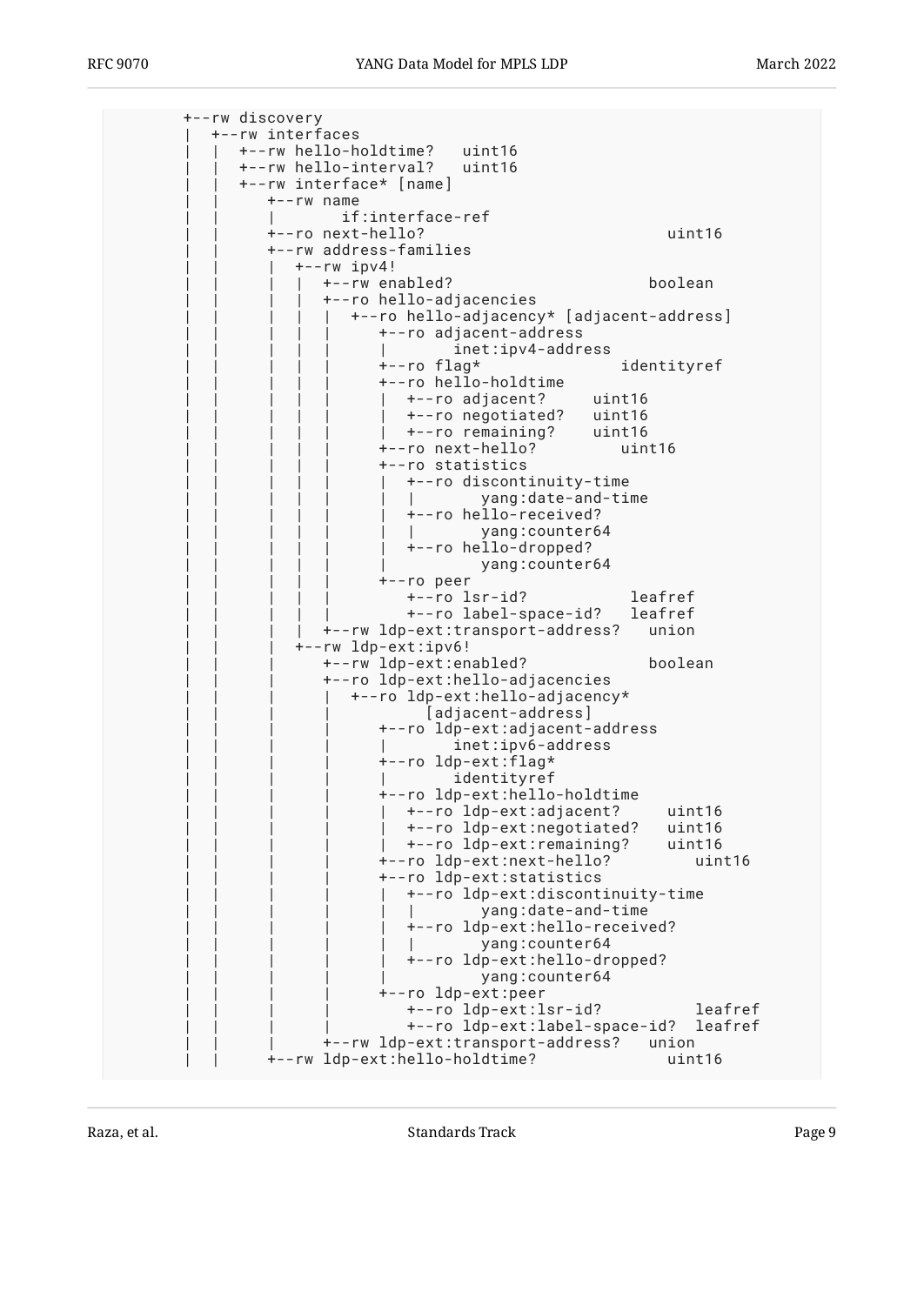```
        +--rw discovery
        |  +--rw interfaces
        |  |  +--rw hello-holdtime?   uint16
        |  |  +--rw hello-interval?   uint16
        |  |  +--rw interface* [name]
        |  |     +--rw name
        |  |     |       if:interface-ref
        |  |     +--ro next-hello?                            uint16
        |  |     +--rw address-families
        |  |     |  +--rw ipv4!
        |  |     |  |  +--rw enabled?                       boolean
        |  |     |  |  +--ro hello-adjacencies
        |  |     |  |  |  +--ro hello-adjacency* [adjacent-address]
        |  |     |  |  |     +--ro adjacent-address
        |  |     |  |  |     |       inet:ipv4-address
        |  |     |  |  |     +--ro flag*                identityref
        |  |     |  |  |     +--ro hello-holdtime
        |  |     |  |  |     |  +--ro adjacent?     uint16
        |  |     |  |  |     |  +--ro negotiated?   uint16
        |  |     |  |  |     |  +--ro remaining?    uint16
        |  |     |  |  |     +--ro next-hello?         uint16
        |  |     |  |  |     +--ro statistics
        |  |     |  |  |     |  +--ro discontinuity-time
        |  |     |  |  |     |  |       yang:date-and-time
        |  |     |  |  |     |  +--ro hello-received?
        |  |     |  |  |     |  |       yang:counter64
        |  |     |  |  |     |  +--ro hello-dropped?
        |  |     |  |  |     |          yang:counter64
        |  |     |  |  |     +--ro peer
        |  |     |  |  |        +--ro lsr-id?           leafref
        |  |     |  |  |        +--ro label-space-id?   leafref
        |  |     |  |  +--rw ldp-ext:transport-address?   union
        |  |     |  +--rw ldp-ext:ipv6!
        |  |     |     +--rw ldp-ext:enabled?             boolean
        |  |     |     +--ro ldp-ext:hello-adjacencies
        |  |     |     |  +--ro ldp-ext:hello-adjacency*
        |  |     |     |          [adjacent-address]
        |  |     |     |     +--ro ldp-ext:adjacent-address
        |  |     |     |     |       inet:ipv6-address
        |  |     |     |     +--ro ldp-ext:flag*
        |  |     |     |     |       identityref
        |  |     |     |     +--ro ldp-ext:hello-holdtime
        |  |     |     |     |  +--ro ldp-ext:adjacent?     uint16
        |  |     |     |     |  +--ro ldp-ext:negotiated?   uint16
        |  |     |     |     |  +--ro ldp-ext:remaining?    uint16
        |  |     |     |     +--ro ldp-ext:next-hello?         uint16
        |  |     |     |     +--ro ldp-ext:statistics
        |  |     |     |     |  +--ro ldp-ext:discontinuity-time
        |  |     |     |     |  |       yang:date-and-time
        |  |     |     |     |  +--ro ldp-ext:hello-received?
        |  |     |     |     |  |       yang:counter64
        |  |     |     |     |  +--ro ldp-ext:hello-dropped?
        |  |     |     |     |          yang:counter64
        |  |     |     |     +--ro ldp-ext:peer
        |  |     |     |        +--ro ldp-ext:lsr-id?          leafref
        |  |     |     |        +--ro ldp-ext:label-space-id?  leafref
        |  |     |     +--rw ldp-ext:transport-address?   union
        |  |     +--rw ldp-ext:hello-holdtime?             uint16
```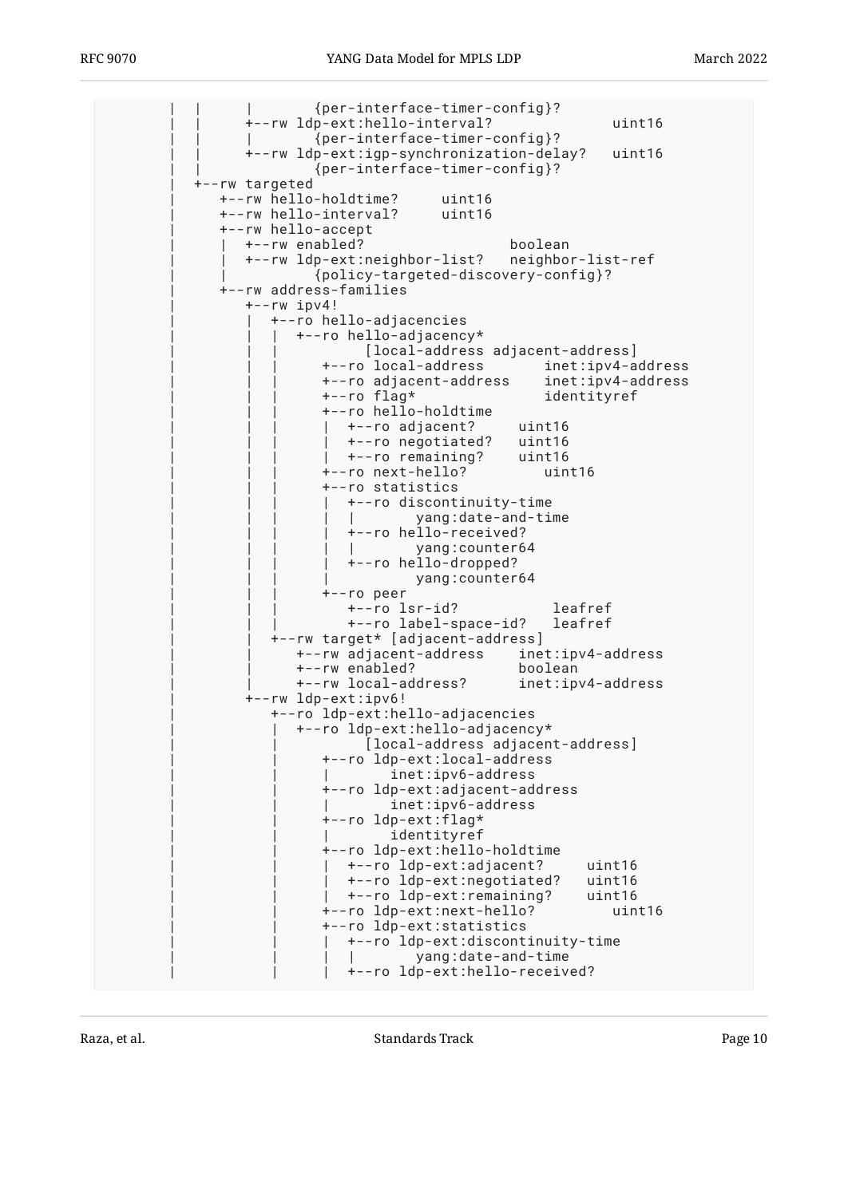```
     |  |     |       {per-interface-timer-config}?
     |  |     +--rw ldp-ext:hello-interval?             uint16
     |  |     |       {per-interface-timer-config}?
     |  |     +--rw ldp-ext:igp-synchronization-delay?   uint16
     |  |             {per-interface-timer-config}?
     +--rw targeted
        +--rw hello-holdtime?     uint16
        +--rw hello-interval?     uint16
        +--rw hello-accept
        |  +--rw enabled?                boolean
        |  +--rw ldp-ext:neighbor-list?   neighbor-list-ref
        |          {policy-targeted-discovery-config}?
        +--rw address-families
           +--rw ipv4!
           |  +--ro hello-adjacencies
           |  |  +--ro hello-adjacency*
           |  |          [local-address adjacent-address]
           |  |     +--ro local-address       inet:ipv4-address
           |  |     +--ro adjacent-address    inet:ipv4-address
           |  |     +--ro flag*               identityref
           |  |     +--ro hello-holdtime
           |  |     |  +--ro adjacent?     uint16
           |  |     |  +--ro negotiated?   uint16
           |  |     |  +--ro remaining?    uint16
           |  |     +--ro next-hello?         uint16
           |  |     +--ro statistics
           |  |     |  +--ro discontinuity-time
           |  |     |  |       yang:date-and-time
           |  |     |  +--ro hello-received?
           |  |     |  |       yang:counter64
           |  |     |  +--ro hello-dropped?
           |  |     |          yang:counter64
           |  |     +--ro peer
           |  |        +--ro lsr-id?           leafref
           |  |        +--ro label-space-id?   leafref
           |  +--rw target* [adjacent-address]
           |     +--rw adjacent-address    inet:ipv4-address
           |     +--rw enabled?            boolean
           |     +--rw local-address?      inet:ipv4-address
           +--rw ldp-ext:ipv6!
              +--ro ldp-ext:hello-adjacencies
              |  +--ro ldp-ext:hello-adjacency*
              |          [local-address adjacent-address]
              |     +--ro ldp-ext:local-address
              |     |       inet:ipv6-address
              |     +--ro ldp-ext:adjacent-address
              |     |       inet:ipv6-address
              |     +--ro ldp-ext:flag*
              |     |       identityref
              |     +--ro ldp-ext:hello-holdtime
              |     |  +--ro ldp-ext:adjacent?     uint16
              |     |  +--ro ldp-ext:negotiated?   uint16
              |     |  +--ro ldp-ext:remaining?    uint16
              |     +--ro ldp-ext:next-hello?         uint16
              |     +--ro ldp-ext:statistics
              |     |  +--ro ldp-ext:discontinuity-time
              |     |  |       yang:date-and-time
              |     |  +--ro ldp-ext:hello-received?
```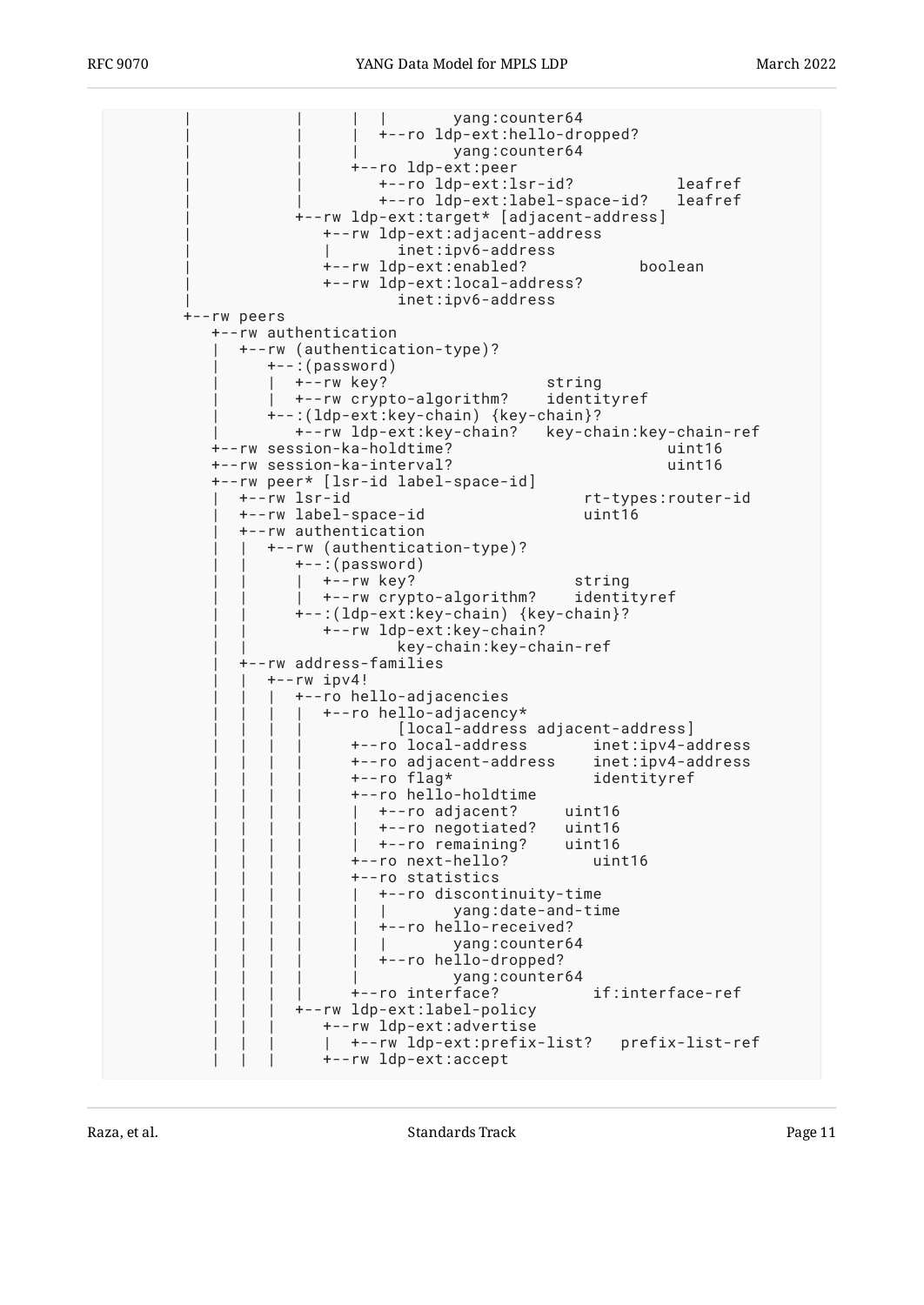```
         |           |     |  |       yang:counter64
         |           |     |  +--ro ldp-ext:hello-dropped?
         |           |     |          yang:counter64
         |           |     +--ro ldp-ext:peer
         |           |        +--ro ldp-ext:lsr-id?           leafref
         |           |        +--ro ldp-ext:label-space-id?   leafref
         |           +--rw ldp-ext:target* [adjacent-address]
         |              +--rw ldp-ext:adjacent-address
         |              |       inet:ipv6-address
         |              +--rw ldp-ext:enabled?           boolean
         |              +--rw ldp-ext:local-address?
         |                      inet:ipv6-address
         +--rw peers
            +--rw authentication
            |  +--rw (authentication-type)?
            |     +--:(password)
            |     |  +--rw key?                 string
            |     |  +--rw crypto-algorithm?    identityref
            |     +--:(ldp-ext:key-chain) {key-chain}?
            |        +--rw ldp-ext:key-chain?   key-chain:key-chain-ref
            +--rw session-ka-holdtime?                      uint16
            +--rw session-ka-interval?                      uint16
            +--rw peer* [lsr-id label-space-id]
            |  +--rw lsr-id                          rt-types:router-id
            |  +--rw label-space-id                  uint16
            |  +--rw authentication
            |  |  +--rw (authentication-type)?
            |  |     +--:(password)
            |  |     |  +--rw key?                 string
            |  |     |  +--rw crypto-algorithm?    identityref
            |  |     +--:(ldp-ext:key-chain) {key-chain}?
            |  |        +--rw ldp-ext:key-chain?
            |  |                key-chain:key-chain-ref
            |  +--rw address-families
            |  |  +--rw ipv4!
            |  |  |  +--ro hello-adjacencies
            |  |  |  |  +--ro hello-adjacency*
            |  |  |  |          [local-address adjacent-address]
            |  |  |  |     +--ro local-address       inet:ipv4-address
            |  |  |  |     +--ro adjacent-address    inet:ipv4-address
            |  |  |  |     +--ro flag*               identityref
            |  |  |  |     +--ro hello-holdtime
            |  |  |  |     |  +--ro adjacent?     uint16
            |  |  |  |     |  +--ro negotiated?   uint16
            |  |  |  |     |  +--ro remaining?    uint16
            |  |  |  |     +--ro next-hello?         uint16
            |  |  |  |     +--ro statistics
            |  |  |  |     |  +--ro discontinuity-time
            |  |  |  |     |  |       yang:date-and-time
            |  |  |  |     |  +--ro hello-received?
            |  |  |  |     |  |       yang:counter64
            |  |  |  |     |  +--ro hello-dropped?
            |  |  |  |     |          yang:counter64
            |  |  |  |     +--ro interface?          if:interface-ref
            |  |  |  +--rw ldp-ext:label-policy
            |  |  |     +--rw ldp-ext:advertise
            |  |  |     |  +--rw ldp-ext:prefix-list?   prefix-list-ref
            |  |  |     +--rw ldp-ext:accept
```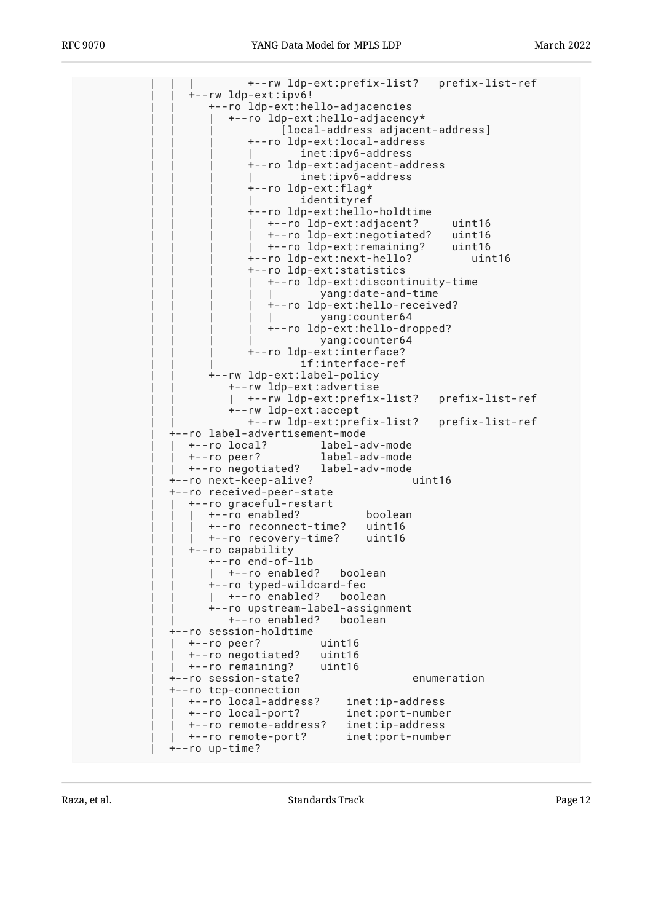```
     |  |  |        +--rw ldp-ext:prefix-list?   prefix-list-ref
     |  |  +--rw ldp-ext:ipv6!
     |  |     +--ro ldp-ext:hello-adjacencies
     |  |     |  +--ro ldp-ext:hello-adjacency*
     |  |     |          [local-address adjacent-address]
     |  |     |     +--ro ldp-ext:local-address
     |  |     |     |       inet:ipv6-address
     |  |     |     +--ro ldp-ext:adjacent-address
     |  |     |     |       inet:ipv6-address
     |  |     |     +--ro ldp-ext:flag*
     |  |     |     |       identityref
     |  |     |     +--ro ldp-ext:hello-holdtime
     |  |     |     |  +--ro ldp-ext:adjacent?     uint16
     |  |     |     |  +--ro ldp-ext:negotiated?   uint16
     |  |     |     |  +--ro ldp-ext:remaining?    uint16
     |  |     |     +--ro ldp-ext:next-hello?         uint16
     |  |     |     +--ro ldp-ext:statistics
     |  |     |     |  +--ro ldp-ext:discontinuity-time
     |  |     |     |  |       yang:date-and-time
     |  |     |     |  +--ro ldp-ext:hello-received?
     |  |     |     |  |       yang:counter64
     |  |     |     |  +--ro ldp-ext:hello-dropped?
     |  |     |     |          yang:counter64
     |  |     |     +--ro ldp-ext:interface?
     |  |     |             if:interface-ref
     |  |     +--rw ldp-ext:label-policy
     |  |        +--rw ldp-ext:advertise
     |  |        |  +--rw ldp-ext:prefix-list?   prefix-list-ref
     |  |        +--rw ldp-ext:accept
     |  |           +--rw ldp-ext:prefix-list?   prefix-list-ref
     |  +--ro label-advertisement-mode
     |  |  +--ro local?        label-adv-mode
     |  |  +--ro peer?         label-adv-mode
     |  |  +--ro negotiated?   label-adv-mode
     |  +--ro next-keep-alive?              uint16
     |  +--ro received-peer-state
     |  |  +--ro graceful-restart
     |  |  |  +--ro enabled?          boolean
     |  |  |  +--ro reconnect-time?   uint16
     |  |  |  +--ro recovery-time?    uint16
     |  |  +--ro capability
     |  |     +--ro end-of-lib
     |  |     |  +--ro enabled?   boolean
     |  |     +--ro typed-wildcard-fec
     |  |     |  +--ro enabled?   boolean
     |  |     +--ro upstream-label-assignment
     |  |        +--ro enabled?   boolean
     |  +--ro session-holdtime
     |  |  +--ro peer?         uint16
     |  |  +--ro negotiated?   uint16
     |  |  +--ro remaining?    uint16
     |  +--ro session-state?                enumeration
     |  +--ro tcp-connection
     |  |  +--ro local-address?    inet:ip-address
     |  |  +--ro local-port?       inet:port-number
     |  |  +--ro remote-address?   inet:ip-address
     |  |  +--ro remote-port?      inet:port-number
     |  +--ro up-time?
```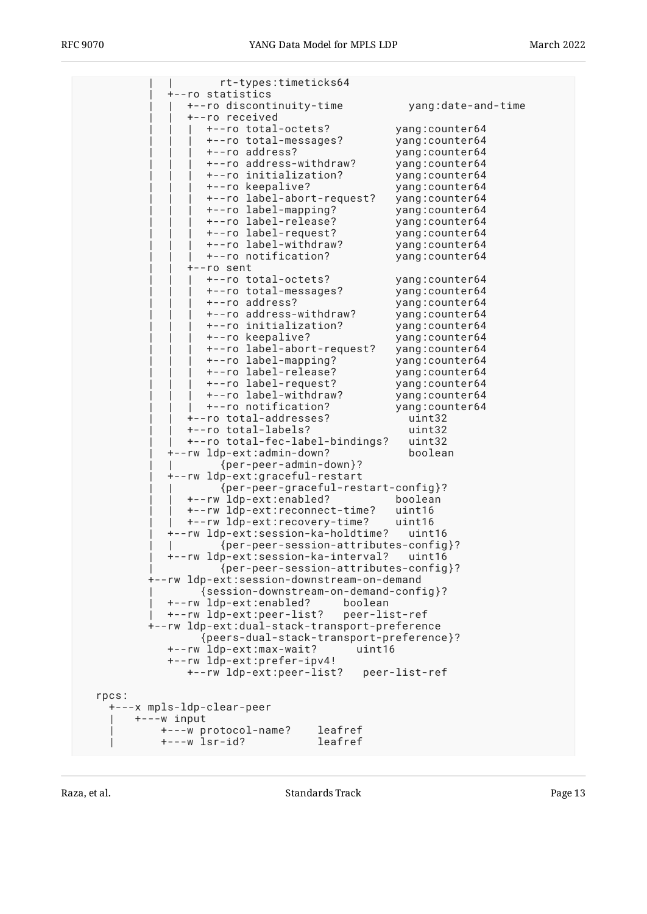```
           |  |       rt-types:timeticks64
           |  +--ro statistics
           |  |  +--ro discontinuity-time          yang:date-and-time
           |  |  +--ro received
           |  |  |  +--ro total-octets?          yang:counter64
           |  |  |  +--ro total-messages?        yang:counter64
           |  |  |  +--ro address?               yang:counter64
           |  |  |  +--ro address-withdraw?      yang:counter64
           |  |  |  +--ro initialization?        yang:counter64
           |  |  |  +--ro keepalive?             yang:counter64
           |  |  |  +--ro label-abort-request?   yang:counter64
           |  |  |  +--ro label-mapping?         yang:counter64
           |  |  |  +--ro label-release?         yang:counter64
           |  |  |  +--ro label-request?         yang:counter64
           |  |  |  +--ro label-withdraw?        yang:counter64
           |  |  |  +--ro notification?          yang:counter64
           |  |  +--ro sent
           |  |  |  +--ro total-octets?          yang:counter64
           |  |  |  +--ro total-messages?        yang:counter64
           |  |  |  +--ro address?               yang:counter64
           |  |  |  +--ro address-withdraw?      yang:counter64
           |  |  |  +--ro initialization?        yang:counter64
           |  |  |  +--ro keepalive?             yang:counter64
           |  |  |  +--ro label-abort-request?   yang:counter64
           |  |  |  +--ro label-mapping?         yang:counter64
           |  |  |  +--ro label-release?         yang:counter64
           |  |  |  +--ro label-request?         yang:counter64
           |  |  |  +--ro label-withdraw?        yang:counter64
           |  |  |  +--ro notification?          yang:counter64
           |  |  +--ro total-addresses?            uint32
           |  |  +--ro total-labels?               uint32
           |  |  +--ro total-fec-label-bindings?   uint32
           |  +--rw ldp-ext:admin-down?            boolean
           |  |       {per-peer-admin-down}?
           |  +--rw ldp-ext:graceful-restart
           |  |       {per-peer-graceful-restart-config}?
           |  |  +--rw ldp-ext:enabled?          boolean
           |  |  +--rw ldp-ext:reconnect-time?   uint16
           |  |  +--rw ldp-ext:recovery-time?    uint16
           |  +--rw ldp-ext:session-ka-holdtime?   uint16
           |  |       {per-peer-session-attributes-config}?
           |  +--rw ldp-ext:session-ka-interval?   uint16
           |          {per-peer-session-attributes-config}?
           +--rw ldp-ext:session-downstream-on-demand
           |       {session-downstream-on-demand-config}?
           |  +--rw ldp-ext:enabled?     boolean
           |  +--rw ldp-ext:peer-list?   peer-list-ref
           +--rw ldp-ext:dual-stack-transport-preference
                   {peers-dual-stack-transport-preference}?
              +--rw ldp-ext:max-wait?      uint16
              +--rw ldp-ext:prefer-ipv4!
                 +--rw ldp-ext:peer-list?   peer-list-ref

  rpcs:
    +---x mpls-ldp-clear-peer
    |  +---w input
    |     +---w protocol-name?    leafref
    |     +---w lsr-id?           leafref
```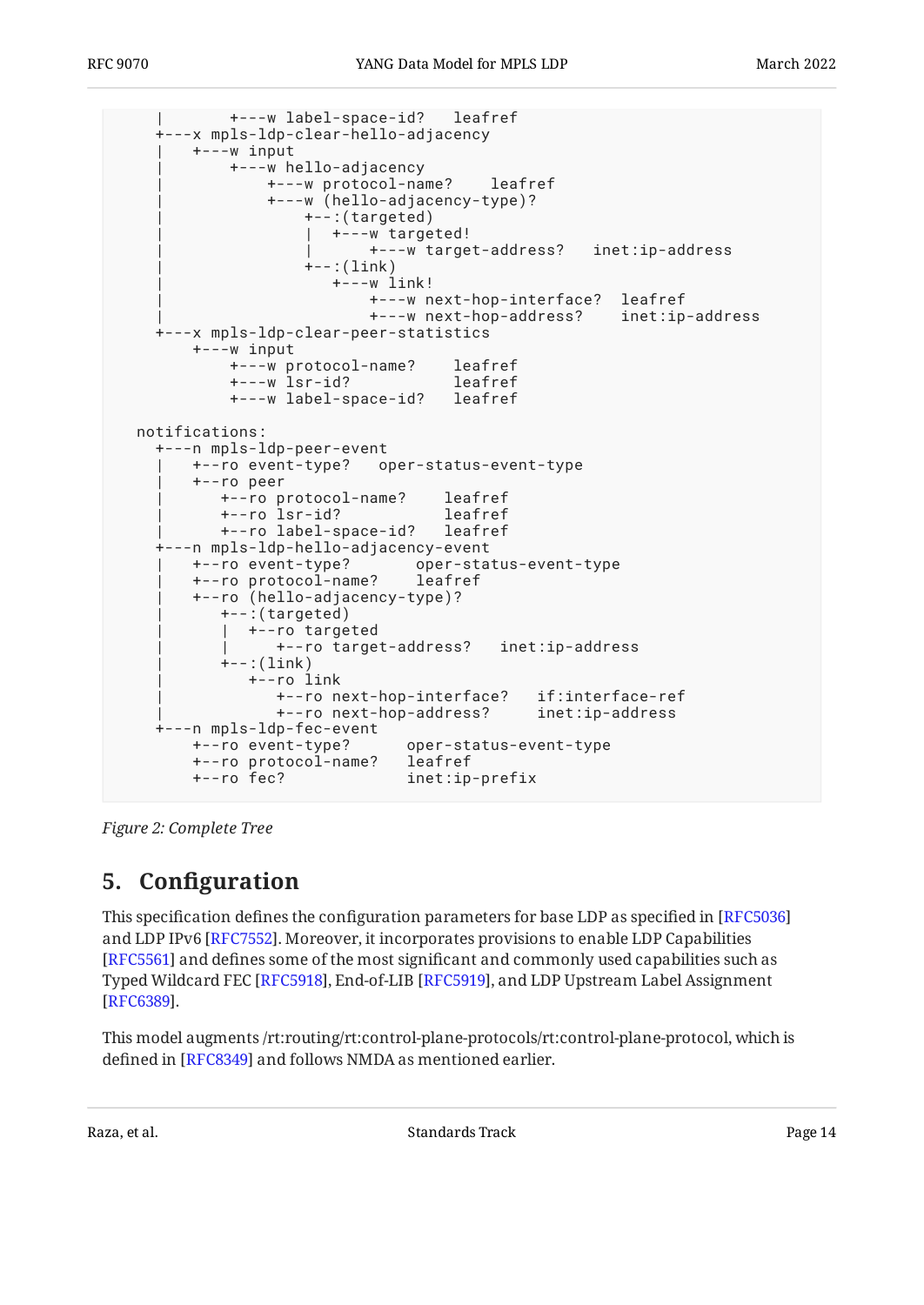```
     |       +---w label-space-id?   leafref
     +---x mpls-ldp-clear-hello-adjacency
     |   +---w input
     |       +---w hello-adjacency
     |           +---w protocol-name?    leafref
     |           +---w (hello-adjacency-type)?
     |               +--:(targeted)
     |               |  +---w targeted!
     |               |      +---w target-address?   inet:ip-address
     |               +--:(link)
     |                  +---w link!
     |                      +---w next-hop-interface?  leafref
     |                      +---w next-hop-address?    inet:ip-address
     +---x mpls-ldp-clear-peer-statistics
         +---w input
             +---w protocol-name?    leafref
             +---w lsr-id?           leafref
             +---w label-space-id?   leafref

   notifications:
     +---n mpls-ldp-peer-event
     |   +--ro event-type?   oper-status-event-type
     |   +--ro peer
     |      +--ro protocol-name?    leafref
     |      +--ro lsr-id?           leafref
     |      +--ro label-space-id?   leafref
     +---n mpls-ldp-hello-adjacency-event
     |   +--ro event-type?       oper-status-event-type
     |   +--ro protocol-name?    leafref
     |   +--ro (hello-adjacency-type)?
     |      +--:(targeted)
     |      |  +--ro targeted
     |      |     +--ro target-address?   inet:ip-address
     |      +--:(link)
     |         +--ro link
     |            +--ro next-hop-interface?   if:interface-ref
     |            +--ro next-hop-address?     inet:ip-address
     +---n mpls-ldp-fec-event
         +--ro event-type?      oper-status-event-type
         +--ro protocol-name?   leafref
         +--ro fec?             inet:ip-prefix
```

*Figure 2: Complete Tree*

## 5. Configuration

This specification defines the configuration parameters for base LDP as specified in [RFC5036] and LDP IPv6 [RFC7552]. Moreover, it incorporates provisions to enable LDP Capabilities [RFC5561] and defines some of the most significant and commonly used capabilities such as Typed Wildcard FEC [RFC5918], End-of-LIB [RFC5919], and LDP Upstream Label Assignment [RFC6389].

This model augments /rt:routing/rt:control-plane-protocols/rt:control-plane-protocol, which is defined in [RFC8349] and follows NMDA as mentioned earlier.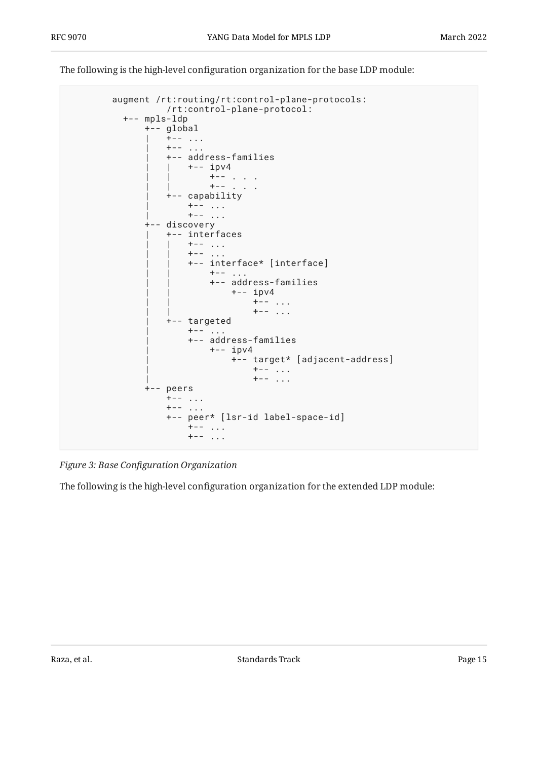The following is the high-level configuration organization for the base LDP module:

```
   augment /rt:routing/rt:control-plane-protocols:
           /rt:control-plane-protocol:
     +-- mpls-ldp
        +-- global
        |    +-- ...
        |    +-- ...
        |    +-- address-families
        |    |    +-- ipv4
        |    |        +-- . . .
        |    |        +-- . . .
        |    +-- capability
        |        +-- ...
        |        +-- ...
        +-- discovery
        |    +-- interfaces
        |    |    +-- ...
        |    |    +-- ...
        |    |    +-- interface* [interface]
        |    |        +-- ...
        |    |        +-- address-families
        |    |            +-- ipv4
        |    |                +-- ...
        |    |                +-- ...
        |    +-- targeted
        |        +-- ...
        |        +-- address-families
        |            +-- ipv4
        |                +-- target* [adjacent-address]
        |                    +-- ...
        |                    +-- ...
        +-- peers
            +-- ...
            +-- ...
            +-- peer* [lsr-id label-space-id]
                +-- ...
                +-- ...
```

*Figure 3: Base Configuration Organization*

The following is the high-level configuration organization for the extended LDP module: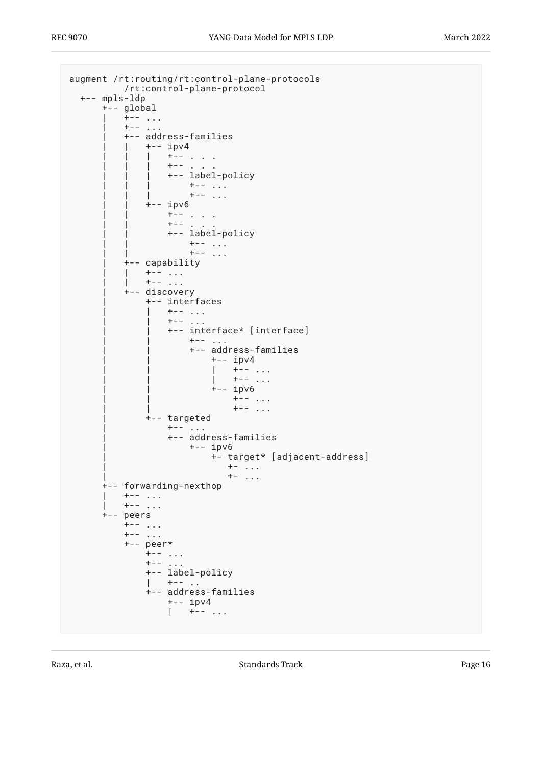```
augment /rt:routing/rt:control-plane-protocols
        /rt:control-plane-protocol
  +-- mpls-ldp
      +-- global
      |   +-- ...
      |   +-- ...
      |   +-- address-families
      |   |   +-- ipv4
      |   |   |   +-- . . .
      |   |   |   +-- . . .
      |   |   |   +-- label-policy
      |   |   |       +-- ...
      |   |   |       +-- ...
      |   |   +-- ipv6
      |   |       +-- . . .
      |   |       +-- . . .
      |   |       +-- label-policy
      |   |           +-- ...
      |   |           +-- ...
      |   +-- capability
      |   |   +-- ...
      |   |   +-- ...
      |   +-- discovery
      |       +-- interfaces
      |       |   +-- ...
      |       |   +-- ...
      |       |   +-- interface* [interface]
      |       |       +-- ...
      |       |       +-- address-families
      |       |           +-- ipv4
      |       |           |   +-- ...
      |       |           |   +-- ...
      |       |           +-- ipv6
      |       |               +-- ...
      |       |               +-- ...
      |       +-- targeted
      |           +-- ...
      |           +-- address-families
      |               +-- ipv6
      |                   +- target* [adjacent-address]
      |                      +- ...
      |                      +- ...
      +-- forwarding-nexthop
      |   +-- ...
      |   +-- ...
      +-- peers
          +-- ...
          +-- ...
          +-- peer*
              +-- ...
              +-- ...
              +-- label-policy
              |   +-- ..
              +-- address-families
                  +-- ipv4
                  |   +-- ...
```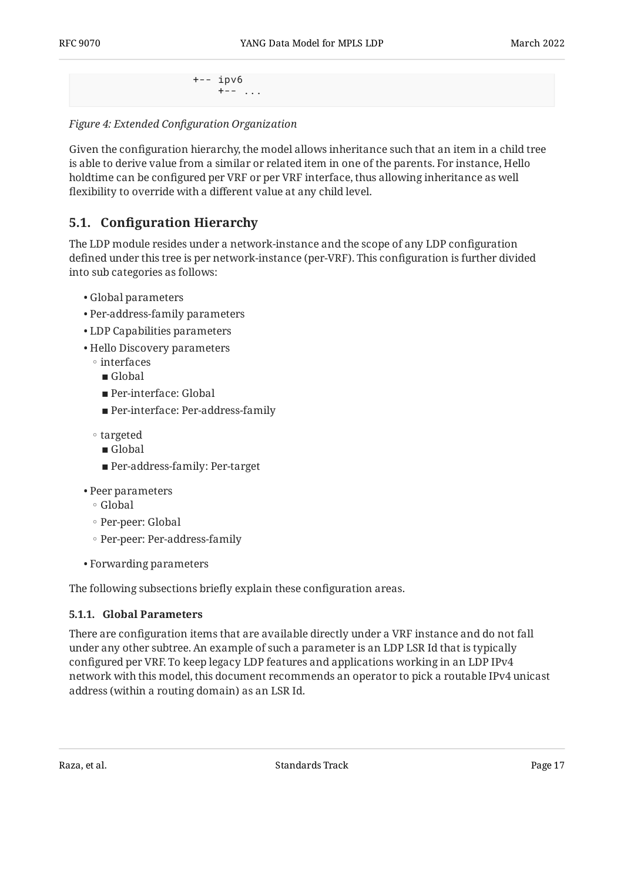```
                   +-- ipv6
                       +-- ...
```

*Figure 4: Extended Configuration Organization*

Given the configuration hierarchy, the model allows inheritance such that an item in a child tree is able to derive value from a similar or related item in one of the parents. For instance, Hello holdtime can be configured per VRF or per VRF interface, thus allowing inheritance as well flexibility to override with a different value at any child level.

## 5.1. Configuration Hierarchy

The LDP module resides under a network-instance and the scope of any LDP configuration defined under this tree is per network-instance (per-VRF). This configuration is further divided into sub categories as follows:

- Global parameters
- Per-address-family parameters
- LDP Capabilities parameters
- Hello Discovery parameters
  - interfaces
    - Global
    - Per-interface: Global
    - Per-interface: Per-address-family
  - targeted
    - Global
    - Per-address-family: Per-target
- Peer parameters
  - Global
  - Per-peer: Global
  - Per-peer: Per-address-family
- Forwarding parameters

The following subsections briefly explain these configuration areas.

### 5.1.1. Global Parameters

There are configuration items that are available directly under a VRF instance and do not fall under any other subtree. An example of such a parameter is an LDP LSR Id that is typically configured per VRF. To keep legacy LDP features and applications working in an LDP IPv4 network with this model, this document recommends an operator to pick a routable IPv4 unicast address (within a routing domain) as an LSR Id.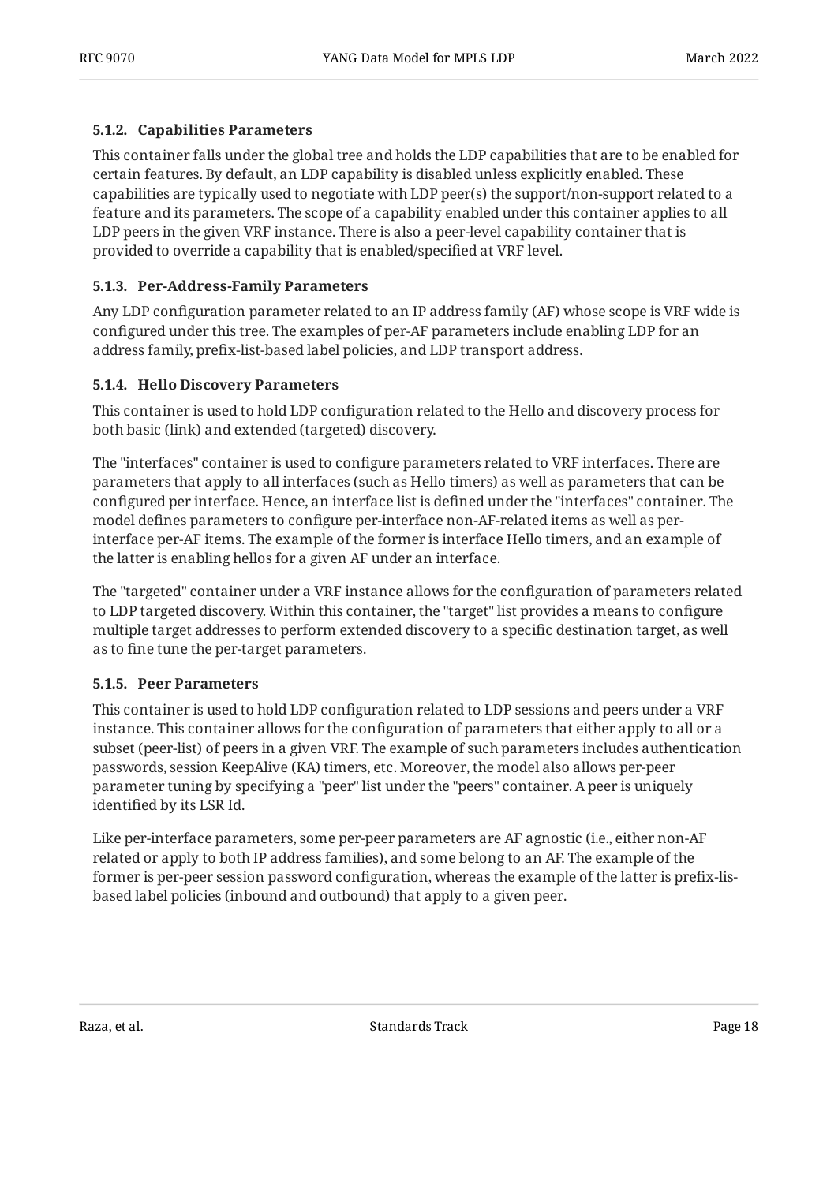#### 5.1.2. Capabilities Parameters

This container falls under the global tree and holds the LDP capabilities that are to be enabled for certain features. By default, an LDP capability is disabled unless explicitly enabled. These capabilities are typically used to negotiate with LDP peer(s) the support/non-support related to a feature and its parameters. The scope of a capability enabled under this container applies to all LDP peers in the given VRF instance. There is also a peer-level capability container that is provided to override a capability that is enabled/specified at VRF level.

#### 5.1.3. Per-Address-Family Parameters

Any LDP configuration parameter related to an IP address family (AF) whose scope is VRF wide is configured under this tree. The examples of per-AF parameters include enabling LDP for an address family, prefix-list-based label policies, and LDP transport address.

#### 5.1.4. Hello Discovery Parameters

This container is used to hold LDP configuration related to the Hello and discovery process for both basic (link) and extended (targeted) discovery.

The "interfaces" container is used to configure parameters related to VRF interfaces. There are parameters that apply to all interfaces (such as Hello timers) as well as parameters that can be configured per interface. Hence, an interface list is defined under the "interfaces" container. The model defines parameters to configure per-interface non-AF-related items as well as per-interface per-AF items. The example of the former is interface Hello timers, and an example of the latter is enabling hellos for a given AF under an interface.

The "targeted" container under a VRF instance allows for the configuration of parameters related to LDP targeted discovery. Within this container, the "target" list provides a means to configure multiple target addresses to perform extended discovery to a specific destination target, as well as to fine tune the per-target parameters.

#### 5.1.5. Peer Parameters

This container is used to hold LDP configuration related to LDP sessions and peers under a VRF instance. This container allows for the configuration of parameters that either apply to all or a subset (peer-list) of peers in a given VRF. The example of such parameters includes authentication passwords, session KeepAlive (KA) timers, etc. Moreover, the model also allows per-peer parameter tuning by specifying a "peer" list under the "peers" container. A peer is uniquely identified by its LSR Id.

Like per-interface parameters, some per-peer parameters are AF agnostic (i.e., either non-AF related or apply to both IP address families), and some belong to an AF. The example of the former is per-peer session password configuration, whereas the example of the latter is prefix-lis-based label policies (inbound and outbound) that apply to a given peer.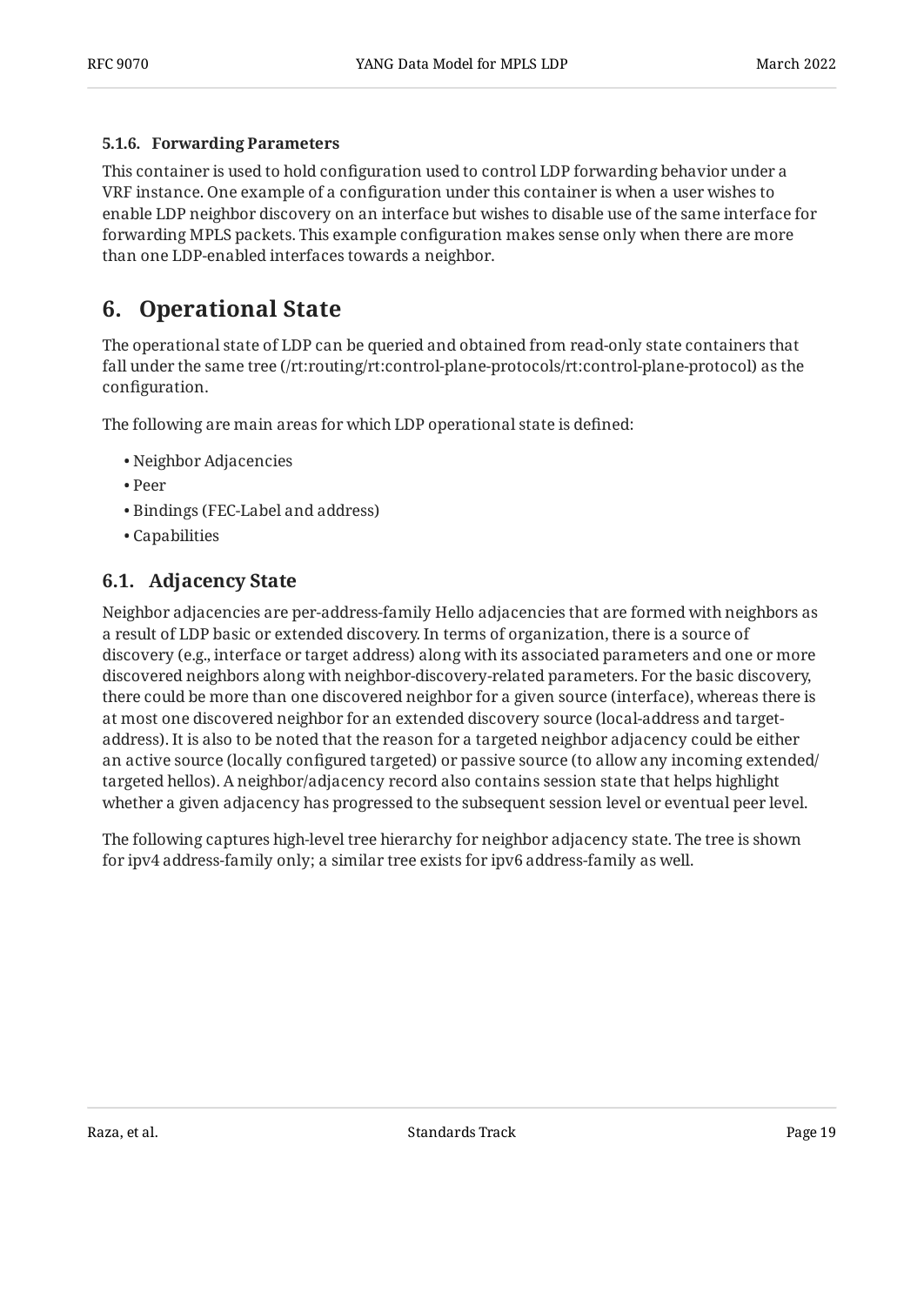#### 5.1.6. Forwarding Parameters

This container is used to hold configuration used to control LDP forwarding behavior under a VRF instance. One example of a configuration under this container is when a user wishes to enable LDP neighbor discovery on an interface but wishes to disable use of the same interface for forwarding MPLS packets. This example configuration makes sense only when there are more than one LDP-enabled interfaces towards a neighbor.

# 6. Operational State

The operational state of LDP can be queried and obtained from read-only state containers that fall under the same tree (/rt:routing/rt:control-plane-protocols/rt:control-plane-protocol) as the configuration.

The following are main areas for which LDP operational state is defined:

- Neighbor Adjacencies
- Peer
- Bindings (FEC-Label and address)
- Capabilities

## 6.1. Adjacency State

Neighbor adjacencies are per-address-family Hello adjacencies that are formed with neighbors as a result of LDP basic or extended discovery. In terms of organization, there is a source of discovery (e.g., interface or target address) along with its associated parameters and one or more discovered neighbors along with neighbor-discovery-related parameters. For the basic discovery, there could be more than one discovered neighbor for a given source (interface), whereas there is at most one discovered neighbor for an extended discovery source (local-address and target-address). It is also to be noted that the reason for a targeted neighbor adjacency could be either an active source (locally configured targeted) or passive source (to allow any incoming extended/targeted hellos). A neighbor/adjacency record also contains session state that helps highlight whether a given adjacency has progressed to the subsequent session level or eventual peer level.

The following captures high-level tree hierarchy for neighbor adjacency state. The tree is shown for ipv4 address-family only; a similar tree exists for ipv6 address-family as well.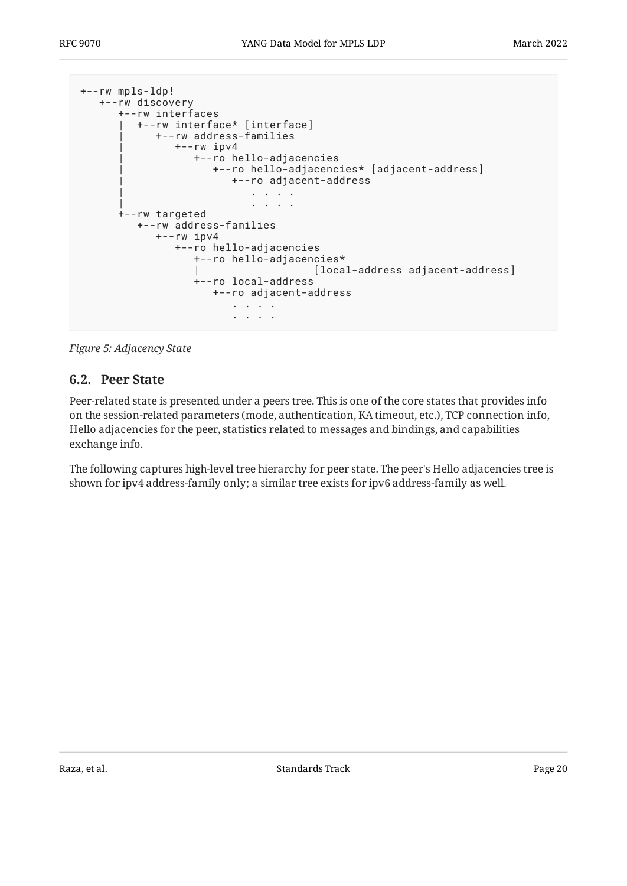```
+--rw mpls-ldp!
   +--rw discovery
      +--rw interfaces
      |  +--rw interface* [interface]
      |     +--rw address-families
      |        +--rw ipv4
      |           +--ro hello-adjacencies
      |              +--ro hello-adjacencies* [adjacent-address]
      |                 +--ro adjacent-address
      |                    . . . .
      |                    . . . .
      +--rw targeted
         +--rw address-families
            +--rw ipv4
               +--ro hello-adjacencies
                  +--ro hello-adjacencies*
                  |                 [local-address adjacent-address]
                  +--ro local-address
                     +--ro adjacent-address
                        . . . .
                        . . . .
```

*Figure 5: Adjacency State*

## 6.2. Peer State

Peer-related state is presented under a peers tree. This is one of the core states that provides info on the session-related parameters (mode, authentication, KA timeout, etc.), TCP connection info, Hello adjacencies for the peer, statistics related to messages and bindings, and capabilities exchange info.

The following captures high-level tree hierarchy for peer state. The peer's Hello adjacencies tree is shown for ipv4 address-family only; a similar tree exists for ipv6 address-family as well.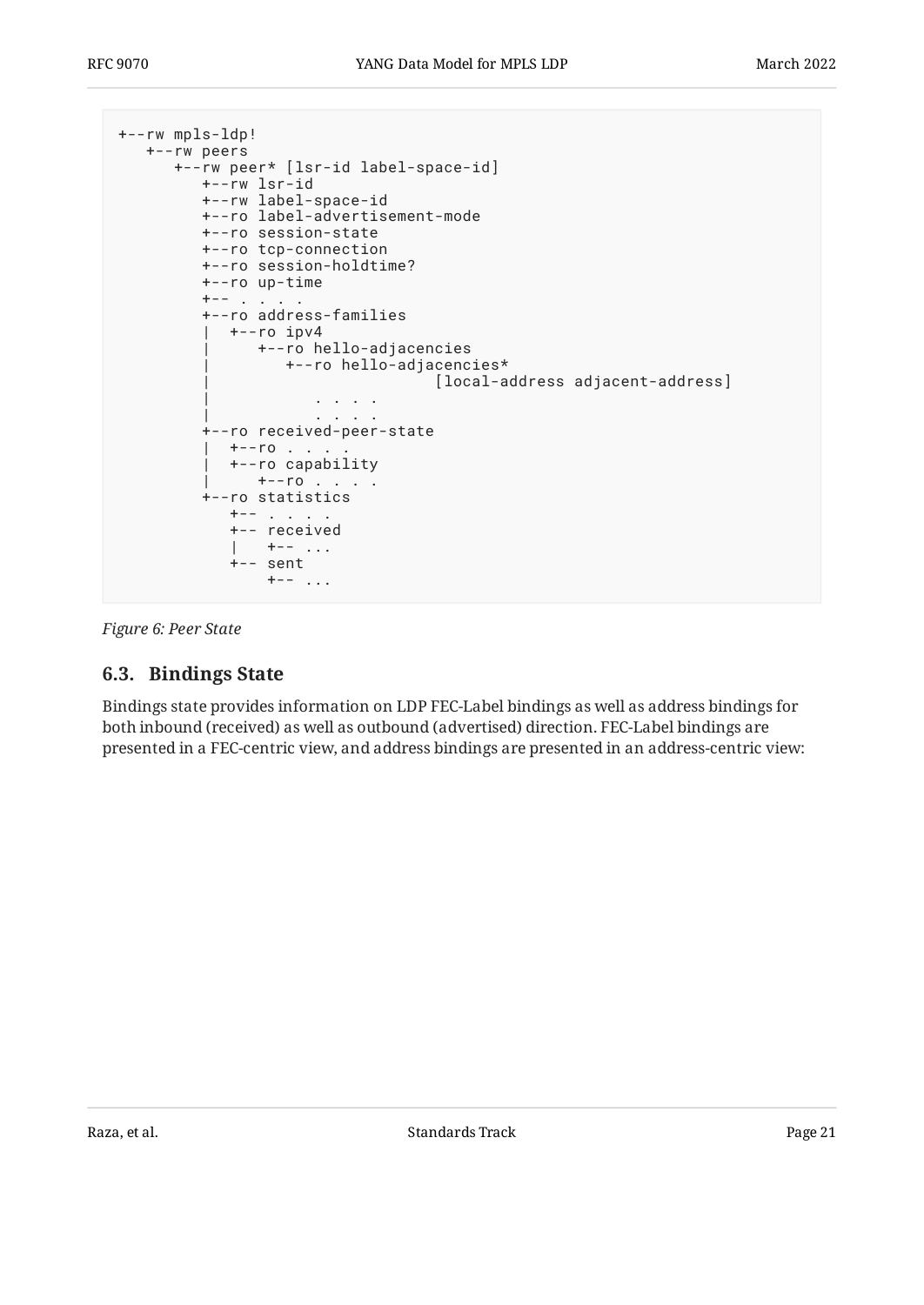```
+--rw mpls-ldp!
   +--rw peers
      +--rw peer* [lsr-id label-space-id]
         +--rw lsr-id
         +--rw label-space-id
         +--ro label-advertisement-mode
         +--ro session-state
         +--ro tcp-connection
         +--ro session-holdtime?
         +--ro up-time
         +-- . . . .
         +--ro address-families
         |  +--ro ipv4
         |     +--ro hello-adjacencies
         |        +--ro hello-adjacencies*
         |                        [local-address adjacent-address]
         |            . . . .
         |            . . . .
         +--ro received-peer-state
         |  +--ro . . . .
         |  +--ro capability
         |     +--ro . . . .
         +--ro statistics
            +-- . . . .
            +-- received
            |   +-- ...
            +-- sent
                +-- ...
```

*Figure 6: Peer State*

### 6.3. Bindings State

Bindings state provides information on LDP FEC-Label bindings as well as address bindings for both inbound (received) as well as outbound (advertised) direction. FEC-Label bindings are presented in a FEC-centric view, and address bindings are presented in an address-centric view: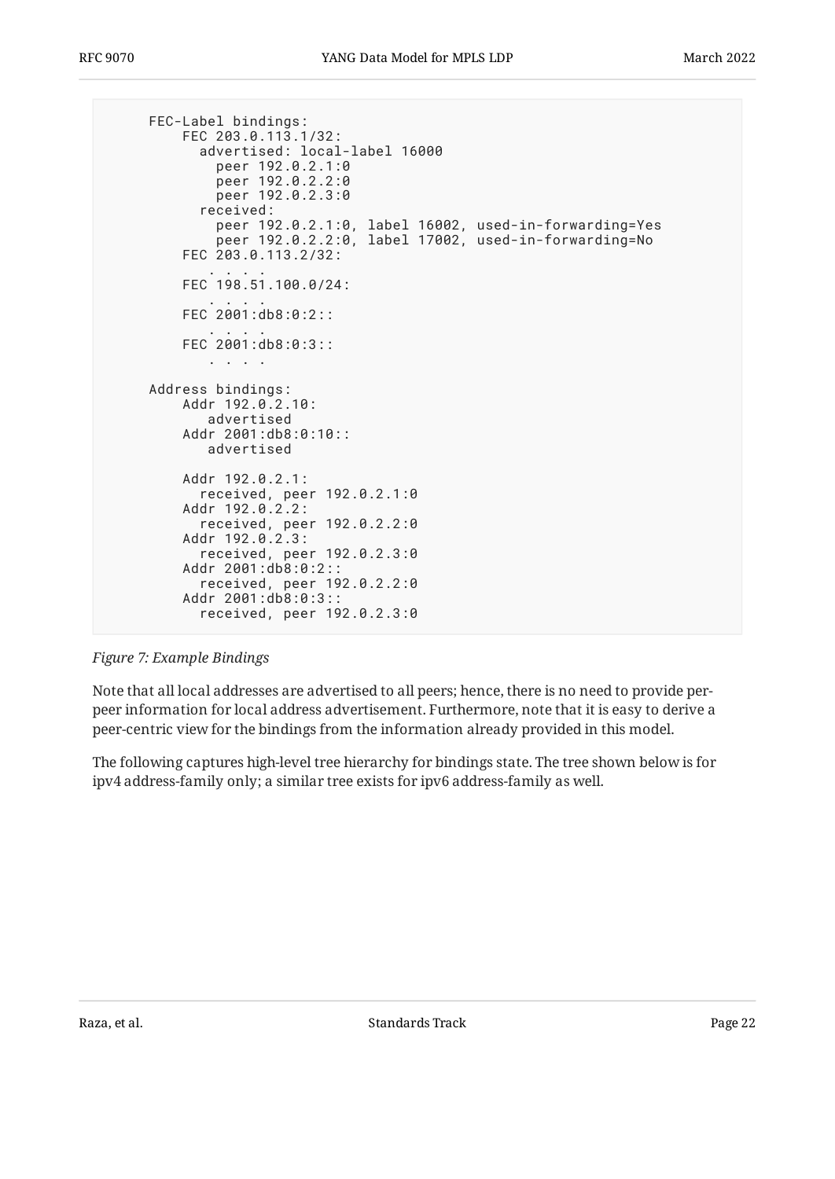```
FEC-Label bindings:
    FEC 203.0.113.1/32:
      advertised: local-label 16000
        peer 192.0.2.1:0
        peer 192.0.2.2:0
        peer 192.0.2.3:0
      received:
        peer 192.0.2.1:0, label 16002, used-in-forwarding=Yes
        peer 192.0.2.2:0, label 17002, used-in-forwarding=No
    FEC 203.0.113.2/32:
       . . . .
    FEC 198.51.100.0/24:
       . . . .
    FEC 2001:db8:0:2::
       . . . .
    FEC 2001:db8:0:3::
       . . . .

Address bindings:
    Addr 192.0.2.10:
       advertised
    Addr 2001:db8:0:10::
       advertised

    Addr 192.0.2.1:
      received, peer 192.0.2.1:0
    Addr 192.0.2.2:
      received, peer 192.0.2.2:0
    Addr 192.0.2.3:
      received, peer 192.0.2.3:0
    Addr 2001:db8:0:2::
      received, peer 192.0.2.2:0
    Addr 2001:db8:0:3::
      received, peer 192.0.2.3:0
```

*Figure 7: Example Bindings*

Note that all local addresses are advertised to all peers; hence, there is no need to provide per-peer information for local address advertisement. Furthermore, note that it is easy to derive a peer-centric view for the bindings from the information already provided in this model.

The following captures high-level tree hierarchy for bindings state. The tree shown below is for ipv4 address-family only; a similar tree exists for ipv6 address-family as well.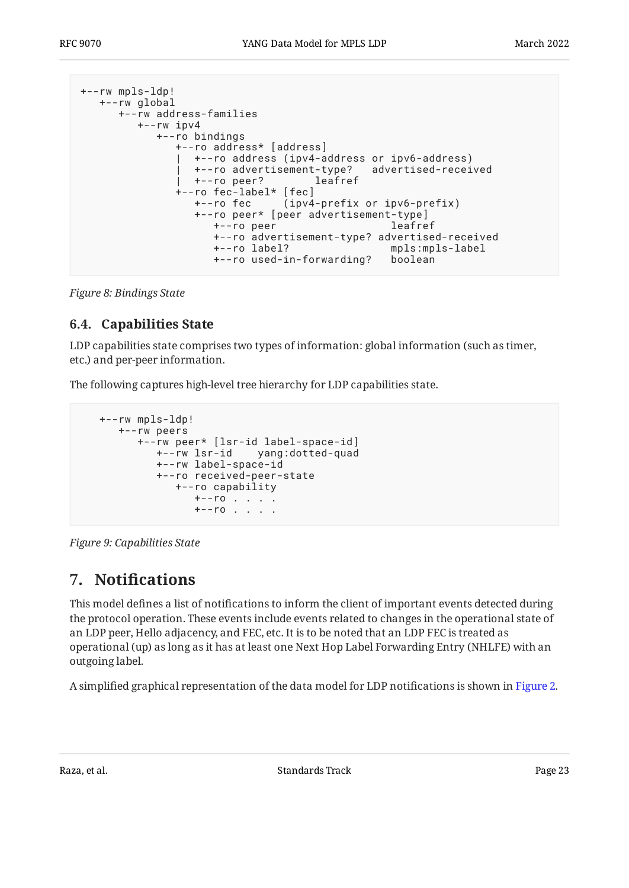```
+--rw mpls-ldp!
   +--rw global
      +--rw address-families
         +--rw ipv4
            +--ro bindings
               +--ro address* [address]
               |  +--ro address (ipv4-address or ipv6-address)
               |  +--ro advertisement-type?   advertised-received
               |  +--ro peer?         leafref
               +--ro fec-label* [fec]
                  +--ro fec      (ipv4-prefix or ipv6-prefix)
                  +--ro peer* [peer advertisement-type]
                     +--ro peer                  leafref
                     +--ro advertisement-type? advertised-received
                     +--ro label?                mpls:mpls-label
                     +--ro used-in-forwarding?   boolean
```

*Figure 8: Bindings State*

### 6.4. Capabilities State

LDP capabilities state comprises two types of information: global information (such as timer, etc.) and per-peer information.

The following captures high-level tree hierarchy for LDP capabilities state.

```
   +--rw mpls-ldp!
      +--rw peers
         +--rw peer* [lsr-id label-space-id]
            +--rw lsr-id    yang:dotted-quad
            +--rw label-space-id
            +--ro received-peer-state
               +--ro capability
                  +--ro . . . .
                  +--ro . . . .
```

*Figure 9: Capabilities State*

## 7. Notifications

This model defines a list of notifications to inform the client of important events detected during the protocol operation. These events include events related to changes in the operational state of an LDP peer, Hello adjacency, and FEC, etc. It is to be noted that an LDP FEC is treated as operational (up) as long as it has at least one Next Hop Label Forwarding Entry (NHLFE) with an outgoing label.

A simplified graphical representation of the data model for LDP notifications is shown in Figure 2.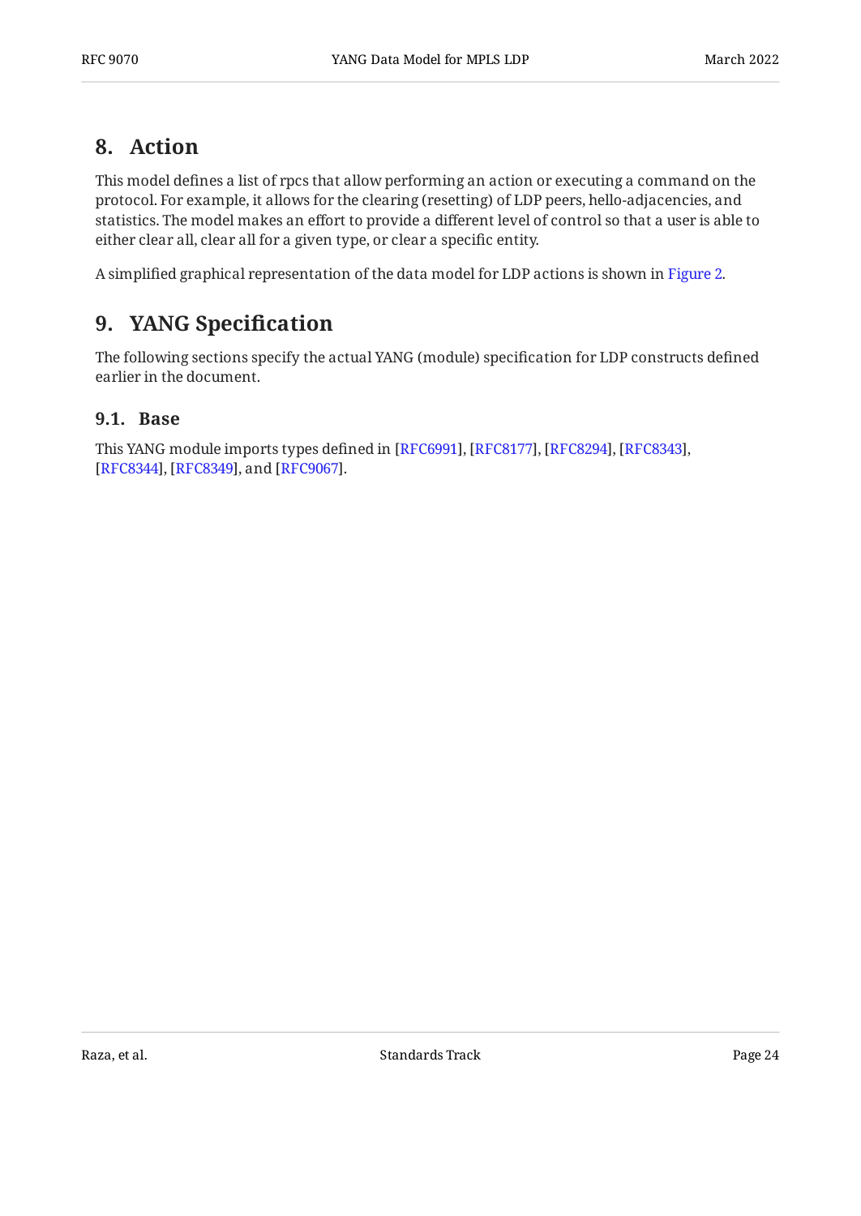## 8. Action

This model defines a list of rpcs that allow performing an action or executing a command on the protocol. For example, it allows for the clearing (resetting) of LDP peers, hello-adjacencies, and statistics. The model makes an effort to provide a different level of control so that a user is able to either clear all, clear all for a given type, or clear a specific entity.

A simplified graphical representation of the data model for LDP actions is shown in Figure 2.

## 9. YANG Specification

The following sections specify the actual YANG (module) specification for LDP constructs defined earlier in the document.

### 9.1. Base

This YANG module imports types defined in [RFC6991], [RFC8177], [RFC8294], [RFC8343], [RFC8344], [RFC8349], and [RFC9067].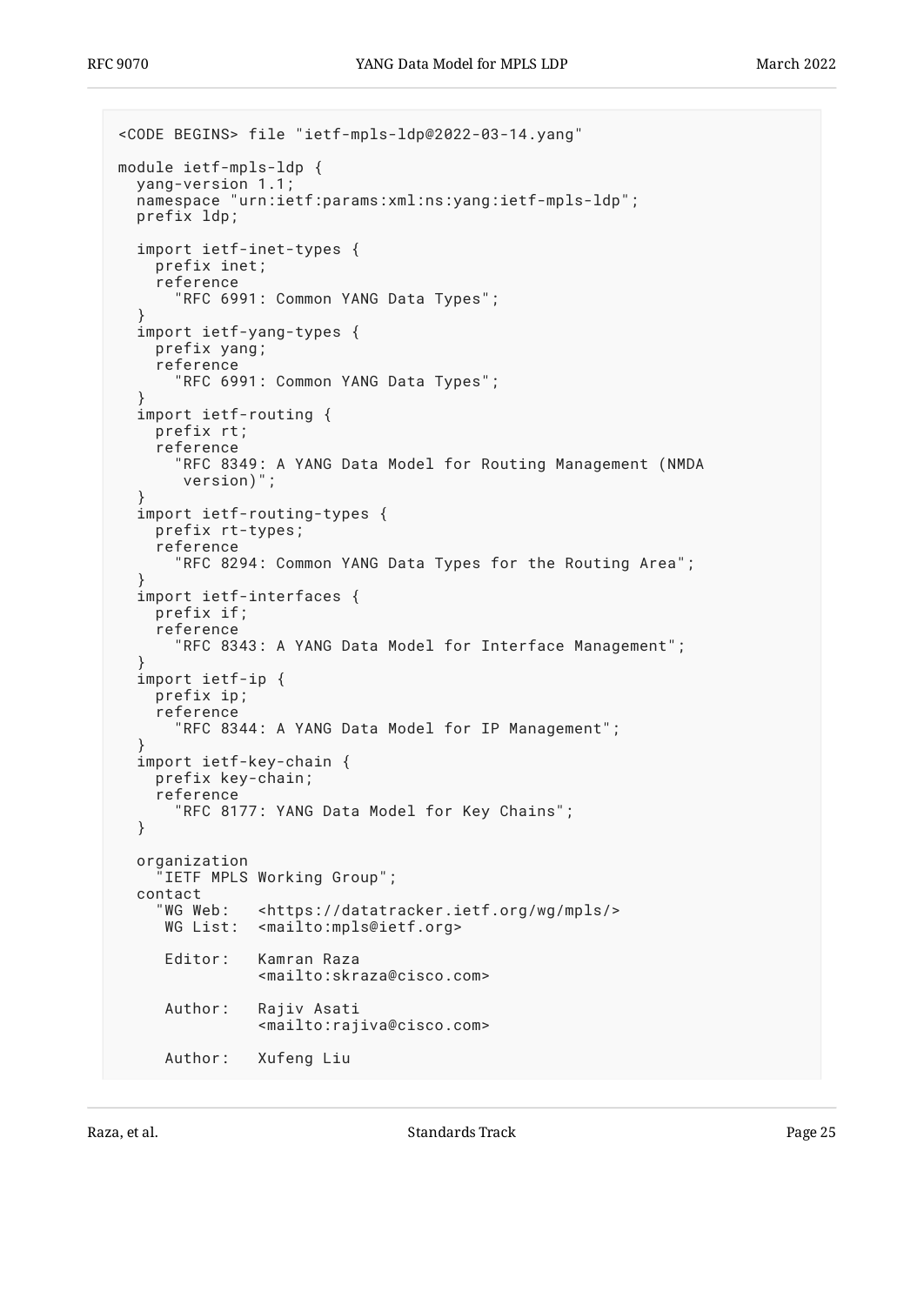```
<CODE BEGINS> file "ietf-mpls-ldp@2022-03-14.yang"

module ietf-mpls-ldp {
  yang-version 1.1;
  namespace "urn:ietf:params:xml:ns:yang:ietf-mpls-ldp";
  prefix ldp;

  import ietf-inet-types {
    prefix inet;
    reference
      "RFC 6991: Common YANG Data Types";
  }
  import ietf-yang-types {
    prefix yang;
    reference
      "RFC 6991: Common YANG Data Types";
  }
  import ietf-routing {
    prefix rt;
    reference
      "RFC 8349: A YANG Data Model for Routing Management (NMDA
       version)";
  }
  import ietf-routing-types {
    prefix rt-types;
    reference
      "RFC 8294: Common YANG Data Types for the Routing Area";
  }
  import ietf-interfaces {
    prefix if;
    reference
      "RFC 8343: A YANG Data Model for Interface Management";
  }
  import ietf-ip {
    prefix ip;
    reference
      "RFC 8344: A YANG Data Model for IP Management";
  }
  import ietf-key-chain {
    prefix key-chain;
    reference
      "RFC 8177: YANG Data Model for Key Chains";
  }

  organization
    "IETF MPLS Working Group";
  contact
    "WG Web:   <https://datatracker.ietf.org/wg/mpls/>
     WG List:  <mailto:mpls@ietf.org>

     Editor:   Kamran Raza
               <mailto:skraza@cisco.com>

     Author:   Rajiv Asati
               <mailto:rajiva@cisco.com>

     Author:   Xufeng Liu
```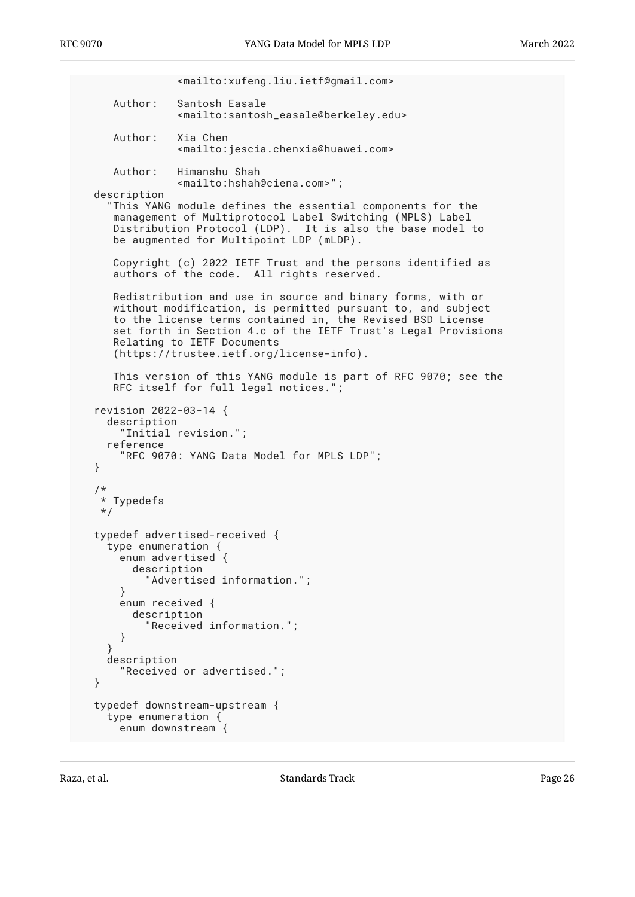```
               <mailto:xufeng.liu.ietf@gmail.com>

     Author:   Santosh Easale
               <mailto:santosh_easale@berkeley.edu>

     Author:   Xia Chen
               <mailto:jescia.chenxia@huawei.com>

     Author:   Himanshu Shah
               <mailto:hshah@ciena.com>";
  description
    "This YANG module defines the essential components for the
     management of Multiprotocol Label Switching (MPLS) Label
     Distribution Protocol (LDP).  It is also the base model to
     be augmented for Multipoint LDP (mLDP).

     Copyright (c) 2022 IETF Trust and the persons identified as
     authors of the code.  All rights reserved.

     Redistribution and use in source and binary forms, with or
     without modification, is permitted pursuant to, and subject
     to the license terms contained in, the Revised BSD License
     set forth in Section 4.c of the IETF Trust's Legal Provisions
     Relating to IETF Documents
     (https://trustee.ietf.org/license-info).

     This version of this YANG module is part of RFC 9070; see the
     RFC itself for full legal notices.";

  revision 2022-03-14 {
    description
      "Initial revision.";
    reference
      "RFC 9070: YANG Data Model for MPLS LDP";
  }

  /*
   * Typedefs
   */

  typedef advertised-received {
    type enumeration {
      enum advertised {
        description
          "Advertised information.";
      }
      enum received {
        description
          "Received information.";
      }
    }
    description
      "Received or advertised.";
  }

  typedef downstream-upstream {
    type enumeration {
      enum downstream {
```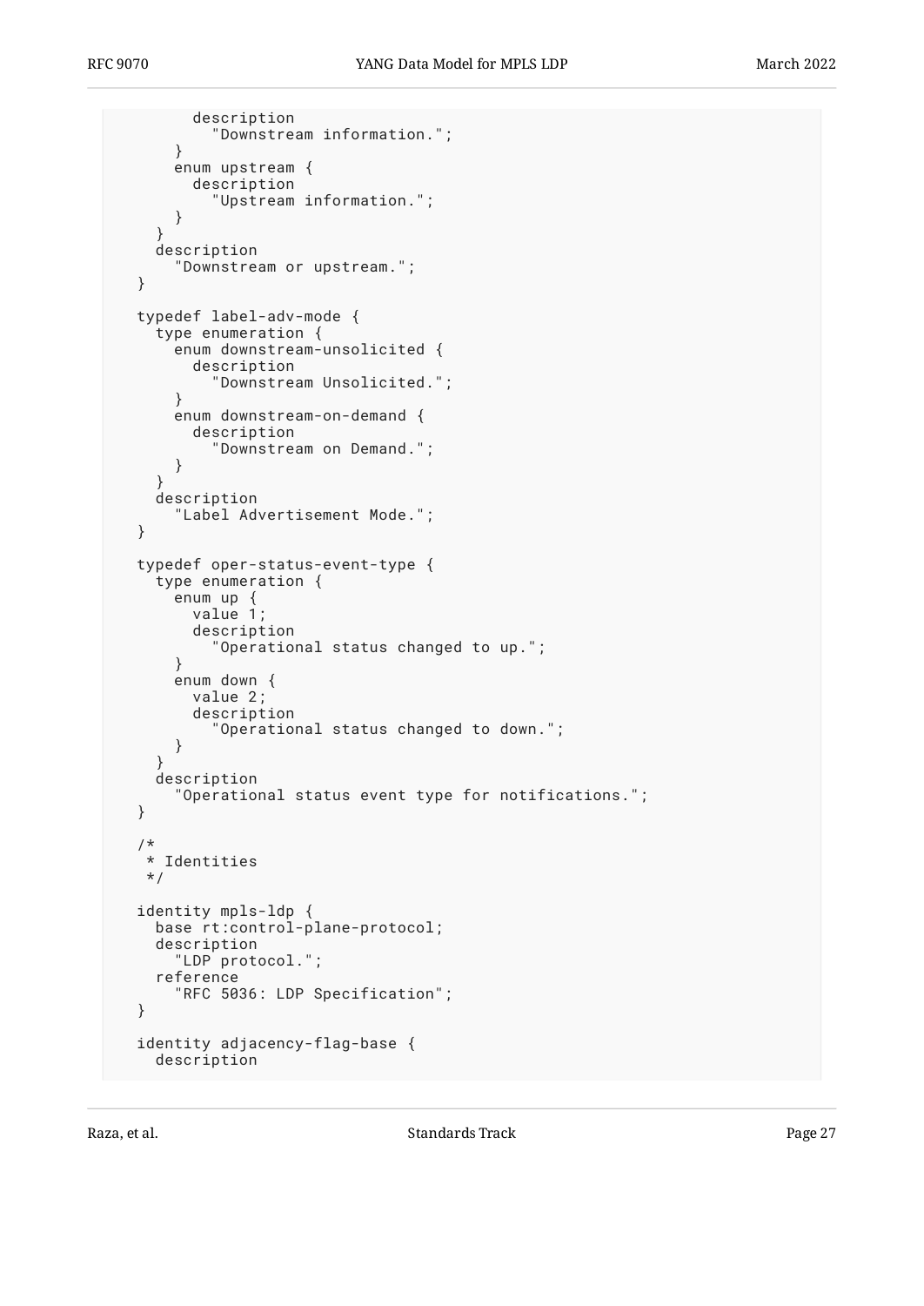```
        description
          "Downstream information.";
      }
      enum upstream {
        description
          "Upstream information.";
      }
    }
    description
      "Downstream or upstream.";
  }

  typedef label-adv-mode {
    type enumeration {
      enum downstream-unsolicited {
        description
          "Downstream Unsolicited.";
      }
      enum downstream-on-demand {
        description
          "Downstream on Demand.";
      }
    }
    description
      "Label Advertisement Mode.";
  }

  typedef oper-status-event-type {
    type enumeration {
      enum up {
        value 1;
        description
          "Operational status changed to up.";
      }
      enum down {
        value 2;
        description
          "Operational status changed to down.";
      }
    }
    description
      "Operational status event type for notifications.";
  }

  /*
   * Identities
   */

  identity mpls-ldp {
    base rt:control-plane-protocol;
    description
      "LDP protocol.";
    reference
      "RFC 5036: LDP Specification";
  }

  identity adjacency-flag-base {
    description
```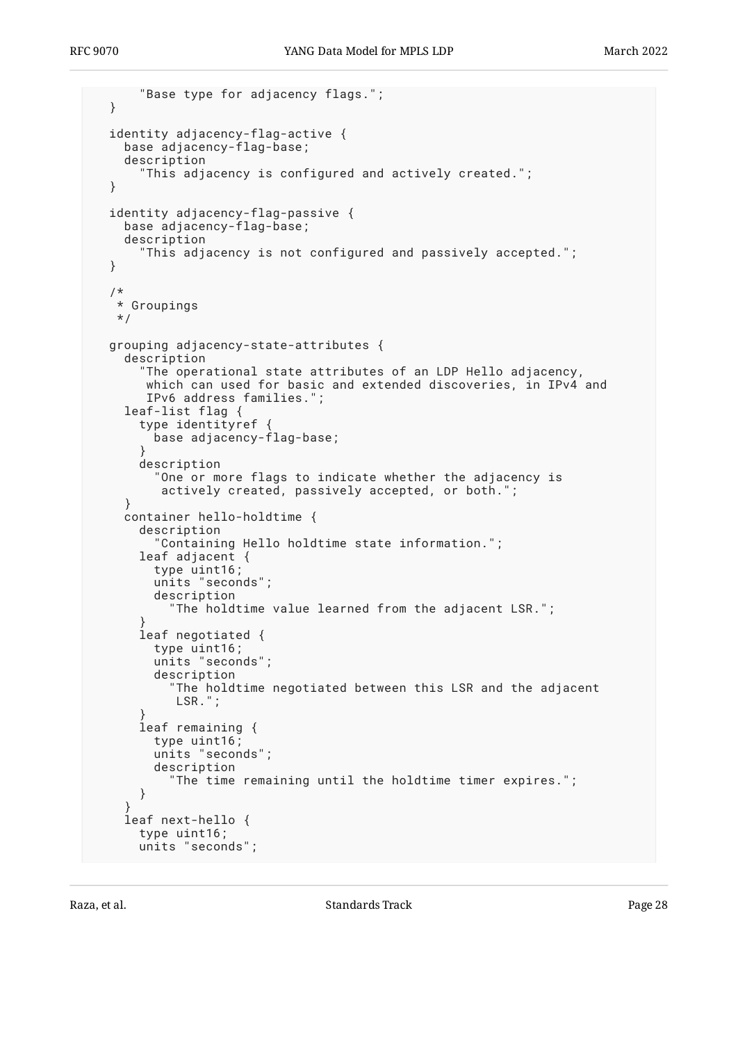```
      "Base type for adjacency flags.";
  }

  identity adjacency-flag-active {
    base adjacency-flag-base;
    description
      "This adjacency is configured and actively created.";
  }

  identity adjacency-flag-passive {
    base adjacency-flag-base;
    description
      "This adjacency is not configured and passively accepted.";
  }

  /*
   * Groupings
   */

  grouping adjacency-state-attributes {
    description
      "The operational state attributes of an LDP Hello adjacency,
       which can used for basic and extended discoveries, in IPv4 and
       IPv6 address families.";
    leaf-list flag {
      type identityref {
        base adjacency-flag-base;
      }
      description
        "One or more flags to indicate whether the adjacency is
         actively created, passively accepted, or both.";
    }
    container hello-holdtime {
      description
        "Containing Hello holdtime state information.";
      leaf adjacent {
        type uint16;
        units "seconds";
        description
          "The holdtime value learned from the adjacent LSR.";
      }
      leaf negotiated {
        type uint16;
        units "seconds";
        description
          "The holdtime negotiated between this LSR and the adjacent
           LSR.";
      }
      leaf remaining {
        type uint16;
        units "seconds";
        description
          "The time remaining until the holdtime timer expires.";
      }
    }
    leaf next-hello {
      type uint16;
      units "seconds";
```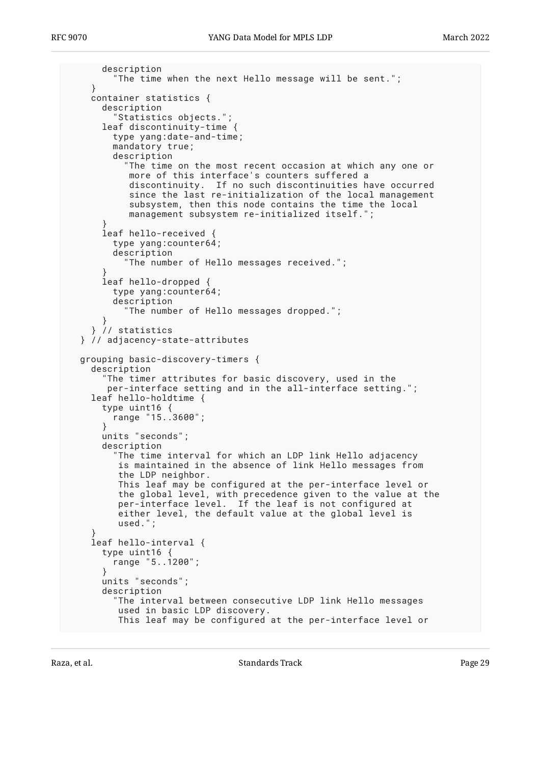```
      description
        "The time when the next Hello message will be sent.";
    }
    container statistics {
      description
        "Statistics objects.";
      leaf discontinuity-time {
        type yang:date-and-time;
        mandatory true;
        description
          "The time on the most recent occasion at which any one or
           more of this interface's counters suffered a
           discontinuity.  If no such discontinuities have occurred
           since the last re-initialization of the local management
           subsystem, then this node contains the time the local
           management subsystem re-initialized itself.";
      }
      leaf hello-received {
        type yang:counter64;
        description
          "The number of Hello messages received.";
      }
      leaf hello-dropped {
        type yang:counter64;
        description
          "The number of Hello messages dropped.";
      }
    } // statistics
  } // adjacency-state-attributes

  grouping basic-discovery-timers {
    description
      "The timer attributes for basic discovery, used in the
       per-interface setting and in the all-interface setting.";
    leaf hello-holdtime {
      type uint16 {
        range "15..3600";
      }
      units "seconds";
      description
        "The time interval for which an LDP link Hello adjacency
         is maintained in the absence of link Hello messages from
         the LDP neighbor.
         This leaf may be configured at the per-interface level or
         the global level, with precedence given to the value at the
         per-interface level.  If the leaf is not configured at
         either level, the default value at the global level is
         used.";
    }
    leaf hello-interval {
      type uint16 {
        range "5..1200";
      }
      units "seconds";
      description
        "The interval between consecutive LDP link Hello messages
         used in basic LDP discovery.
         This leaf may be configured at the per-interface level or
```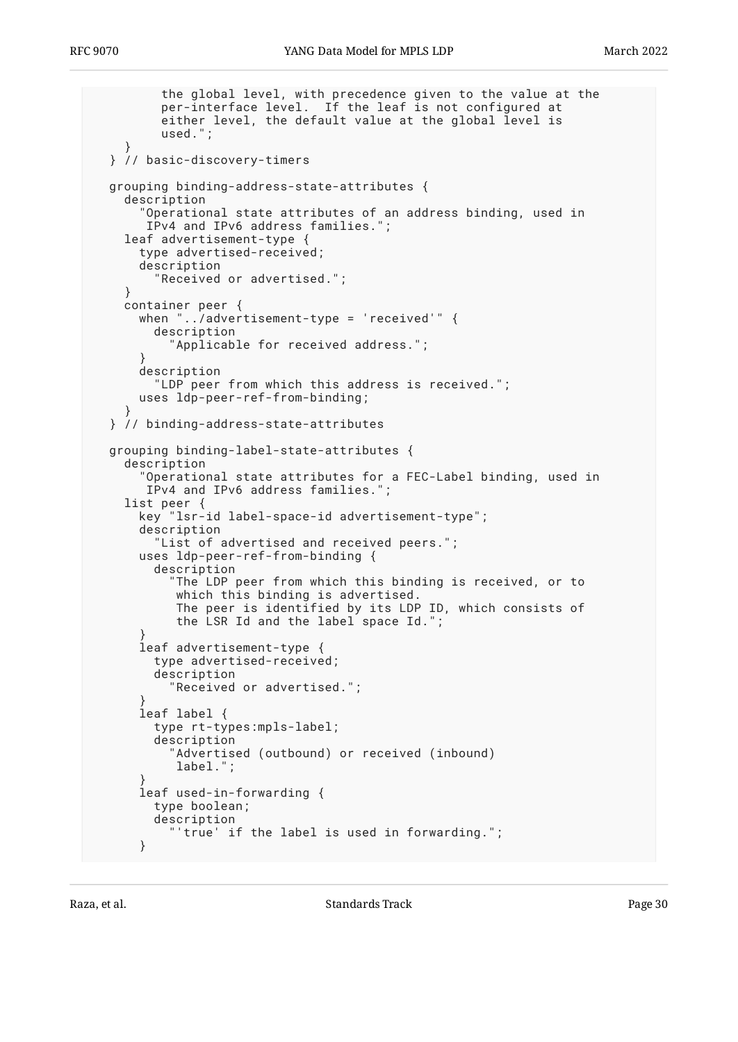```
         the global level, with precedence given to the value at the
         per-interface level.  If the leaf is not configured at
         either level, the default value at the global level is
         used.";
    }
  } // basic-discovery-timers

  grouping binding-address-state-attributes {
    description
      "Operational state attributes of an address binding, used in
       IPv4 and IPv6 address families.";
    leaf advertisement-type {
      type advertised-received;
      description
        "Received or advertised.";
    }
    container peer {
      when "../advertisement-type = 'received'" {
        description
          "Applicable for received address.";
      }
      description
        "LDP peer from which this address is received.";
      uses ldp-peer-ref-from-binding;
    }
  } // binding-address-state-attributes

  grouping binding-label-state-attributes {
    description
      "Operational state attributes for a FEC-Label binding, used in
       IPv4 and IPv6 address families.";
    list peer {
      key "lsr-id label-space-id advertisement-type";
      description
        "List of advertised and received peers.";
      uses ldp-peer-ref-from-binding {
        description
          "The LDP peer from which this binding is received, or to
           which this binding is advertised.
           The peer is identified by its LDP ID, which consists of
           the LSR Id and the label space Id.";
      }
      leaf advertisement-type {
        type advertised-received;
        description
          "Received or advertised.";
      }
      leaf label {
        type rt-types:mpls-label;
        description
          "Advertised (outbound) or received (inbound)
           label.";
      }
      leaf used-in-forwarding {
        type boolean;
        description
          "'true' if the label is used in forwarding.";
      }
```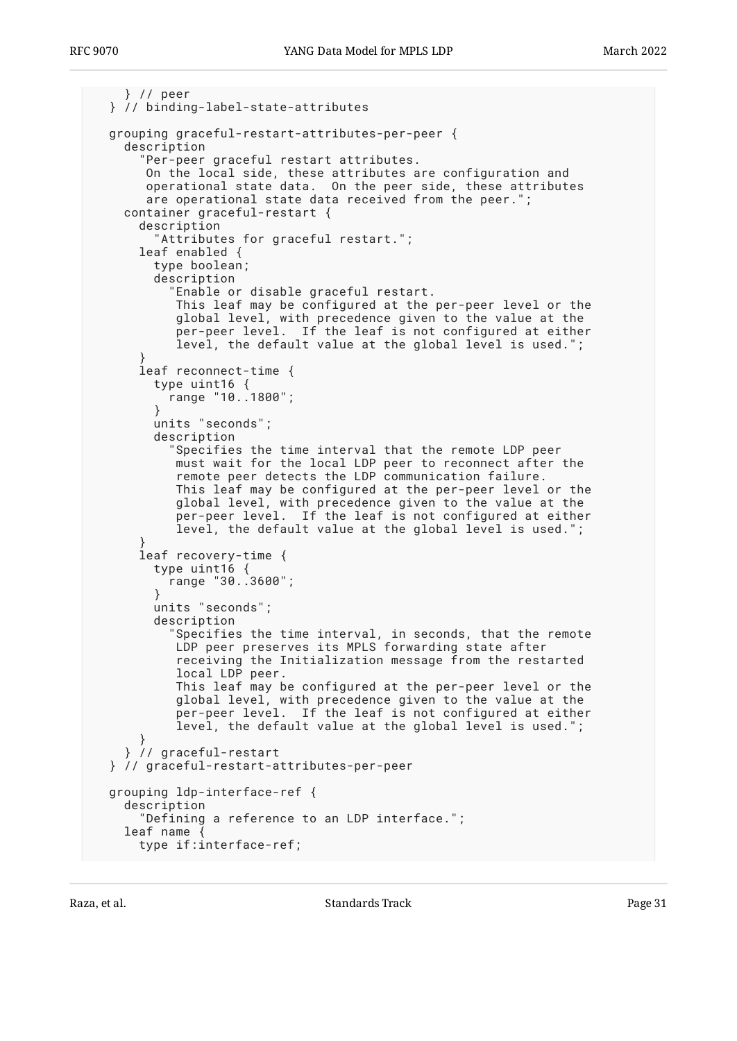```
      } // peer
    } // binding-label-state-attributes

    grouping graceful-restart-attributes-per-peer {
      description
        "Per-peer graceful restart attributes.
         On the local side, these attributes are configuration and
         operational state data.  On the peer side, these attributes
         are operational state data received from the peer.";
      container graceful-restart {
        description
          "Attributes for graceful restart.";
        leaf enabled {
          type boolean;
          description
            "Enable or disable graceful restart.
             This leaf may be configured at the per-peer level or the
             global level, with precedence given to the value at the
             per-peer level.  If the leaf is not configured at either
             level, the default value at the global level is used.";
        }
        leaf reconnect-time {
          type uint16 {
            range "10..1800";
          }
          units "seconds";
          description
            "Specifies the time interval that the remote LDP peer
             must wait for the local LDP peer to reconnect after the
             remote peer detects the LDP communication failure.
             This leaf may be configured at the per-peer level or the
             global level, with precedence given to the value at the
             per-peer level.  If the leaf is not configured at either
             level, the default value at the global level is used.";
        }
        leaf recovery-time {
          type uint16 {
            range "30..3600";
          }
          units "seconds";
          description
            "Specifies the time interval, in seconds, that the remote
             LDP peer preserves its MPLS forwarding state after
             receiving the Initialization message from the restarted
             local LDP peer.
             This leaf may be configured at the per-peer level or the
             global level, with precedence given to the value at the
             per-peer level.  If the leaf is not configured at either
             level, the default value at the global level is used.";
        }
      } // graceful-restart
    } // graceful-restart-attributes-per-peer

    grouping ldp-interface-ref {
      description
        "Defining a reference to an LDP interface.";
      leaf name {
        type if:interface-ref;
```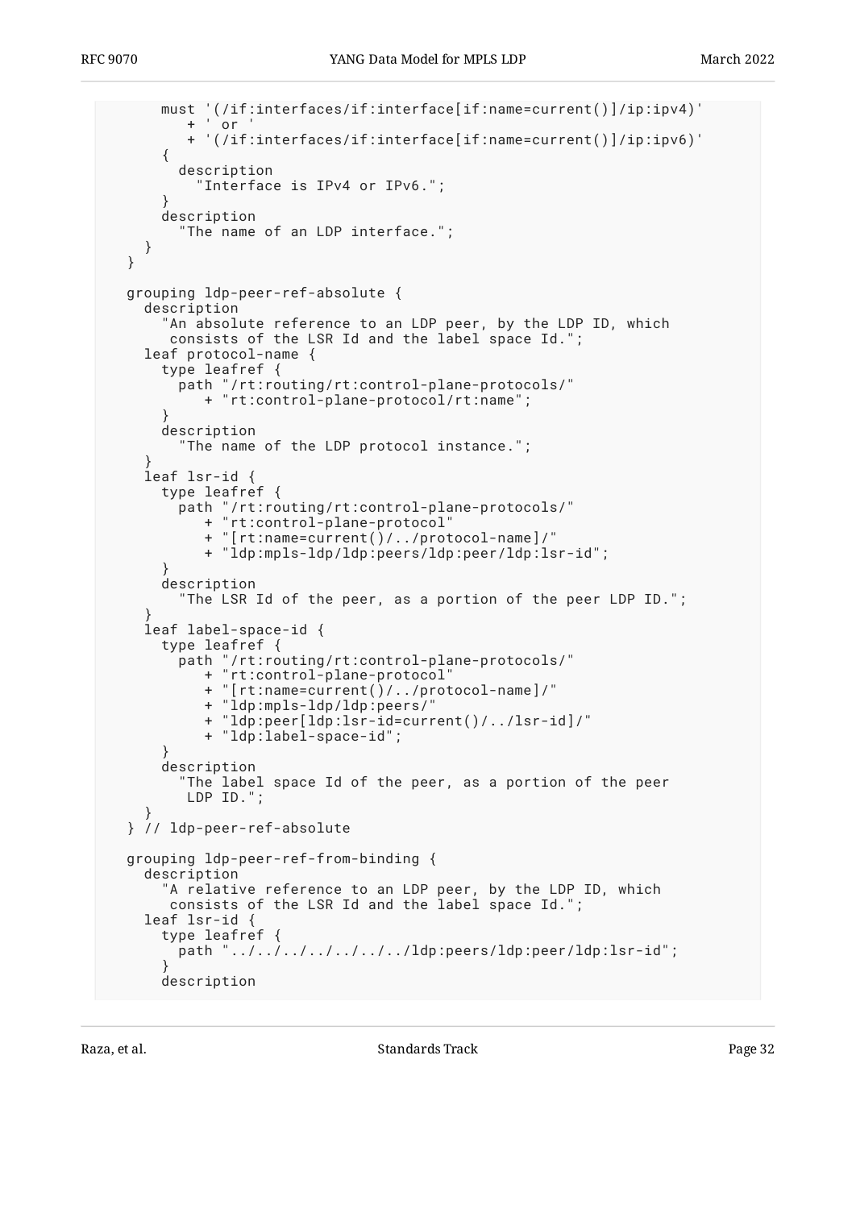```
      must '(/if:interfaces/if:interface[if:name=current()]/ip:ipv4)'
         + ' or '
         + '(/if:interfaces/if:interface[if:name=current()]/ip:ipv6)'
      {
        description
          "Interface is IPv4 or IPv6.";
      }
      description
        "The name of an LDP interface.";
    }
  }

  grouping ldp-peer-ref-absolute {
    description
      "An absolute reference to an LDP peer, by the LDP ID, which
       consists of the LSR Id and the label space Id.";
    leaf protocol-name {
      type leafref {
        path "/rt:routing/rt:control-plane-protocols/"
           + "rt:control-plane-protocol/rt:name";
      }
      description
        "The name of the LDP protocol instance.";
    }
    leaf lsr-id {
      type leafref {
        path "/rt:routing/rt:control-plane-protocols/"
           + "rt:control-plane-protocol"
           + "[rt:name=current()/../protocol-name]/"
           + "ldp:mpls-ldp/ldp:peers/ldp:peer/ldp:lsr-id";
      }
      description
        "The LSR Id of the peer, as a portion of the peer LDP ID.";
    }
    leaf label-space-id {
      type leafref {
        path "/rt:routing/rt:control-plane-protocols/"
           + "rt:control-plane-protocol"
           + "[rt:name=current()/../protocol-name]/"
           + "ldp:mpls-ldp/ldp:peers/"
           + "ldp:peer[ldp:lsr-id=current()/../lsr-id]/"
           + "ldp:label-space-id";
      }
      description
        "The label space Id of the peer, as a portion of the peer
         LDP ID.";
    }
  } // ldp-peer-ref-absolute

  grouping ldp-peer-ref-from-binding {
    description
      "A relative reference to an LDP peer, by the LDP ID, which
       consists of the LSR Id and the label space Id.";
    leaf lsr-id {
      type leafref {
        path "../../../../../../../ldp:peers/ldp:peer/ldp:lsr-id";
      }
      description
```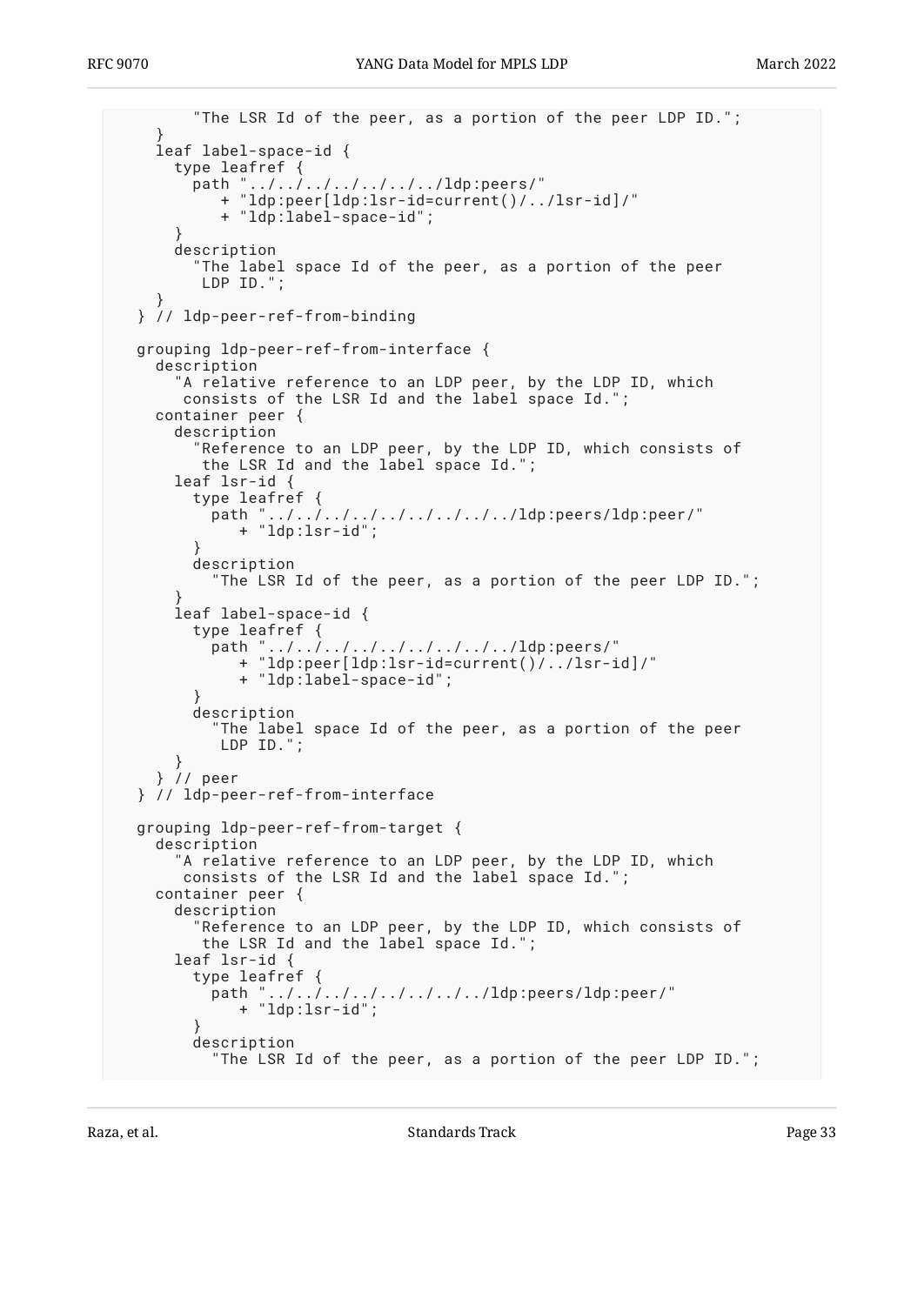```
          "The LSR Id of the peer, as a portion of the peer LDP ID.";
      }
      leaf label-space-id {
        type leafref {
          path "../../../../../../../ldp:peers/"
             + "ldp:peer[ldp:lsr-id=current()/../lsr-id]/"
             + "ldp:label-space-id";
        }
        description
          "The label space Id of the peer, as a portion of the peer
           LDP ID.";
      }
    } // ldp-peer-ref-from-binding

    grouping ldp-peer-ref-from-interface {
      description
        "A relative reference to an LDP peer, by the LDP ID, which
         consists of the LSR Id and the label space Id.";
      container peer {
        description
          "Reference to an LDP peer, by the LDP ID, which consists of
           the LSR Id and the label space Id.";
        leaf lsr-id {
          type leafref {
            path "../../../../../../../../../ldp:peers/ldp:peer/"
               + "ldp:lsr-id";
          }
          description
            "The LSR Id of the peer, as a portion of the peer LDP ID.";
        }
        leaf label-space-id {
          type leafref {
            path "../../../../../../../../../ldp:peers/"
               + "ldp:peer[ldp:lsr-id=current()/../lsr-id]/"
               + "ldp:label-space-id";
          }
          description
            "The label space Id of the peer, as a portion of the peer
             LDP ID.";
        }
      } // peer
    } // ldp-peer-ref-from-interface

    grouping ldp-peer-ref-from-target {
      description
        "A relative reference to an LDP peer, by the LDP ID, which
         consists of the LSR Id and the label space Id.";
      container peer {
        description
          "Reference to an LDP peer, by the LDP ID, which consists of
           the LSR Id and the label space Id.";
        leaf lsr-id {
          type leafref {
            path "../../../../../../../../ldp:peers/ldp:peer/"
               + "ldp:lsr-id";
          }
          description
            "The LSR Id of the peer, as a portion of the peer LDP ID.";
```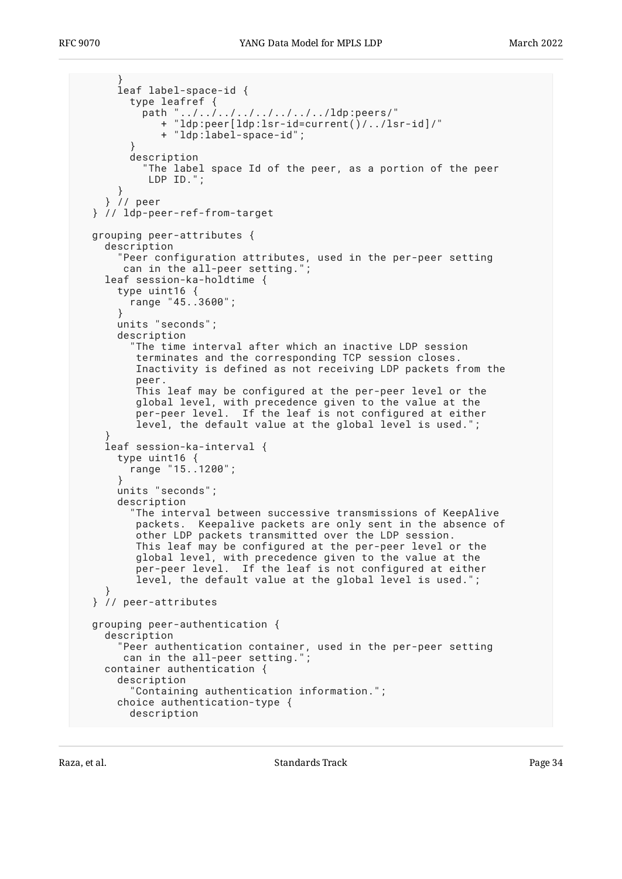```
      }
      leaf label-space-id {
        type leafref {
          path "../../../../../../../../../ldp:peers/"
             + "ldp:peer[ldp:lsr-id=current()/../lsr-id]/"
             + "ldp:label-space-id";
        }
        description
          "The label space Id of the peer, as a portion of the peer
           LDP ID.";
      }
    } // peer
  } // ldp-peer-ref-from-target

  grouping peer-attributes {
    description
      "Peer configuration attributes, used in the per-peer setting
       can in the all-peer setting.";
    leaf session-ka-holdtime {
      type uint16 {
        range "45..3600";
      }
      units "seconds";
      description
        "The time interval after which an inactive LDP session
         terminates and the corresponding TCP session closes.
         Inactivity is defined as not receiving LDP packets from the
         peer.
         This leaf may be configured at the per-peer level or the
         global level, with precedence given to the value at the
         per-peer level.  If the leaf is not configured at either
         level, the default value at the global level is used.";
    }
    leaf session-ka-interval {
      type uint16 {
        range "15..1200";
      }
      units "seconds";
      description
        "The interval between successive transmissions of KeepAlive
         packets.  Keepalive packets are only sent in the absence of
         other LDP packets transmitted over the LDP session.
         This leaf may be configured at the per-peer level or the
         global level, with precedence given to the value at the
         per-peer level.  If the leaf is not configured at either
         level, the default value at the global level is used.";
    }
  } // peer-attributes

  grouping peer-authentication {
    description
      "Peer authentication container, used in the per-peer setting
       can in the all-peer setting.";
    container authentication {
      description
        "Containing authentication information.";
      choice authentication-type {
        description
```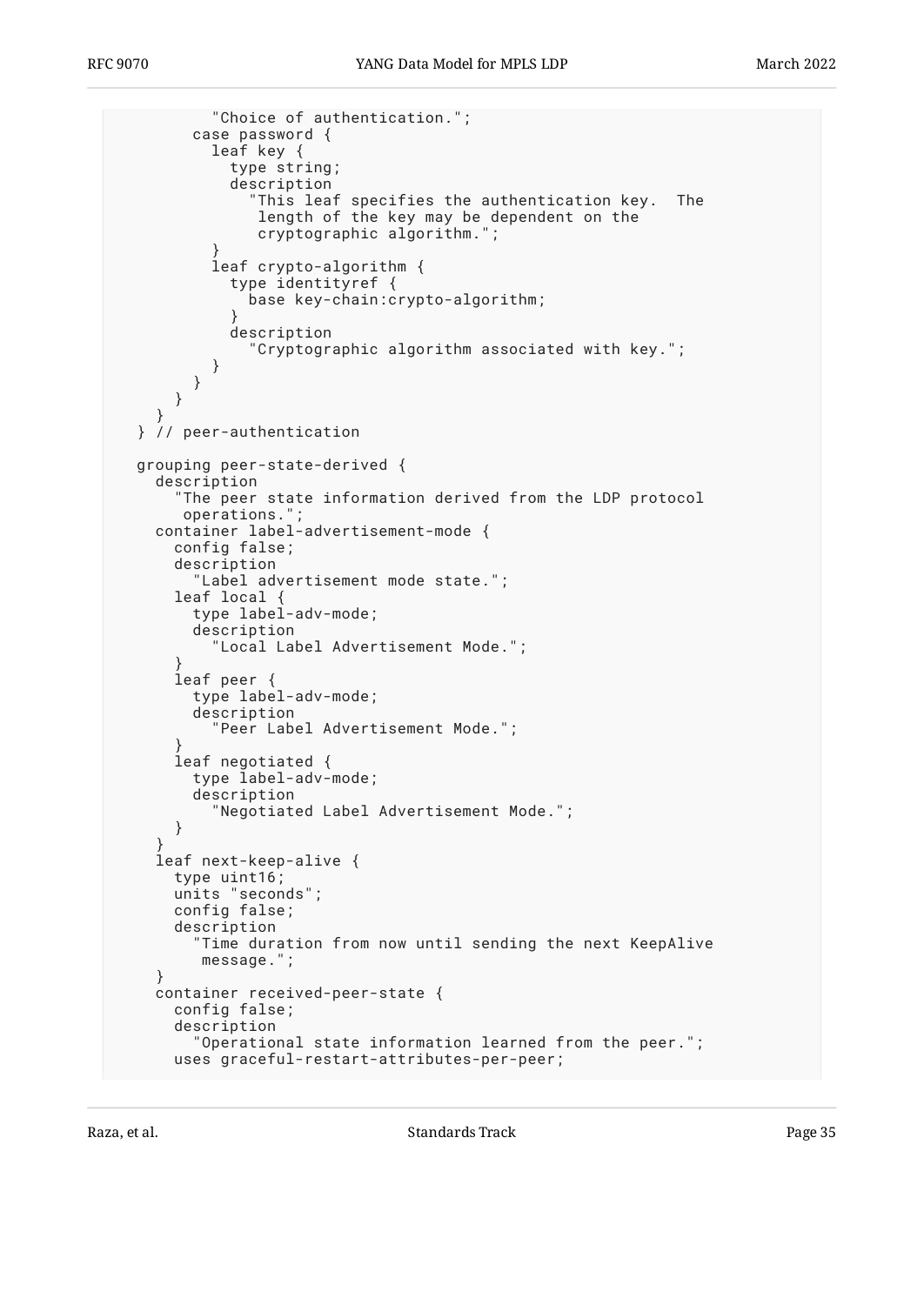```
          "Choice of authentication.";
        case password {
          leaf key {
            type string;
            description
              "This leaf specifies the authentication key.  The
               length of the key may be dependent on the
               cryptographic algorithm.";
          }
          leaf crypto-algorithm {
            type identityref {
              base key-chain:crypto-algorithm;
            }
            description
              "Cryptographic algorithm associated with key.";
          }
        }
      }
    }
  } // peer-authentication

  grouping peer-state-derived {
    description
      "The peer state information derived from the LDP protocol
       operations.";
    container label-advertisement-mode {
      config false;
      description
        "Label advertisement mode state.";
      leaf local {
        type label-adv-mode;
        description
          "Local Label Advertisement Mode.";
      }
      leaf peer {
        type label-adv-mode;
        description
          "Peer Label Advertisement Mode.";
      }
      leaf negotiated {
        type label-adv-mode;
        description
          "Negotiated Label Advertisement Mode.";
      }
    }
    leaf next-keep-alive {
      type uint16;
      units "seconds";
      config false;
      description
        "Time duration from now until sending the next KeepAlive
         message.";
    }
    container received-peer-state {
      config false;
      description
        "Operational state information learned from the peer.";
      uses graceful-restart-attributes-per-peer;
```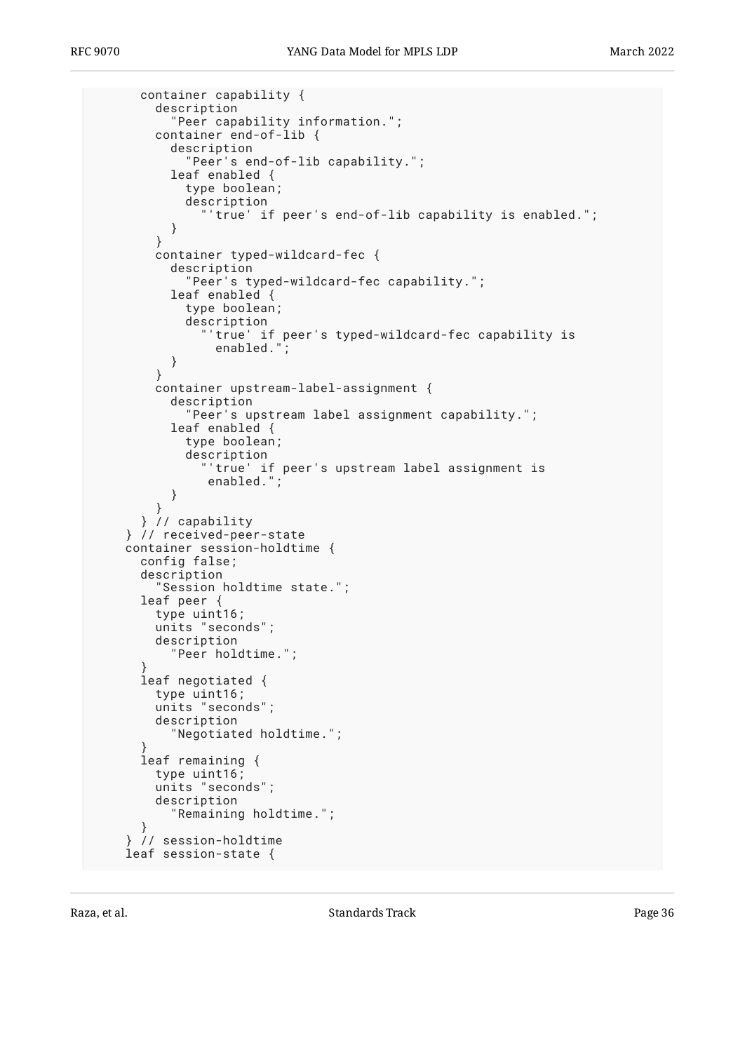```
        container capability {
          description
            "Peer capability information.";
          container end-of-lib {
            description
              "Peer's end-of-lib capability.";
            leaf enabled {
              type boolean;
              description
                "'true' if peer's end-of-lib capability is enabled.";
            }
          }
          container typed-wildcard-fec {
            description
              "Peer's typed-wildcard-fec capability.";
            leaf enabled {
              type boolean;
              description
                "'true' if peer's typed-wildcard-fec capability is
                  enabled.";
            }
          }
          container upstream-label-assignment {
            description
              "Peer's upstream label assignment capability.";
            leaf enabled {
              type boolean;
              description
                "'true' if peer's upstream label assignment is
                 enabled.";
            }
          }
        } // capability
      } // received-peer-state
      container session-holdtime {
        config false;
        description
          "Session holdtime state.";
        leaf peer {
          type uint16;
          units "seconds";
          description
            "Peer holdtime.";
        }
        leaf negotiated {
          type uint16;
          units "seconds";
          description
            "Negotiated holdtime.";
        }
        leaf remaining {
          type uint16;
          units "seconds";
          description
            "Remaining holdtime.";
        }
      } // session-holdtime
      leaf session-state {
```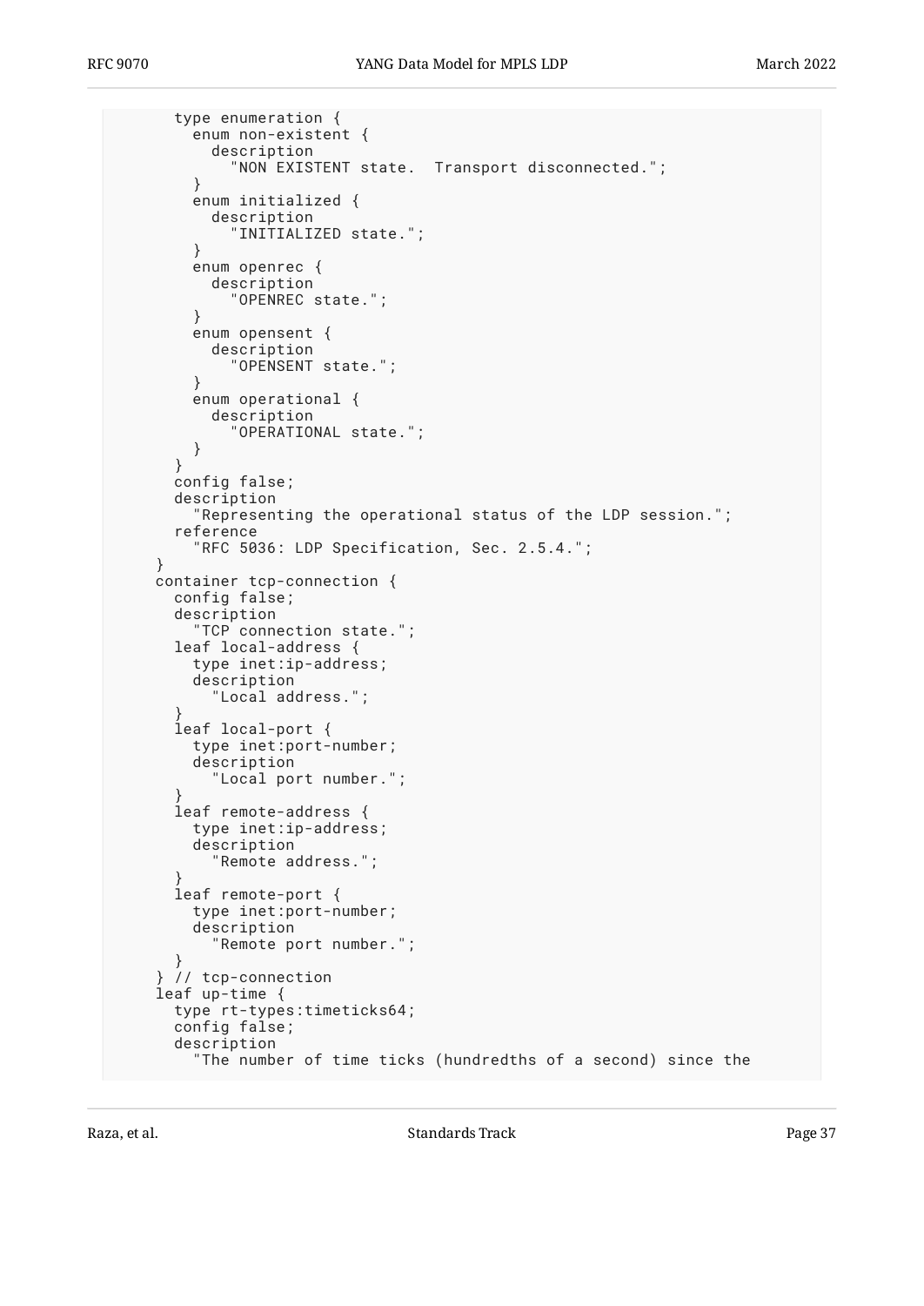```
        type enumeration {
          enum non-existent {
            description
              "NON EXISTENT state.  Transport disconnected.";
          }
          enum initialized {
            description
              "INITIALIZED state.";
          }
          enum openrec {
            description
              "OPENREC state.";
          }
          enum opensent {
            description
              "OPENSENT state.";
          }
          enum operational {
            description
              "OPERATIONAL state.";
          }
        }
        config false;
        description
          "Representing the operational status of the LDP session.";
        reference
          "RFC 5036: LDP Specification, Sec. 2.5.4.";
      }
      container tcp-connection {
        config false;
        description
          "TCP connection state.";
        leaf local-address {
          type inet:ip-address;
          description
            "Local address.";
        }
        leaf local-port {
          type inet:port-number;
          description
            "Local port number.";
        }
        leaf remote-address {
          type inet:ip-address;
          description
            "Remote address.";
        }
        leaf remote-port {
          type inet:port-number;
          description
            "Remote port number.";
        }
      } // tcp-connection
      leaf up-time {
        type rt-types:timeticks64;
        config false;
        description
          "The number of time ticks (hundredths of a second) since the
```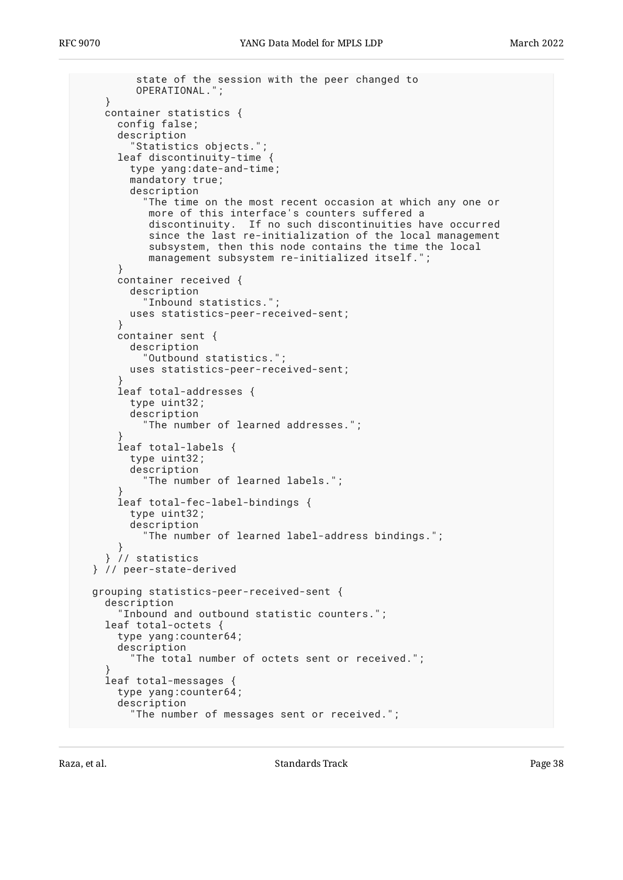```
          state of the session with the peer changed to
          OPERATIONAL.";
     }
     container statistics {
       config false;
       description
         "Statistics objects.";
       leaf discontinuity-time {
         type yang:date-and-time;
         mandatory true;
         description
           "The time on the most recent occasion at which any one or
            more of this interface's counters suffered a
            discontinuity.  If no such discontinuities have occurred
            since the last re-initialization of the local management
            subsystem, then this node contains the time the local
            management subsystem re-initialized itself.";
       }
       container received {
         description
           "Inbound statistics.";
         uses statistics-peer-received-sent;
       }
       container sent {
         description
           "Outbound statistics.";
         uses statistics-peer-received-sent;
       }
       leaf total-addresses {
         type uint32;
         description
           "The number of learned addresses.";
       }
       leaf total-labels {
         type uint32;
         description
           "The number of learned labels.";
       }
       leaf total-fec-label-bindings {
         type uint32;
         description
           "The number of learned label-address bindings.";
       }
     } // statistics
   } // peer-state-derived

   grouping statistics-peer-received-sent {
     description
       "Inbound and outbound statistic counters.";
     leaf total-octets {
       type yang:counter64;
       description
         "The total number of octets sent or received.";
     }
     leaf total-messages {
       type yang:counter64;
       description
         "The number of messages sent or received.";
```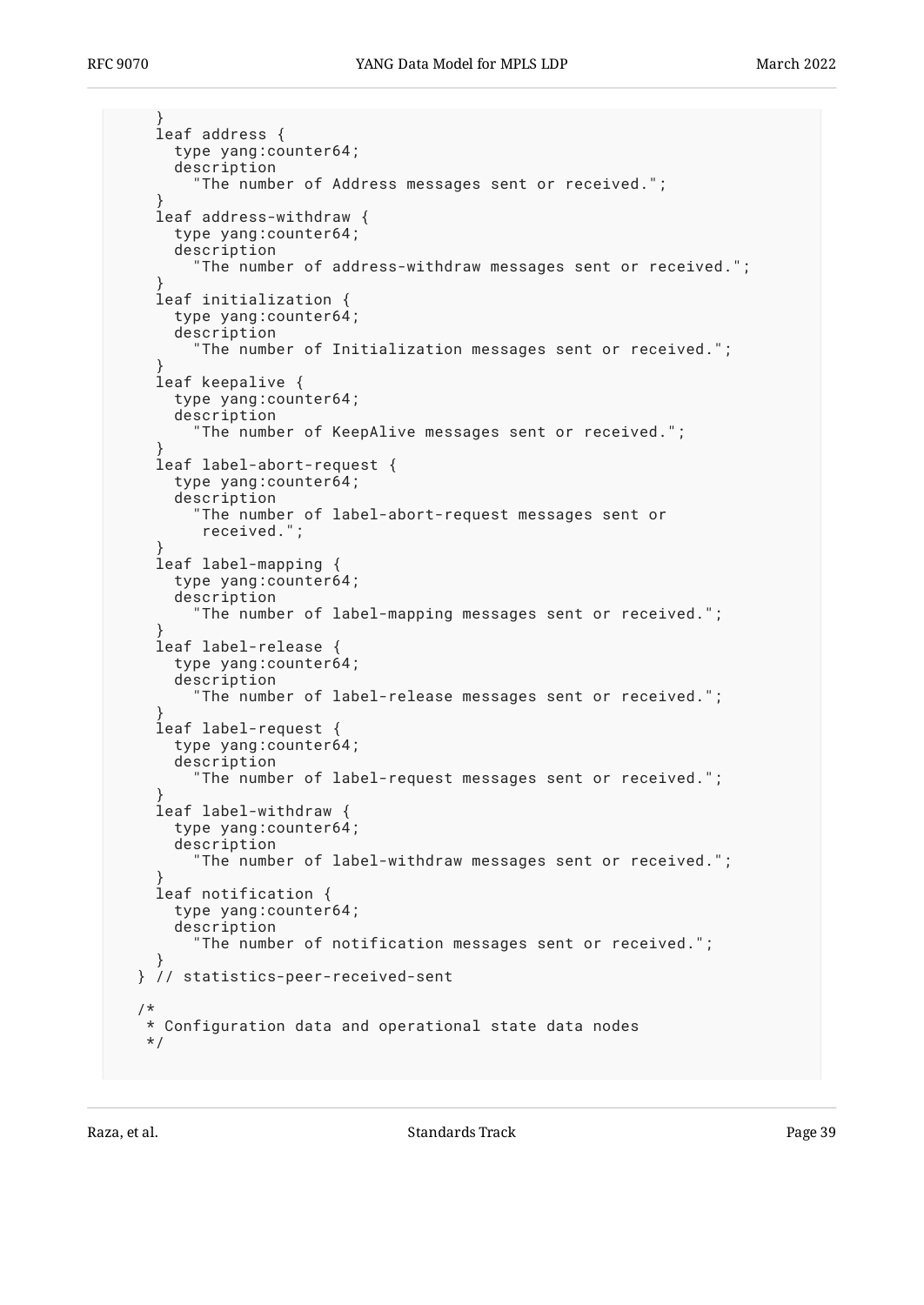```
      }
      leaf address {
        type yang:counter64;
        description
          "The number of Address messages sent or received.";
      }
      leaf address-withdraw {
        type yang:counter64;
        description
          "The number of address-withdraw messages sent or received.";
      }
      leaf initialization {
        type yang:counter64;
        description
          "The number of Initialization messages sent or received.";
      }
      leaf keepalive {
        type yang:counter64;
        description
          "The number of KeepAlive messages sent or received.";
      }
      leaf label-abort-request {
        type yang:counter64;
        description
          "The number of label-abort-request messages sent or
           received.";
      }
      leaf label-mapping {
        type yang:counter64;
        description
          "The number of label-mapping messages sent or received.";
      }
      leaf label-release {
        type yang:counter64;
        description
          "The number of label-release messages sent or received.";
      }
      leaf label-request {
        type yang:counter64;
        description
          "The number of label-request messages sent or received.";
      }
      leaf label-withdraw {
        type yang:counter64;
        description
          "The number of label-withdraw messages sent or received.";
      }
      leaf notification {
        type yang:counter64;
        description
          "The number of notification messages sent or received.";
      }
    } // statistics-peer-received-sent

    /*
     * Configuration data and operational state data nodes
     */
```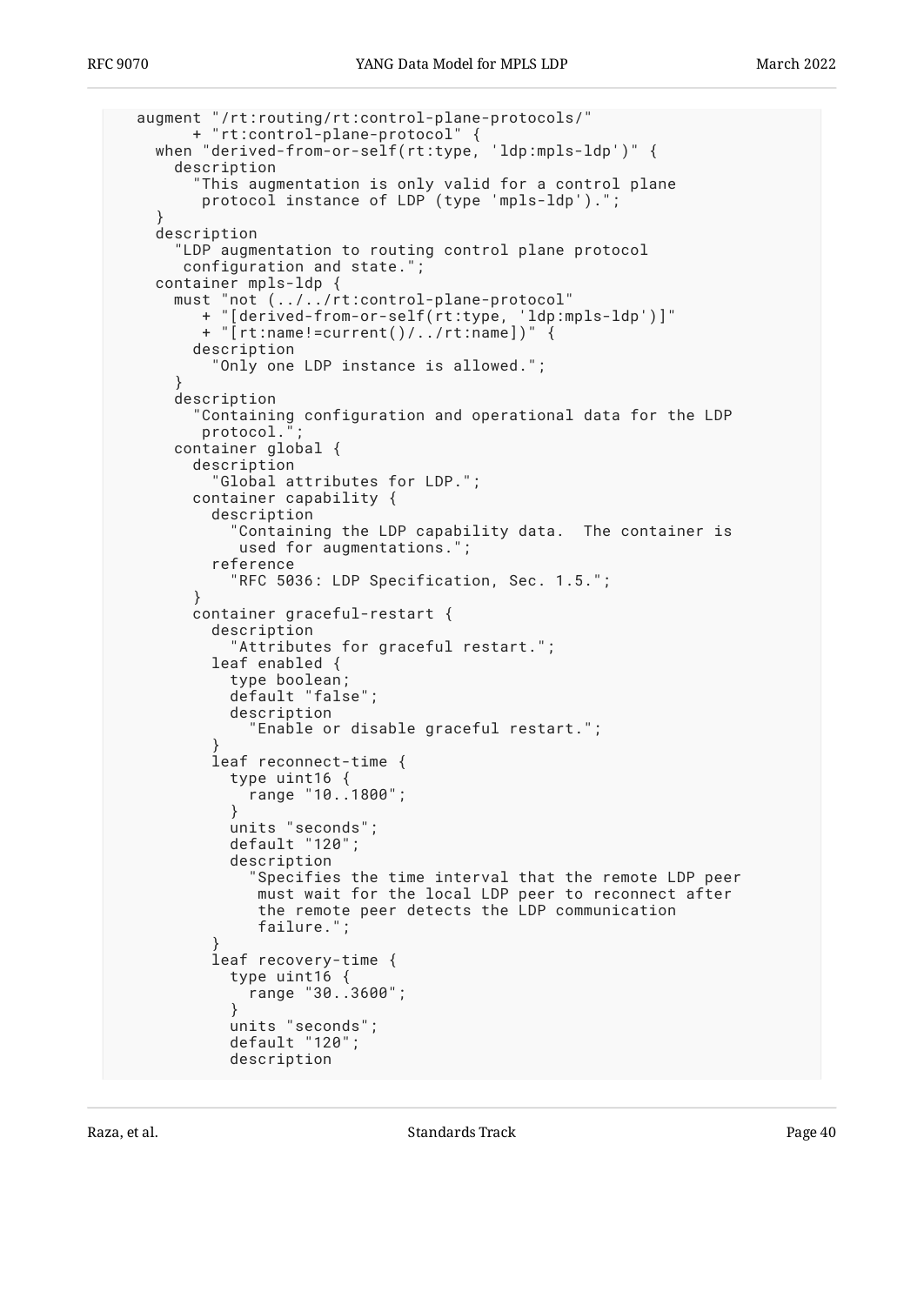```
  augment "/rt:routing/rt:control-plane-protocols/"
        + "rt:control-plane-protocol" {
    when "derived-from-or-self(rt:type, 'ldp:mpls-ldp')" {
      description
        "This augmentation is only valid for a control plane
         protocol instance of LDP (type 'mpls-ldp').";
    }
    description
      "LDP augmentation to routing control plane protocol
       configuration and state.";
    container mpls-ldp {
      must "not (../../rt:control-plane-protocol"
         + "[derived-from-or-self(rt:type, 'ldp:mpls-ldp')]"
         + "[rt:name!=current()/../rt:name])" {
        description
          "Only one LDP instance is allowed.";
      }
      description
        "Containing configuration and operational data for the LDP
         protocol.";
      container global {
        description
          "Global attributes for LDP.";
        container capability {
          description
            "Containing the LDP capability data.  The container is
             used for augmentations.";
          reference
            "RFC 5036: LDP Specification, Sec. 1.5.";
        }
        container graceful-restart {
          description
            "Attributes for graceful restart.";
          leaf enabled {
            type boolean;
            default "false";
            description
              "Enable or disable graceful restart.";
          }
          leaf reconnect-time {
            type uint16 {
              range "10..1800";
            }
            units "seconds";
            default "120";
            description
              "Specifies the time interval that the remote LDP peer
               must wait for the local LDP peer to reconnect after
               the remote peer detects the LDP communication
               failure.";
          }
          leaf recovery-time {
            type uint16 {
              range "30..3600";
            }
            units "seconds";
            default "120";
            description
```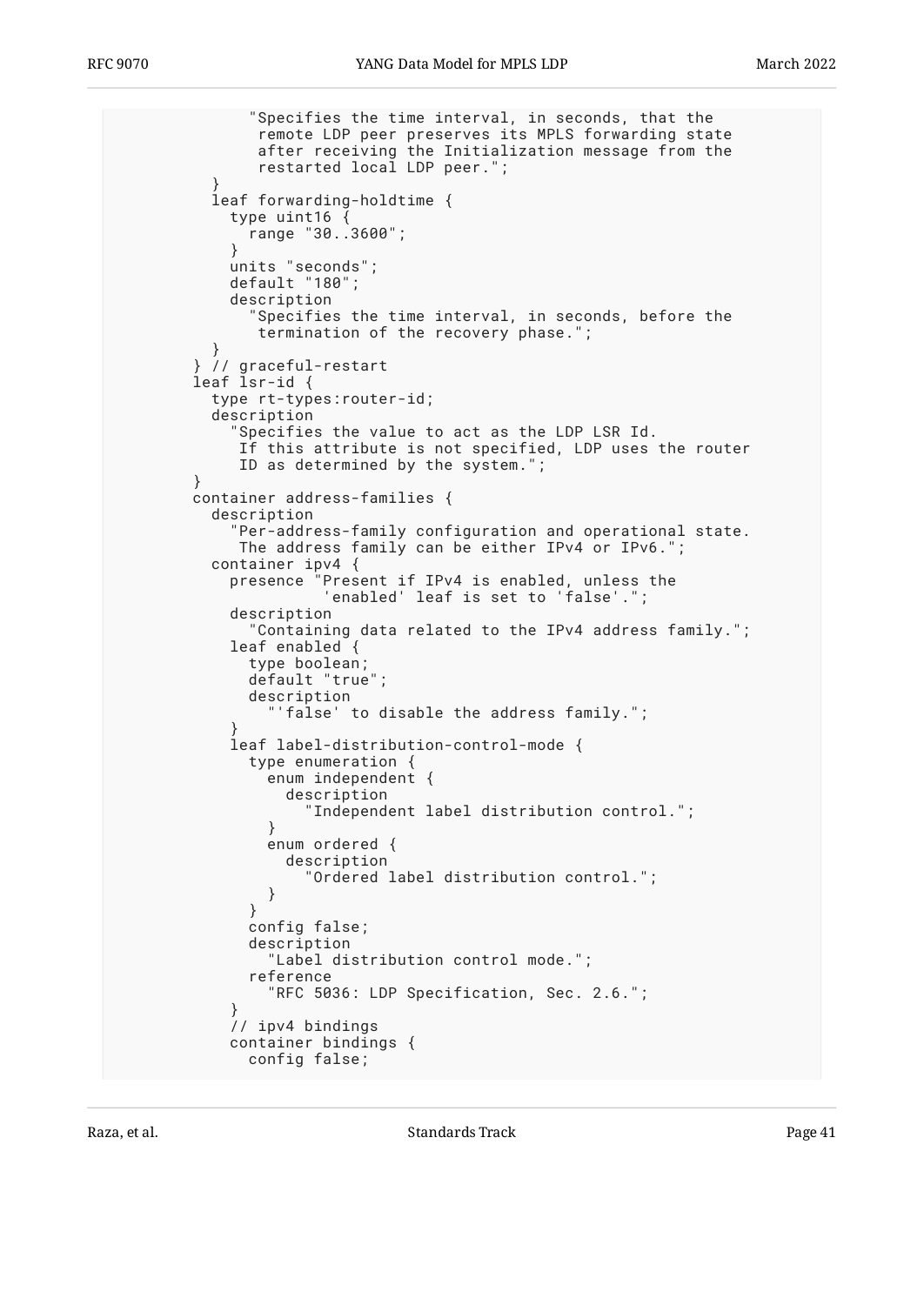```
              "Specifies the time interval, in seconds, that the
               remote LDP peer preserves its MPLS forwarding state
               after receiving the Initialization message from the
               restarted local LDP peer.";
          }
          leaf forwarding-holdtime {
            type uint16 {
              range "30..3600";
            }
            units "seconds";
            default "180";
            description
              "Specifies the time interval, in seconds, before the
               termination of the recovery phase.";
          }
        } // graceful-restart
        leaf lsr-id {
          type rt-types:router-id;
          description
            "Specifies the value to act as the LDP LSR Id.
             If this attribute is not specified, LDP uses the router
             ID as determined by the system.";
        }
        container address-families {
          description
            "Per-address-family configuration and operational state.
             The address family can be either IPv4 or IPv6.";
          container ipv4 {
            presence "Present if IPv4 is enabled, unless the
                      'enabled' leaf is set to 'false'.";
            description
              "Containing data related to the IPv4 address family.";
            leaf enabled {
              type boolean;
              default "true";
              description
                "'false' to disable the address family.";
            }
            leaf label-distribution-control-mode {
              type enumeration {
                enum independent {
                  description
                    "Independent label distribution control.";
                }
                enum ordered {
                  description
                    "Ordered label distribution control.";
                }
              }
              config false;
              description
                "Label distribution control mode.";
              reference
                "RFC 5036: LDP Specification, Sec. 2.6.";
            }
            // ipv4 bindings
            container bindings {
              config false;
```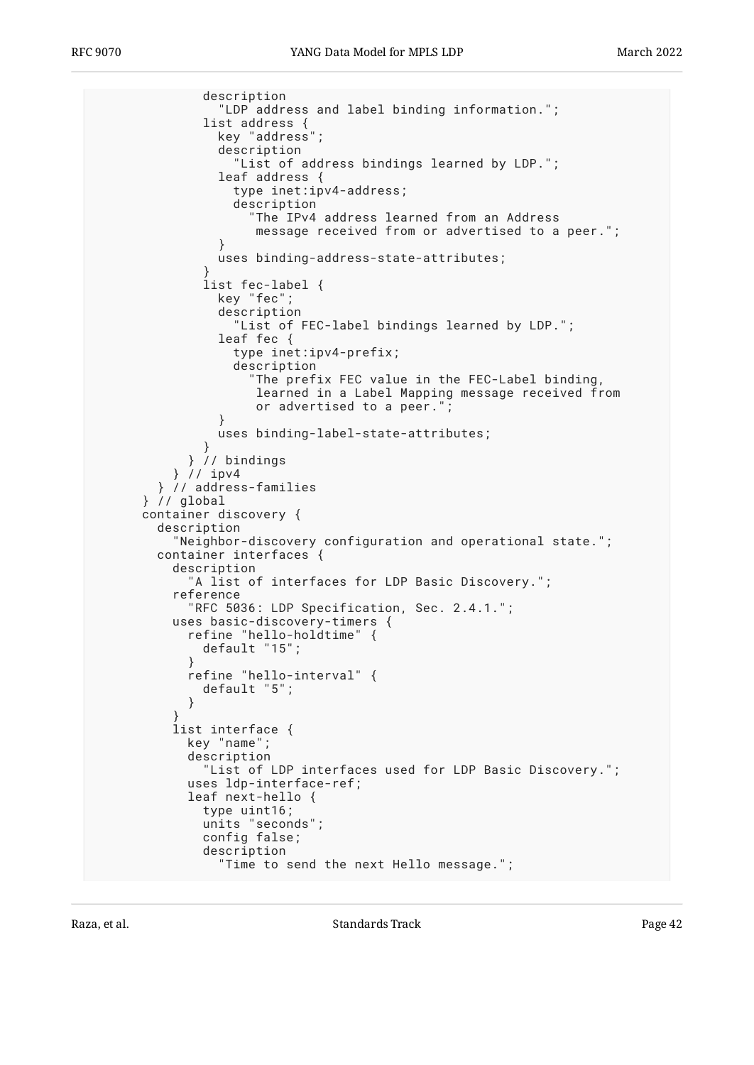```
            description
              "LDP address and label binding information.";
            list address {
              key "address";
              description
                "List of address bindings learned by LDP.";
              leaf address {
                type inet:ipv4-address;
                description
                  "The IPv4 address learned from an Address
                   message received from or advertised to a peer.";
              }
              uses binding-address-state-attributes;
            }
            list fec-label {
              key "fec";
              description
                "List of FEC-label bindings learned by LDP.";
              leaf fec {
                type inet:ipv4-prefix;
                description
                  "The prefix FEC value in the FEC-Label binding,
                   learned in a Label Mapping message received from
                   or advertised to a peer.";
              }
              uses binding-label-state-attributes;
            }
          } // bindings
        } // ipv4
      } // address-families
    } // global
    container discovery {
      description
        "Neighbor-discovery configuration and operational state.";
      container interfaces {
        description
          "A list of interfaces for LDP Basic Discovery.";
        reference
          "RFC 5036: LDP Specification, Sec. 2.4.1.";
        uses basic-discovery-timers {
          refine "hello-holdtime" {
            default "15";
          }
          refine "hello-interval" {
            default "5";
          }
        }
        list interface {
          key "name";
          description
            "List of LDP interfaces used for LDP Basic Discovery.";
          uses ldp-interface-ref;
          leaf next-hello {
            type uint16;
            units "seconds";
            config false;
            description
              "Time to send the next Hello message.";
```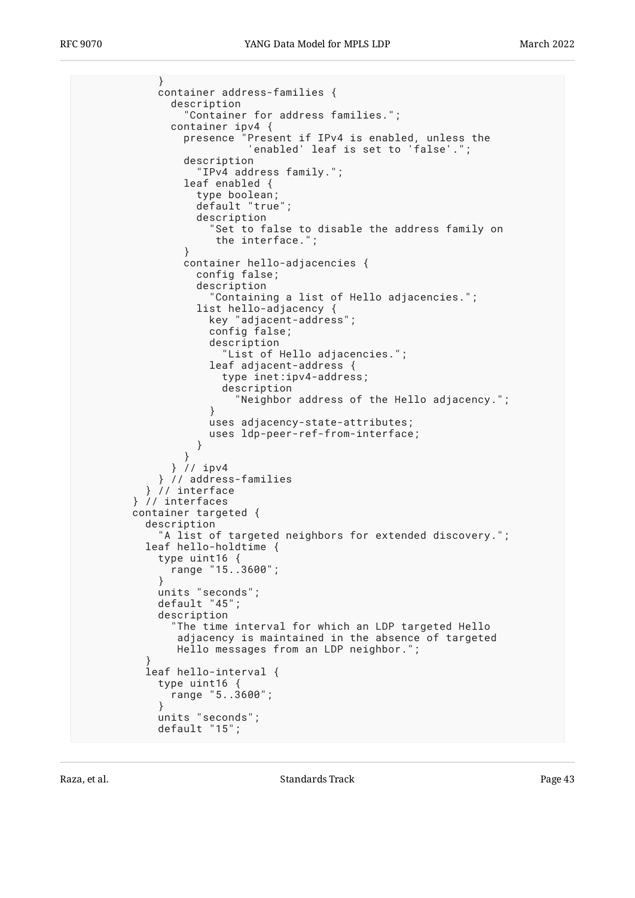```
            }
            container address-families {
              description
                "Container for address families.";
              container ipv4 {
                presence "Present if IPv4 is enabled, unless the
                          'enabled' leaf is set to 'false'.";
                description
                  "IPv4 address family.";
                leaf enabled {
                  type boolean;
                  default "true";
                  description
                    "Set to false to disable the address family on
                     the interface.";
                }
                container hello-adjacencies {
                  config false;
                  description
                    "Containing a list of Hello adjacencies.";
                  list hello-adjacency {
                    key "adjacent-address";
                    config false;
                    description
                      "List of Hello adjacencies.";
                    leaf adjacent-address {
                      type inet:ipv4-address;
                      description
                        "Neighbor address of the Hello adjacency.";
                    }
                    uses adjacency-state-attributes;
                    uses ldp-peer-ref-from-interface;
                  }
                }
              } // ipv4
            } // address-families
          } // interface
        } // interfaces
        container targeted {
          description
            "A list of targeted neighbors for extended discovery.";
          leaf hello-holdtime {
            type uint16 {
              range "15..3600";
            }
            units "seconds";
            default "45";
            description
              "The time interval for which an LDP targeted Hello
               adjacency is maintained in the absence of targeted
               Hello messages from an LDP neighbor.";
          }
          leaf hello-interval {
            type uint16 {
              range "5..3600";
            }
            units "seconds";
            default "15";
```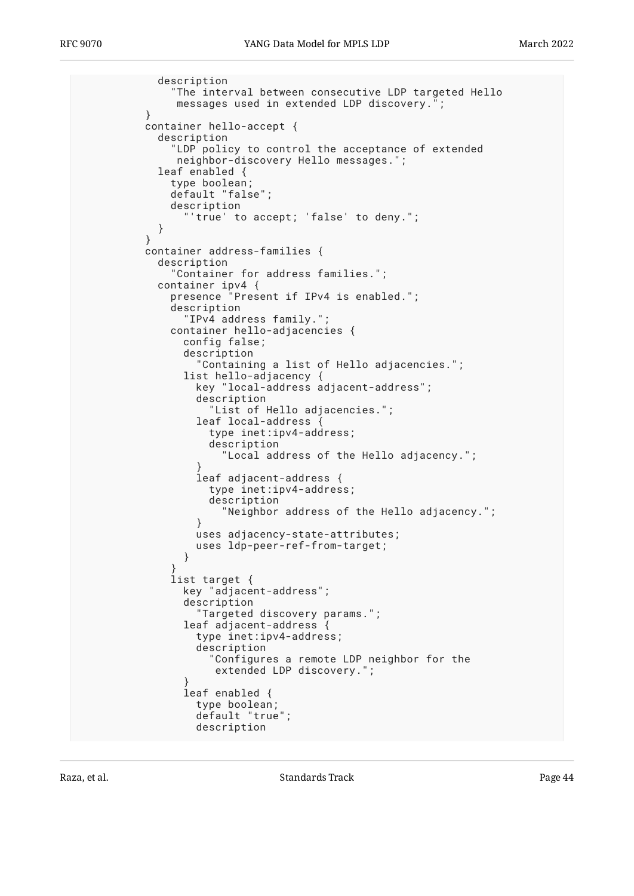```
            description
              "The interval between consecutive LDP targeted Hello
               messages used in extended LDP discovery.";
          }
          container hello-accept {
            description
              "LDP policy to control the acceptance of extended
               neighbor-discovery Hello messages.";
            leaf enabled {
              type boolean;
              default "false";
              description
                "'true' to accept; 'false' to deny.";
            }
          }
          container address-families {
            description
              "Container for address families.";
            container ipv4 {
              presence "Present if IPv4 is enabled.";
              description
                "IPv4 address family.";
              container hello-adjacencies {
                config false;
                description
                  "Containing a list of Hello adjacencies.";
                list hello-adjacency {
                  key "local-address adjacent-address";
                  description
                    "List of Hello adjacencies.";
                  leaf local-address {
                    type inet:ipv4-address;
                    description
                      "Local address of the Hello adjacency.";
                  }
                  leaf adjacent-address {
                    type inet:ipv4-address;
                    description
                      "Neighbor address of the Hello adjacency.";
                  }
                  uses adjacency-state-attributes;
                  uses ldp-peer-ref-from-target;
                }
              }
              list target {
                key "adjacent-address";
                description
                  "Targeted discovery params.";
                leaf adjacent-address {
                  type inet:ipv4-address;
                  description
                    "Configures a remote LDP neighbor for the
                     extended LDP discovery.";
                }
                leaf enabled {
                  type boolean;
                  default "true";
                  description
```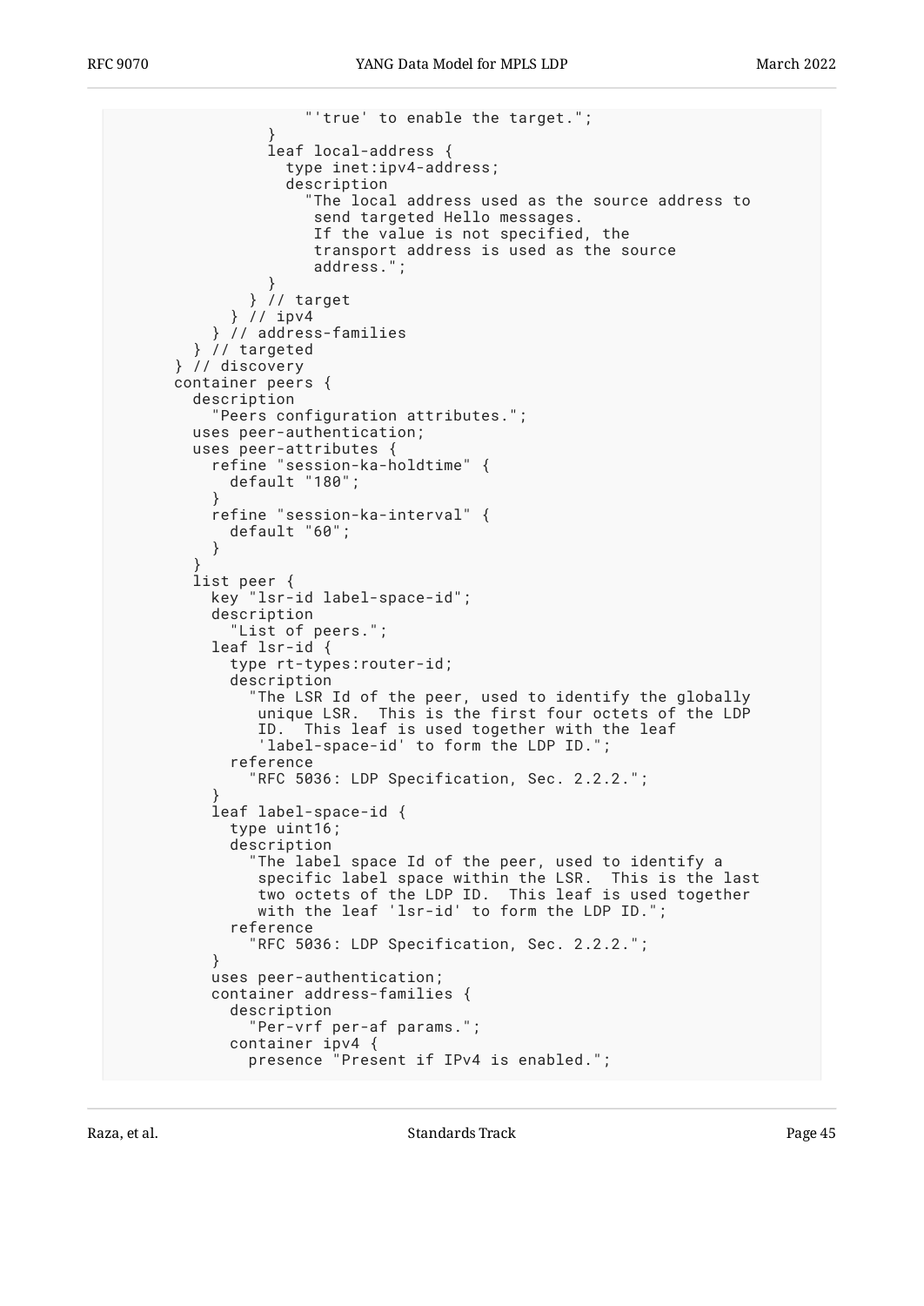```
                  "'true' to enable the target.";
              }
              leaf local-address {
                type inet:ipv4-address;
                description
                  "The local address used as the source address to
                   send targeted Hello messages.
                   If the value is not specified, the
                   transport address is used as the source
                   address.";
              }
            } // target
          } // ipv4
        } // address-families
      } // targeted
    } // discovery
    container peers {
      description
        "Peers configuration attributes.";
      uses peer-authentication;
      uses peer-attributes {
        refine "session-ka-holdtime" {
          default "180";
        }
        refine "session-ka-interval" {
          default "60";
        }
      }
      list peer {
        key "lsr-id label-space-id";
        description
          "List of peers.";
        leaf lsr-id {
          type rt-types:router-id;
          description
            "The LSR Id of the peer, used to identify the globally
             unique LSR.  This is the first four octets of the LDP
             ID.  This leaf is used together with the leaf
             'label-space-id' to form the LDP ID.";
          reference
            "RFC 5036: LDP Specification, Sec. 2.2.2.";
        }
        leaf label-space-id {
          type uint16;
          description
            "The label space Id of the peer, used to identify a
             specific label space within the LSR.  This is the last
             two octets of the LDP ID.  This leaf is used together
             with the leaf 'lsr-id' to form the LDP ID.";
          reference
            "RFC 5036: LDP Specification, Sec. 2.2.2.";
        }
        uses peer-authentication;
        container address-families {
          description
            "Per-vrf per-af params.";
          container ipv4 {
            presence "Present if IPv4 is enabled.";
```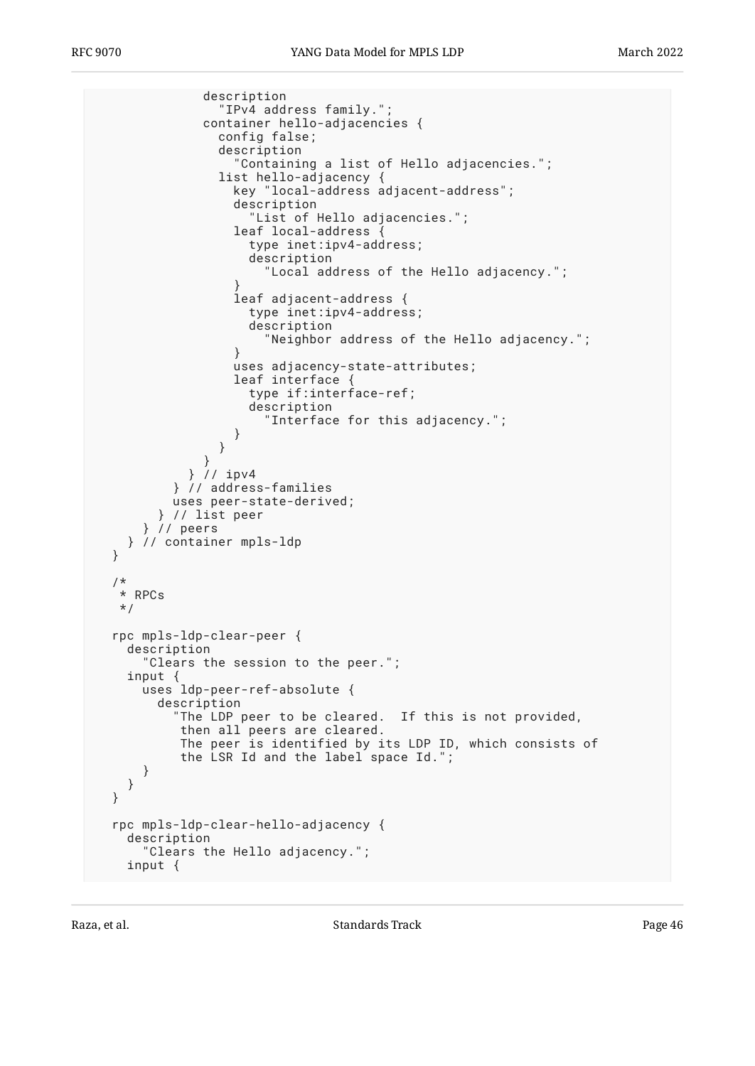```
            description
              "IPv4 address family.";
            container hello-adjacencies {
              config false;
              description
                "Containing a list of Hello adjacencies.";
              list hello-adjacency {
                key "local-address adjacent-address";
                description
                  "List of Hello adjacencies.";
                leaf local-address {
                  type inet:ipv4-address;
                  description
                    "Local address of the Hello adjacency.";
                }
                leaf adjacent-address {
                  type inet:ipv4-address;
                  description
                    "Neighbor address of the Hello adjacency.";
                }
                uses adjacency-state-attributes;
                leaf interface {
                  type if:interface-ref;
                  description
                    "Interface for this adjacency.";
                }
              }
            }
          } // ipv4
        } // address-families
        uses peer-state-derived;
      } // list peer
    } // peers
  } // container mpls-ldp
}

/*
 * RPCs
 */

rpc mpls-ldp-clear-peer {
  description
    "Clears the session to the peer.";
  input {
    uses ldp-peer-ref-absolute {
      description
        "The LDP peer to be cleared.  If this is not provided,
         then all peers are cleared.
         The peer is identified by its LDP ID, which consists of
         the LSR Id and the label space Id.";
    }
  }
}

rpc mpls-ldp-clear-hello-adjacency {
  description
    "Clears the Hello adjacency.";
  input {
```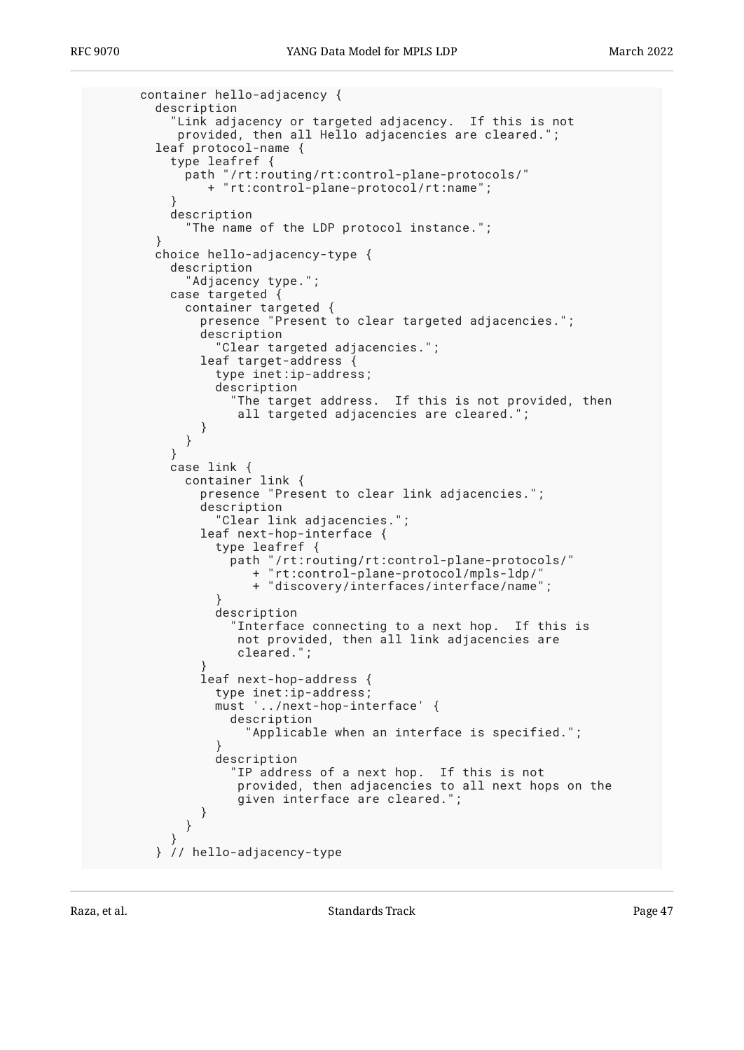```
       container hello-adjacency {
         description
           "Link adjacency or targeted adjacency.  If this is not
            provided, then all Hello adjacencies are cleared.";
         leaf protocol-name {
           type leafref {
             path "/rt:routing/rt:control-plane-protocols/"
                + "rt:control-plane-protocol/rt:name";
           }
           description
             "The name of the LDP protocol instance.";
         }
         choice hello-adjacency-type {
           description
             "Adjacency type.";
           case targeted {
             container targeted {
               presence "Present to clear targeted adjacencies.";
               description
                 "Clear targeted adjacencies.";
               leaf target-address {
                 type inet:ip-address;
                 description
                   "The target address.  If this is not provided, then
                    all targeted adjacencies are cleared.";
               }
             }
           }
           case link {
             container link {
               presence "Present to clear link adjacencies.";
               description
                 "Clear link adjacencies.";
               leaf next-hop-interface {
                 type leafref {
                   path "/rt:routing/rt:control-plane-protocols/"
                      + "rt:control-plane-protocol/mpls-ldp/"
                      + "discovery/interfaces/interface/name";
                 }
                 description
                   "Interface connecting to a next hop.  If this is
                    not provided, then all link adjacencies are
                    cleared.";
               }
               leaf next-hop-address {
                 type inet:ip-address;
                 must '../next-hop-interface' {
                   description
                     "Applicable when an interface is specified.";
                 }
                 description
                   "IP address of a next hop.  If this is not
                    provided, then adjacencies to all next hops on the
                    given interface are cleared.";
               }
             }
           }
         } // hello-adjacency-type
```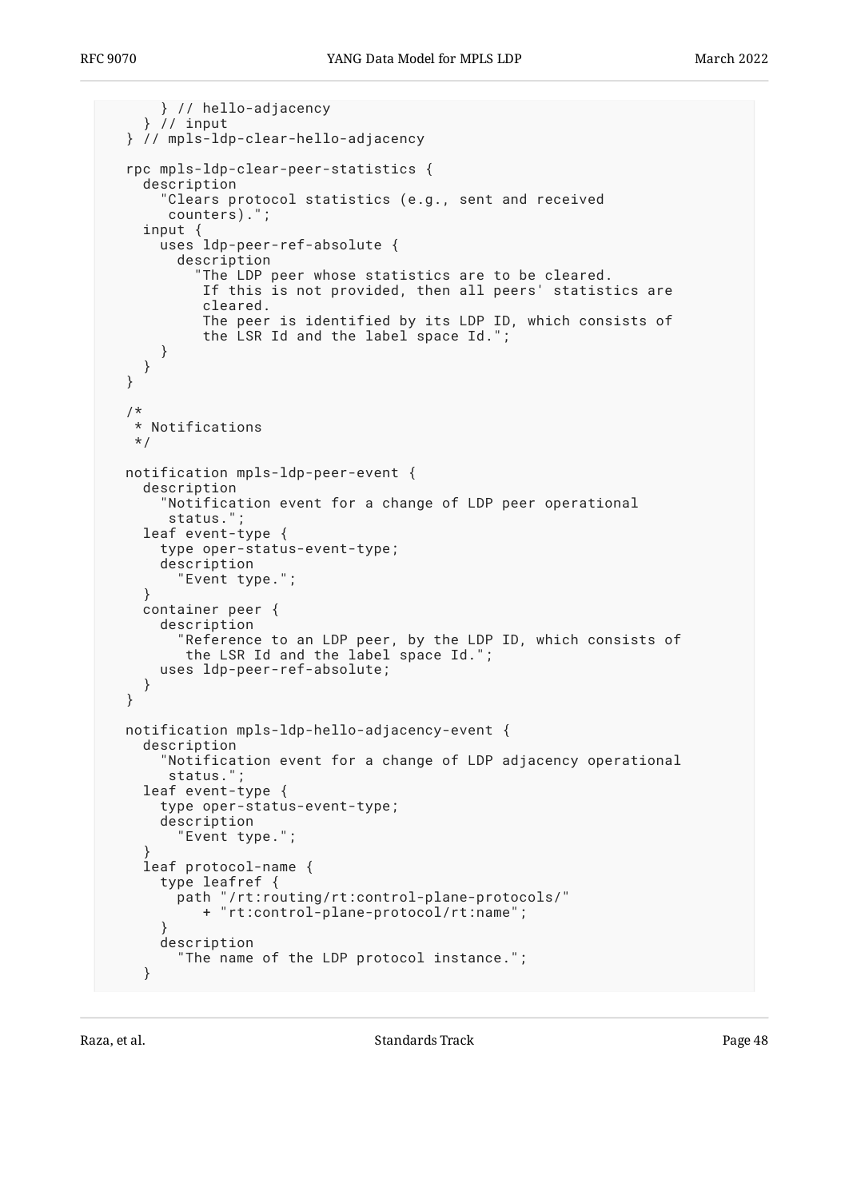```
      } // hello-adjacency
    } // input
  } // mpls-ldp-clear-hello-adjacency

  rpc mpls-ldp-clear-peer-statistics {
    description
      "Clears protocol statistics (e.g., sent and received
       counters).";
    input {
      uses ldp-peer-ref-absolute {
        description
          "The LDP peer whose statistics are to be cleared.
           If this is not provided, then all peers' statistics are
           cleared.
           The peer is identified by its LDP ID, which consists of
           the LSR Id and the label space Id.";
      }
    }
  }

  /*
   * Notifications
   */

  notification mpls-ldp-peer-event {
    description
      "Notification event for a change of LDP peer operational
       status.";
    leaf event-type {
      type oper-status-event-type;
      description
        "Event type.";
    }
    container peer {
      description
        "Reference to an LDP peer, by the LDP ID, which consists of
         the LSR Id and the label space Id.";
      uses ldp-peer-ref-absolute;
    }
  }

  notification mpls-ldp-hello-adjacency-event {
    description
      "Notification event for a change of LDP adjacency operational
       status.";
    leaf event-type {
      type oper-status-event-type;
      description
        "Event type.";
    }
    leaf protocol-name {
      type leafref {
        path "/rt:routing/rt:control-plane-protocols/"
           + "rt:control-plane-protocol/rt:name";
      }
      description
        "The name of the LDP protocol instance.";
    }
```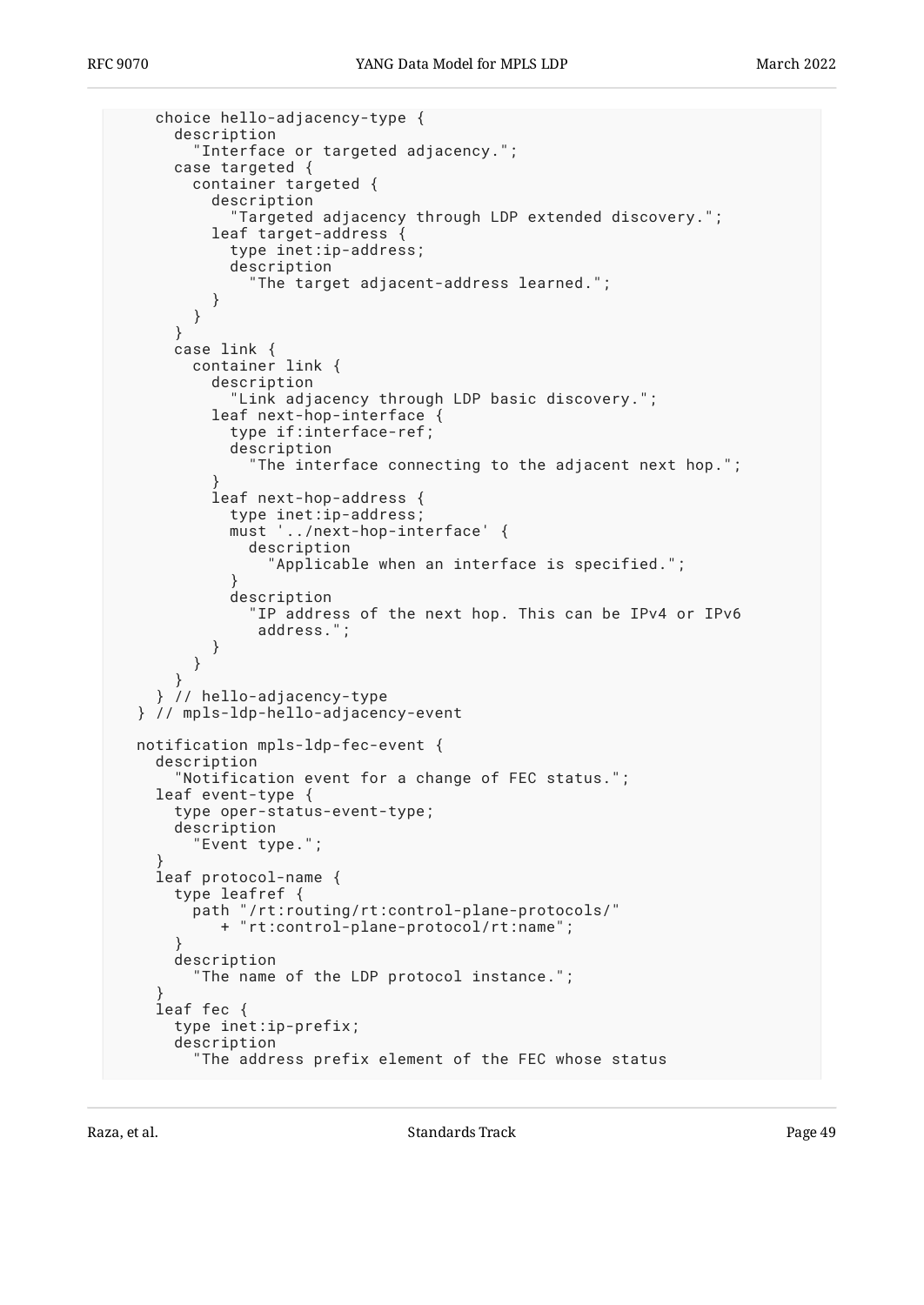```
      choice hello-adjacency-type {
        description
          "Interface or targeted adjacency.";
        case targeted {
          container targeted {
            description
              "Targeted adjacency through LDP extended discovery.";
            leaf target-address {
              type inet:ip-address;
              description
                "The target adjacent-address learned.";
            }
          }
        }
        case link {
          container link {
            description
              "Link adjacency through LDP basic discovery.";
            leaf next-hop-interface {
              type if:interface-ref;
              description
                "The interface connecting to the adjacent next hop.";
            }
            leaf next-hop-address {
              type inet:ip-address;
              must '../next-hop-interface' {
                description
                  "Applicable when an interface is specified.";
              }
              description
                "IP address of the next hop. This can be IPv4 or IPv6
                 address.";
            }
          }
        }
      } // hello-adjacency-type
    } // mpls-ldp-hello-adjacency-event

    notification mpls-ldp-fec-event {
      description
        "Notification event for a change of FEC status.";
      leaf event-type {
        type oper-status-event-type;
        description
          "Event type.";
      }
      leaf protocol-name {
        type leafref {
          path "/rt:routing/rt:control-plane-protocols/"
             + "rt:control-plane-protocol/rt:name";
        }
        description
          "The name of the LDP protocol instance.";
      }
      leaf fec {
        type inet:ip-prefix;
        description
          "The address prefix element of the FEC whose status
```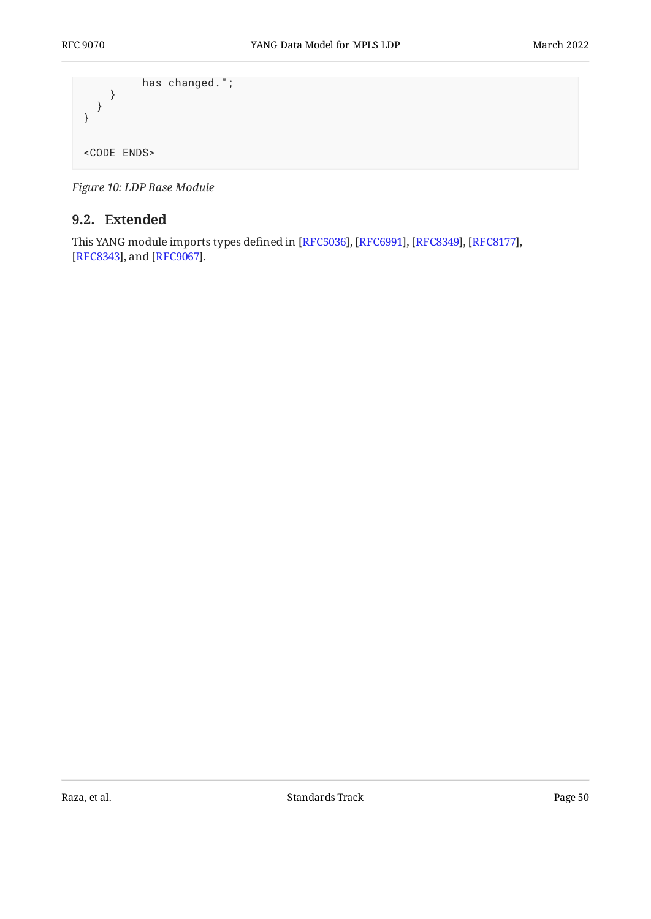```
          has changed.";
      }
    }
  }

<CODE ENDS>
```

*Figure 10: LDP Base Module*

## 9.2. Extended

This YANG module imports types defined in [RFC5036], [RFC6991], [RFC8349], [RFC8177], [RFC8343], and [RFC9067].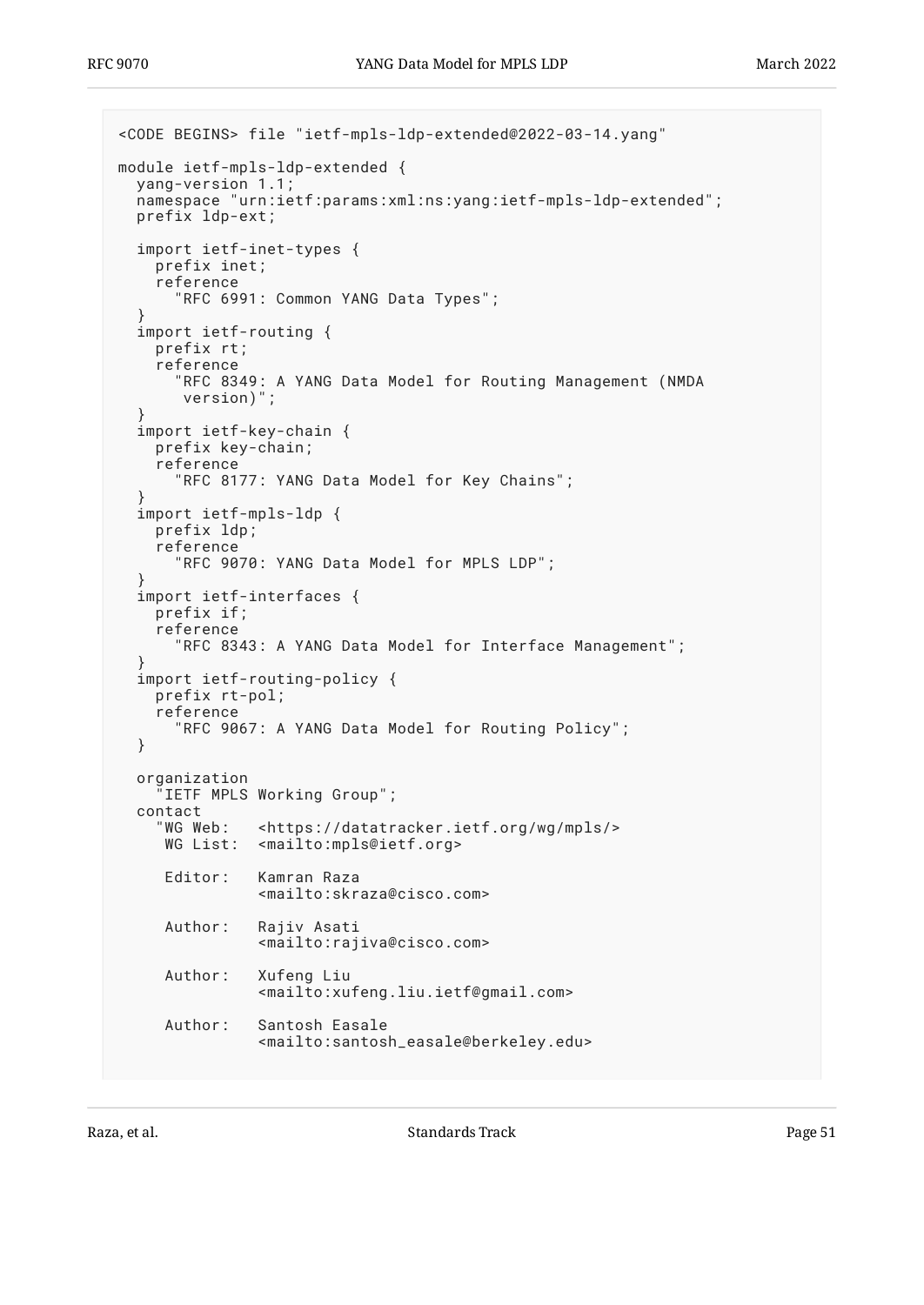```
<CODE BEGINS> file "ietf-mpls-ldp-extended@2022-03-14.yang"

module ietf-mpls-ldp-extended {
  yang-version 1.1;
  namespace "urn:ietf:params:xml:ns:yang:ietf-mpls-ldp-extended";
  prefix ldp-ext;

  import ietf-inet-types {
    prefix inet;
    reference
      "RFC 6991: Common YANG Data Types";
  }
  import ietf-routing {
    prefix rt;
    reference
      "RFC 8349: A YANG Data Model for Routing Management (NMDA
       version)";
  }
  import ietf-key-chain {
    prefix key-chain;
    reference
      "RFC 8177: YANG Data Model for Key Chains";
  }
  import ietf-mpls-ldp {
    prefix ldp;
    reference
      "RFC 9070: YANG Data Model for MPLS LDP";
  }
  import ietf-interfaces {
    prefix if;
    reference
      "RFC 8343: A YANG Data Model for Interface Management";
  }
  import ietf-routing-policy {
    prefix rt-pol;
    reference
      "RFC 9067: A YANG Data Model for Routing Policy";
  }

  organization
    "IETF MPLS Working Group";
  contact
    "WG Web:   <https://datatracker.ietf.org/wg/mpls/>
     WG List:  <mailto:mpls@ietf.org>

     Editor:   Kamran Raza
               <mailto:skraza@cisco.com>

     Author:   Rajiv Asati
               <mailto:rajiva@cisco.com>

     Author:   Xufeng Liu
               <mailto:xufeng.liu.ietf@gmail.com>

     Author:   Santosh Easale
               <mailto:santosh_easale@berkeley.edu>
```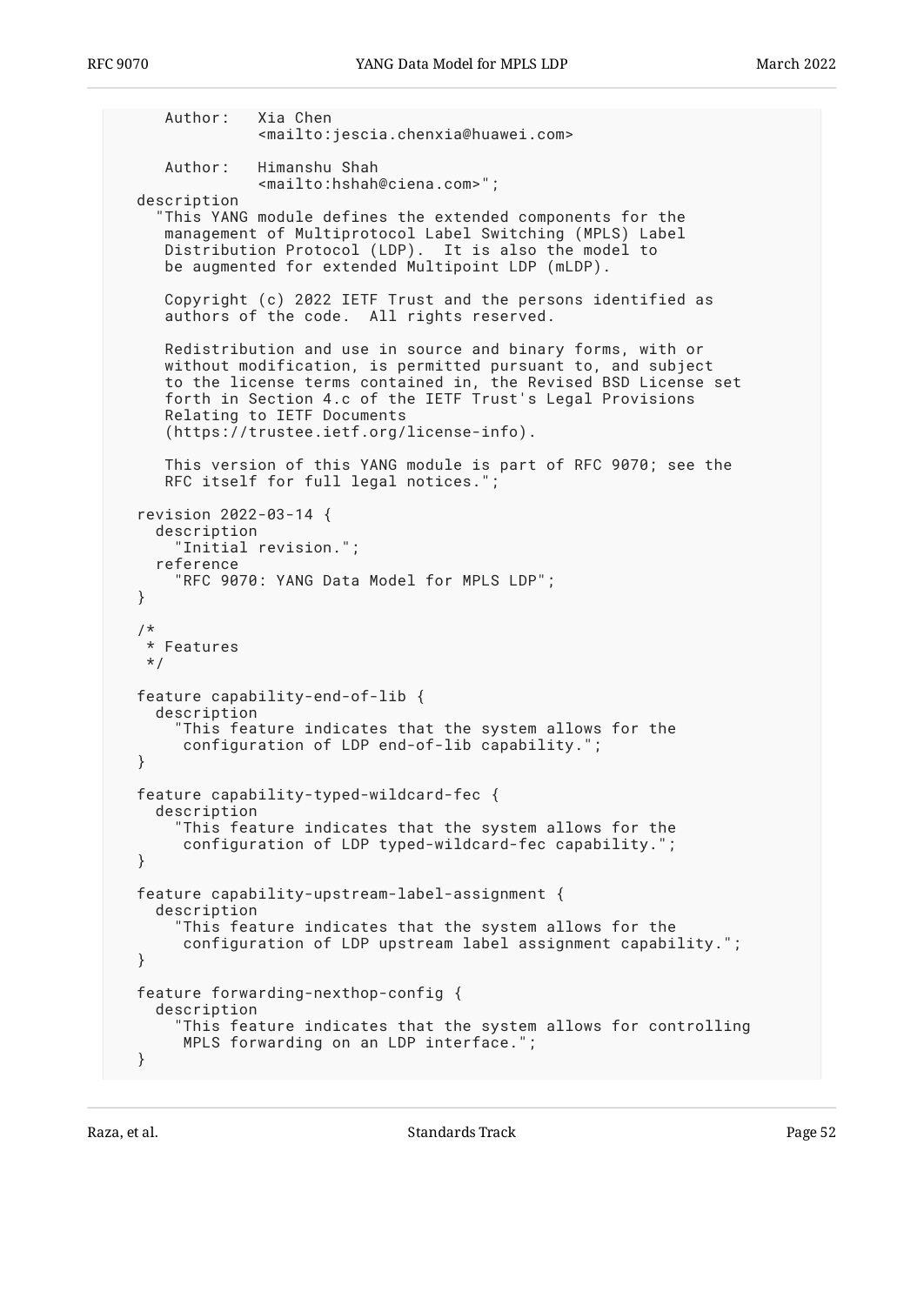```
     Author:   Xia Chen
               <mailto:jescia.chenxia@huawei.com>

     Author:   Himanshu Shah
               <mailto:hshah@ciena.com>";
  description
    "This YANG module defines the extended components for the
     management of Multiprotocol Label Switching (MPLS) Label
     Distribution Protocol (LDP).  It is also the model to
     be augmented for extended Multipoint LDP (mLDP).

     Copyright (c) 2022 IETF Trust and the persons identified as
     authors of the code.  All rights reserved.

     Redistribution and use in source and binary forms, with or
     without modification, is permitted pursuant to, and subject
     to the license terms contained in, the Revised BSD License set
     forth in Section 4.c of the IETF Trust's Legal Provisions
     Relating to IETF Documents
     (https://trustee.ietf.org/license-info).

     This version of this YANG module is part of RFC 9070; see the
     RFC itself for full legal notices.";

  revision 2022-03-14 {
    description
      "Initial revision.";
    reference
      "RFC 9070: YANG Data Model for MPLS LDP";
  }

  /*
   * Features
   */

  feature capability-end-of-lib {
    description
      "This feature indicates that the system allows for the
       configuration of LDP end-of-lib capability.";
  }

  feature capability-typed-wildcard-fec {
    description
      "This feature indicates that the system allows for the
       configuration of LDP typed-wildcard-fec capability.";
  }

  feature capability-upstream-label-assignment {
    description
      "This feature indicates that the system allows for the
       configuration of LDP upstream label assignment capability.";
  }

  feature forwarding-nexthop-config {
    description
      "This feature indicates that the system allows for controlling
       MPLS forwarding on an LDP interface.";
  }
```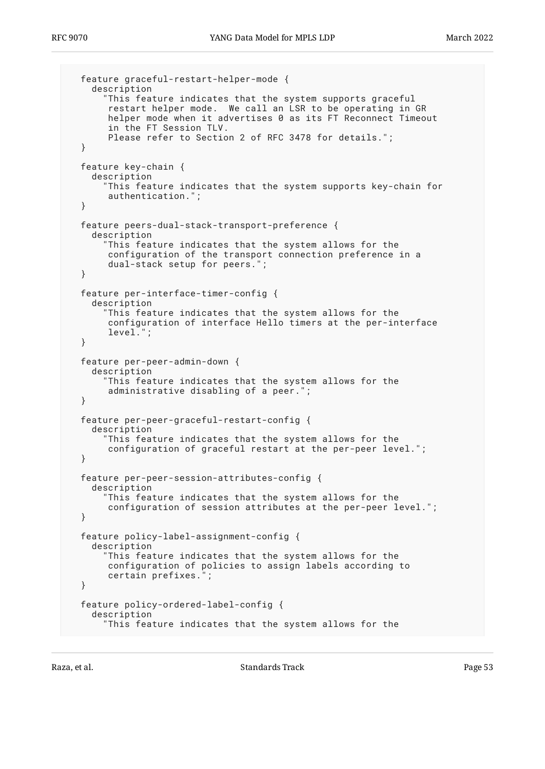```
   feature graceful-restart-helper-mode {
     description
       "This feature indicates that the system supports graceful
        restart helper mode.  We call an LSR to be operating in GR
        helper mode when it advertises 0 as its FT Reconnect Timeout
        in the FT Session TLV.
        Please refer to Section 2 of RFC 3478 for details.";
   }

   feature key-chain {
     description
       "This feature indicates that the system supports key-chain for
        authentication.";
   }

   feature peers-dual-stack-transport-preference {
     description
       "This feature indicates that the system allows for the
        configuration of the transport connection preference in a
        dual-stack setup for peers.";
   }

   feature per-interface-timer-config {
     description
       "This feature indicates that the system allows for the
        configuration of interface Hello timers at the per-interface
        level.";
   }

   feature per-peer-admin-down {
     description
       "This feature indicates that the system allows for the
        administrative disabling of a peer.";
   }

   feature per-peer-graceful-restart-config {
     description
       "This feature indicates that the system allows for the
        configuration of graceful restart at the per-peer level.";
   }

   feature per-peer-session-attributes-config {
     description
       "This feature indicates that the system allows for the
        configuration of session attributes at the per-peer level.";
   }

   feature policy-label-assignment-config {
     description
       "This feature indicates that the system allows for the
        configuration of policies to assign labels according to
        certain prefixes.";
   }

   feature policy-ordered-label-config {
     description
       "This feature indicates that the system allows for the
```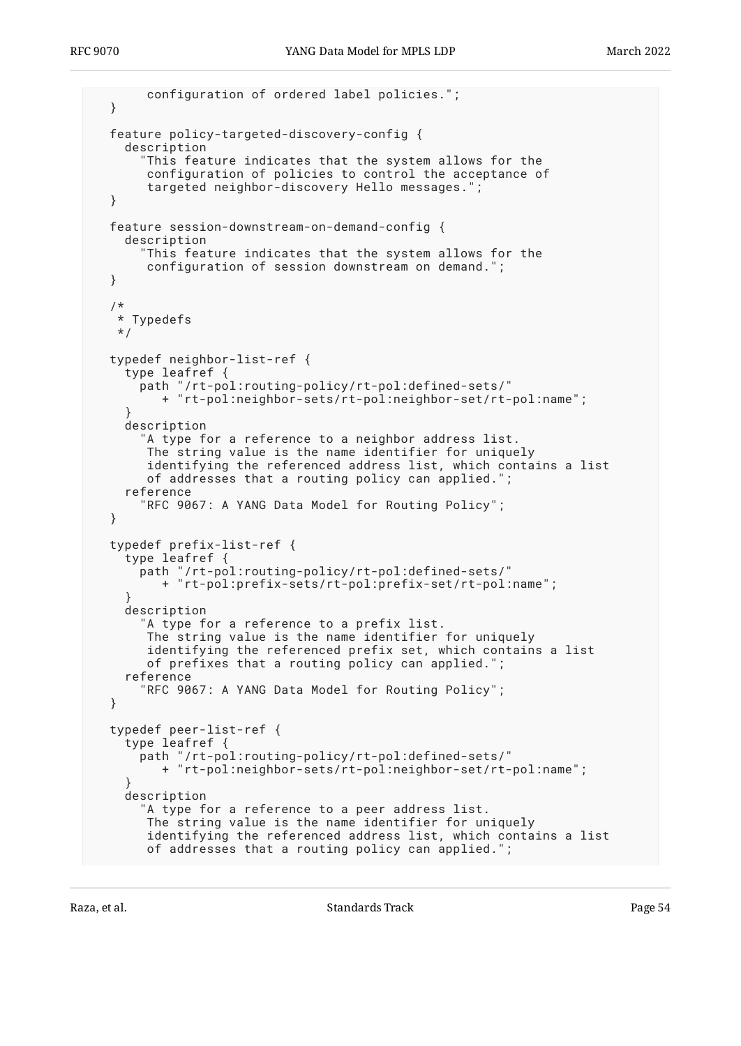```
       configuration of ordered label policies.";
  }

  feature policy-targeted-discovery-config {
    description
      "This feature indicates that the system allows for the
       configuration of policies to control the acceptance of
       targeted neighbor-discovery Hello messages.";
  }

  feature session-downstream-on-demand-config {
    description
      "This feature indicates that the system allows for the
       configuration of session downstream on demand.";
  }

  /*
   * Typedefs
   */

  typedef neighbor-list-ref {
    type leafref {
      path "/rt-pol:routing-policy/rt-pol:defined-sets/"
         + "rt-pol:neighbor-sets/rt-pol:neighbor-set/rt-pol:name";
    }
    description
      "A type for a reference to a neighbor address list.
       The string value is the name identifier for uniquely
       identifying the referenced address list, which contains a list
       of addresses that a routing policy can applied.";
    reference
      "RFC 9067: A YANG Data Model for Routing Policy";
  }

  typedef prefix-list-ref {
    type leafref {
      path "/rt-pol:routing-policy/rt-pol:defined-sets/"
         + "rt-pol:prefix-sets/rt-pol:prefix-set/rt-pol:name";
    }
    description
      "A type for a reference to a prefix list.
       The string value is the name identifier for uniquely
       identifying the referenced prefix set, which contains a list
       of prefixes that a routing policy can applied.";
    reference
      "RFC 9067: A YANG Data Model for Routing Policy";
  }

  typedef peer-list-ref {
    type leafref {
      path "/rt-pol:routing-policy/rt-pol:defined-sets/"
         + "rt-pol:neighbor-sets/rt-pol:neighbor-set/rt-pol:name";
    }
    description
      "A type for a reference to a peer address list.
       The string value is the name identifier for uniquely
       identifying the referenced address list, which contains a list
       of addresses that a routing policy can applied.";
```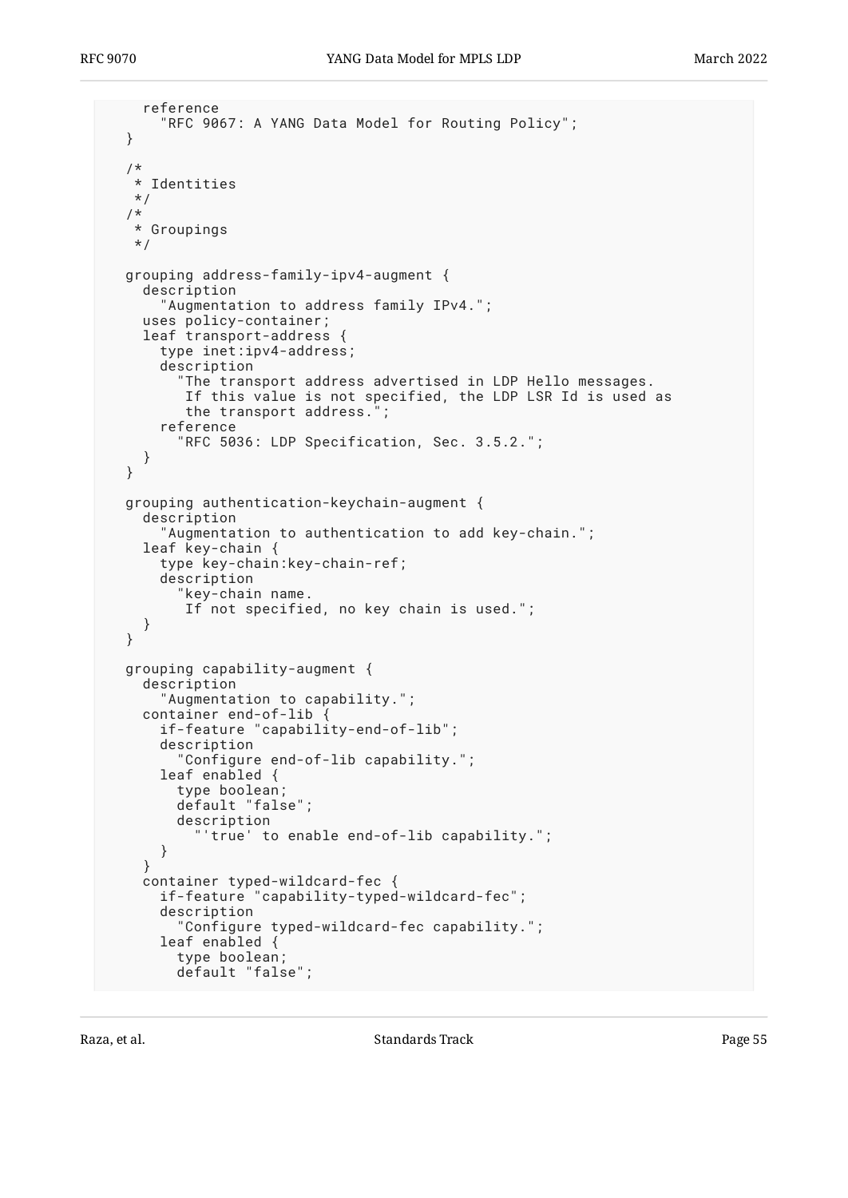```
    reference
      "RFC 9067: A YANG Data Model for Routing Policy";
  }

  /*
   * Identities
   */
  /*
   * Groupings
   */

  grouping address-family-ipv4-augment {
    description
      "Augmentation to address family IPv4.";
    uses policy-container;
    leaf transport-address {
      type inet:ipv4-address;
      description
        "The transport address advertised in LDP Hello messages.
         If this value is not specified, the LDP LSR Id is used as
         the transport address.";
      reference
        "RFC 5036: LDP Specification, Sec. 3.5.2.";
    }
  }

  grouping authentication-keychain-augment {
    description
      "Augmentation to authentication to add key-chain.";
    leaf key-chain {
      type key-chain:key-chain-ref;
      description
        "key-chain name.
         If not specified, no key chain is used.";
    }
  }

  grouping capability-augment {
    description
      "Augmentation to capability.";
    container end-of-lib {
      if-feature "capability-end-of-lib";
      description
        "Configure end-of-lib capability.";
      leaf enabled {
        type boolean;
        default "false";
        description
          "'true' to enable end-of-lib capability.";
      }
    }
    container typed-wildcard-fec {
      if-feature "capability-typed-wildcard-fec";
      description
        "Configure typed-wildcard-fec capability.";
      leaf enabled {
        type boolean;
        default "false";
```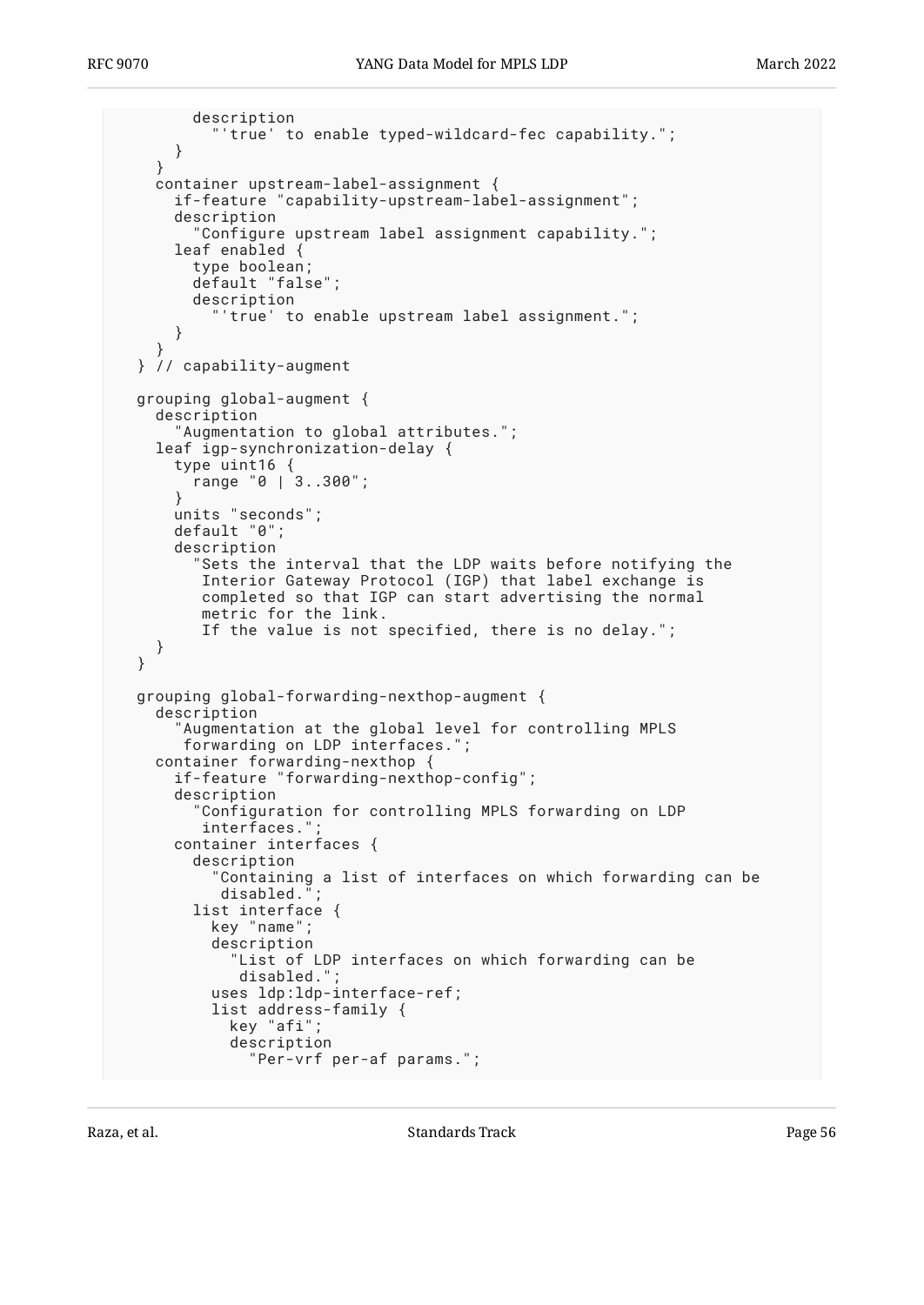```
          description
            "'true' to enable typed-wildcard-fec capability.";
        }
      }
      container upstream-label-assignment {
        if-feature "capability-upstream-label-assignment";
        description
          "Configure upstream label assignment capability.";
        leaf enabled {
          type boolean;
          default "false";
          description
            "'true' to enable upstream label assignment.";
        }
      }
    } // capability-augment

    grouping global-augment {
      description
        "Augmentation to global attributes.";
      leaf igp-synchronization-delay {
        type uint16 {
          range "0 | 3..300";
        }
        units "seconds";
        default "0";
        description
          "Sets the interval that the LDP waits before notifying the
           Interior Gateway Protocol (IGP) that label exchange is
           completed so that IGP can start advertising the normal
           metric for the link.
           If the value is not specified, there is no delay.";
      }
    }

    grouping global-forwarding-nexthop-augment {
      description
        "Augmentation at the global level for controlling MPLS
         forwarding on LDP interfaces.";
      container forwarding-nexthop {
        if-feature "forwarding-nexthop-config";
        description
          "Configuration for controlling MPLS forwarding on LDP
           interfaces.";
        container interfaces {
          description
            "Containing a list of interfaces on which forwarding can be
             disabled.";
          list interface {
            key "name";
            description
              "List of LDP interfaces on which forwarding can be
               disabled.";
            uses ldp:ldp-interface-ref;
            list address-family {
              key "afi";
              description
                "Per-vrf per-af params.";
```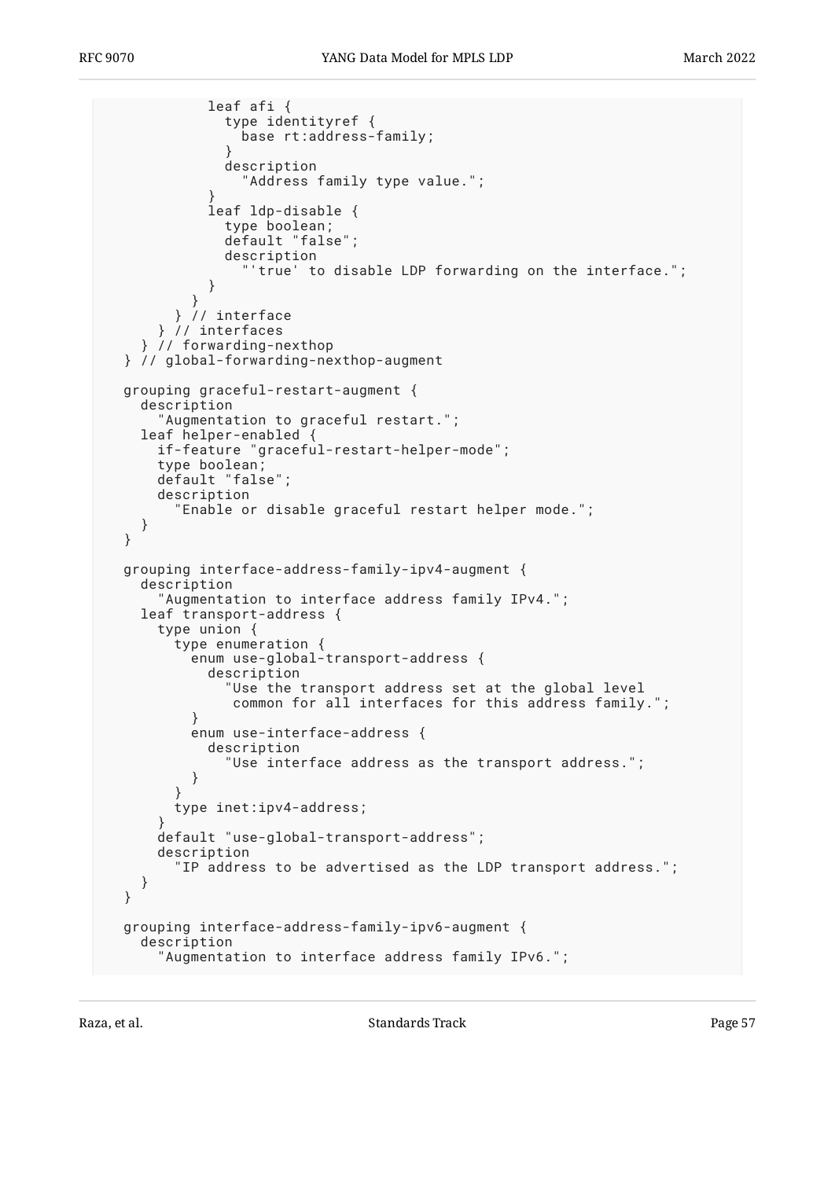```
            leaf afi {
              type identityref {
                base rt:address-family;
              }
              description
                "Address family type value.";
            }
            leaf ldp-disable {
              type boolean;
              default "false";
              description
                "'true' to disable LDP forwarding on the interface.";
            }
          }
        } // interface
      } // interfaces
    } // forwarding-nexthop
  } // global-forwarding-nexthop-augment

  grouping graceful-restart-augment {
    description
      "Augmentation to graceful restart.";
    leaf helper-enabled {
      if-feature "graceful-restart-helper-mode";
      type boolean;
      default "false";
      description
        "Enable or disable graceful restart helper mode.";
    }
  }

  grouping interface-address-family-ipv4-augment {
    description
      "Augmentation to interface address family IPv4.";
    leaf transport-address {
      type union {
        type enumeration {
          enum use-global-transport-address {
            description
              "Use the transport address set at the global level
               common for all interfaces for this address family.";
          }
          enum use-interface-address {
            description
              "Use interface address as the transport address.";
          }
        }
        type inet:ipv4-address;
      }
      default "use-global-transport-address";
      description
        "IP address to be advertised as the LDP transport address.";
    }
  }

  grouping interface-address-family-ipv6-augment {
    description
      "Augmentation to interface address family IPv6.";
```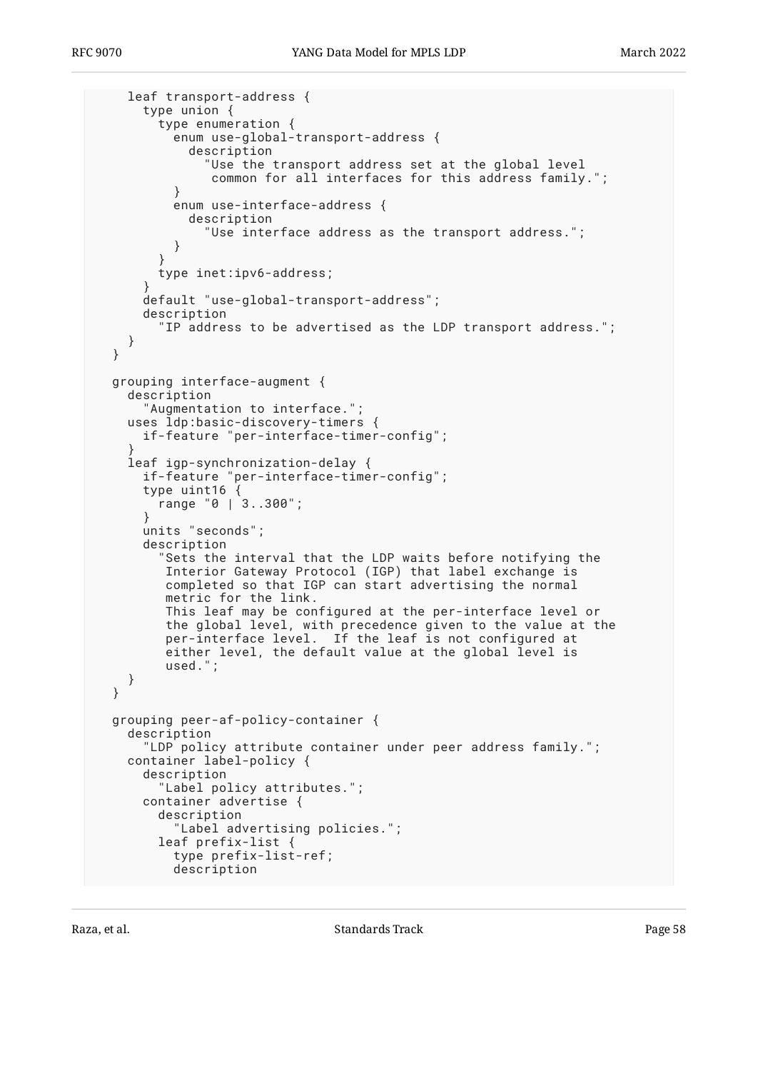```
      leaf transport-address {
        type union {
          type enumeration {
            enum use-global-transport-address {
              description
                "Use the transport address set at the global level
                 common for all interfaces for this address family.";
            }
            enum use-interface-address {
              description
                "Use interface address as the transport address.";
            }
          }
          type inet:ipv6-address;
        }
        default "use-global-transport-address";
        description
          "IP address to be advertised as the LDP transport address.";
      }
    }

    grouping interface-augment {
      description
        "Augmentation to interface.";
      uses ldp:basic-discovery-timers {
        if-feature "per-interface-timer-config";
      }
      leaf igp-synchronization-delay {
        if-feature "per-interface-timer-config";
        type uint16 {
          range "0 | 3..300";
        }
        units "seconds";
        description
          "Sets the interval that the LDP waits before notifying the
           Interior Gateway Protocol (IGP) that label exchange is
           completed so that IGP can start advertising the normal
           metric for the link.
           This leaf may be configured at the per-interface level or
           the global level, with precedence given to the value at the
           per-interface level.  If the leaf is not configured at
           either level, the default value at the global level is
           used.";
      }
    }

    grouping peer-af-policy-container {
      description
        "LDP policy attribute container under peer address family.";
      container label-policy {
        description
          "Label policy attributes.";
        container advertise {
          description
            "Label advertising policies.";
          leaf prefix-list {
            type prefix-list-ref;
            description
```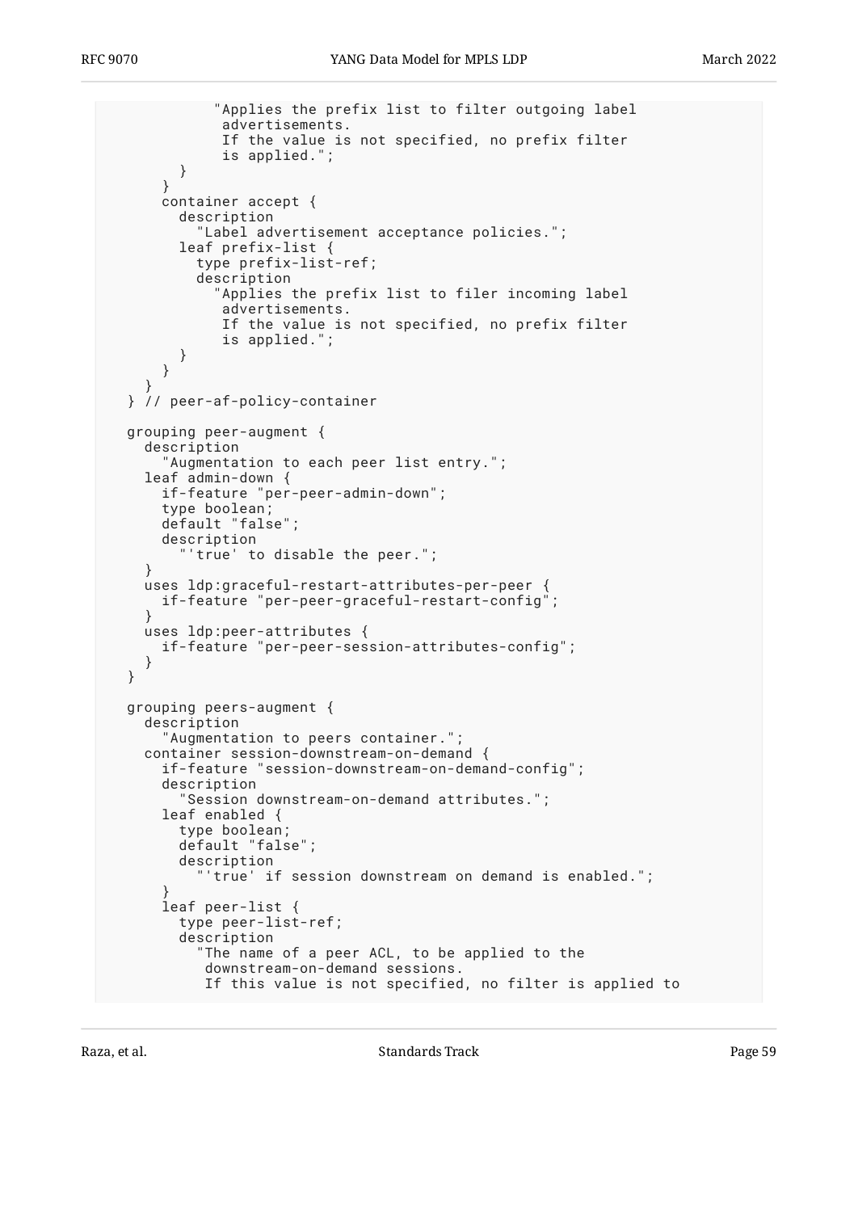```
             "Applies the prefix list to filter outgoing label
              advertisements.
              If the value is not specified, no prefix filter
              is applied.";
          }
        }
        container accept {
          description
            "Label advertisement acceptance policies.";
          leaf prefix-list {
            type prefix-list-ref;
            description
              "Applies the prefix list to filer incoming label
               advertisements.
               If the value is not specified, no prefix filter
               is applied.";
          }
        }
      }
    } // peer-af-policy-container

    grouping peer-augment {
      description
        "Augmentation to each peer list entry.";
      leaf admin-down {
        if-feature "per-peer-admin-down";
        type boolean;
        default "false";
        description
          "'true' to disable the peer.";
      }
      uses ldp:graceful-restart-attributes-per-peer {
        if-feature "per-peer-graceful-restart-config";
      }
      uses ldp:peer-attributes {
        if-feature "per-peer-session-attributes-config";
      }
    }

    grouping peers-augment {
      description
        "Augmentation to peers container.";
      container session-downstream-on-demand {
        if-feature "session-downstream-on-demand-config";
        description
          "Session downstream-on-demand attributes.";
        leaf enabled {
          type boolean;
          default "false";
          description
            "'true' if session downstream on demand is enabled.";
        }
        leaf peer-list {
          type peer-list-ref;
          description
            "The name of a peer ACL, to be applied to the
             downstream-on-demand sessions.
             If this value is not specified, no filter is applied to
```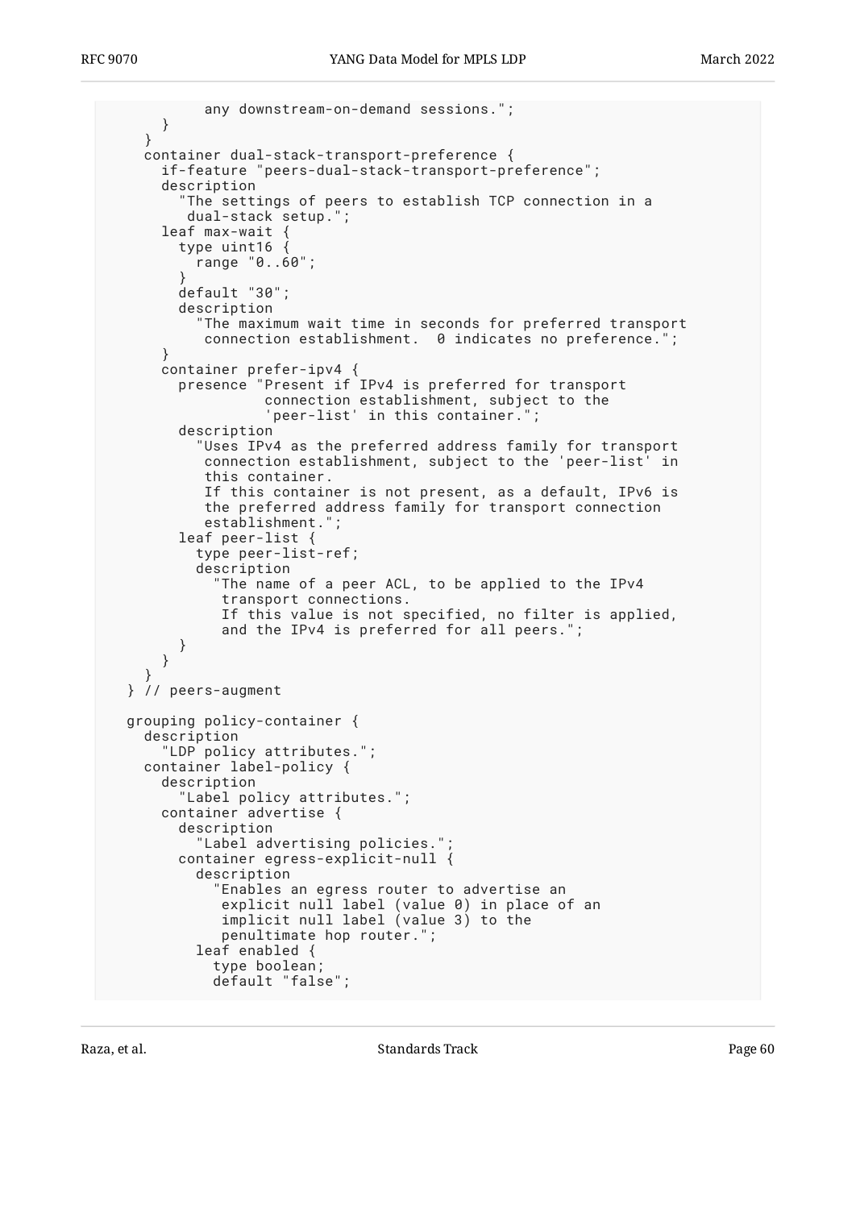```
           any downstream-on-demand sessions.";
      }
    }
    container dual-stack-transport-preference {
      if-feature "peers-dual-stack-transport-preference";
      description
        "The settings of peers to establish TCP connection in a
         dual-stack setup.";
      leaf max-wait {
        type uint16 {
          range "0..60";
        }
        default "30";
        description
          "The maximum wait time in seconds for preferred transport
           connection establishment.  0 indicates no preference.";
      }
      container prefer-ipv4 {
        presence "Present if IPv4 is preferred for transport
                  connection establishment, subject to the
                  'peer-list' in this container.";
        description
          "Uses IPv4 as the preferred address family for transport
           connection establishment, subject to the 'peer-list' in
           this container.
           If this container is not present, as a default, IPv6 is
           the preferred address family for transport connection
           establishment.";
        leaf peer-list {
          type peer-list-ref;
          description
            "The name of a peer ACL, to be applied to the IPv4
             transport connections.
             If this value is not specified, no filter is applied,
             and the IPv4 is preferred for all peers.";
        }
      }
    }
  } // peers-augment

  grouping policy-container {
    description
      "LDP policy attributes.";
    container label-policy {
      description
        "Label policy attributes.";
      container advertise {
        description
          "Label advertising policies.";
        container egress-explicit-null {
          description
            "Enables an egress router to advertise an
             explicit null label (value 0) in place of an
             implicit null label (value 3) to the
             penultimate hop router.";
          leaf enabled {
            type boolean;
            default "false";
```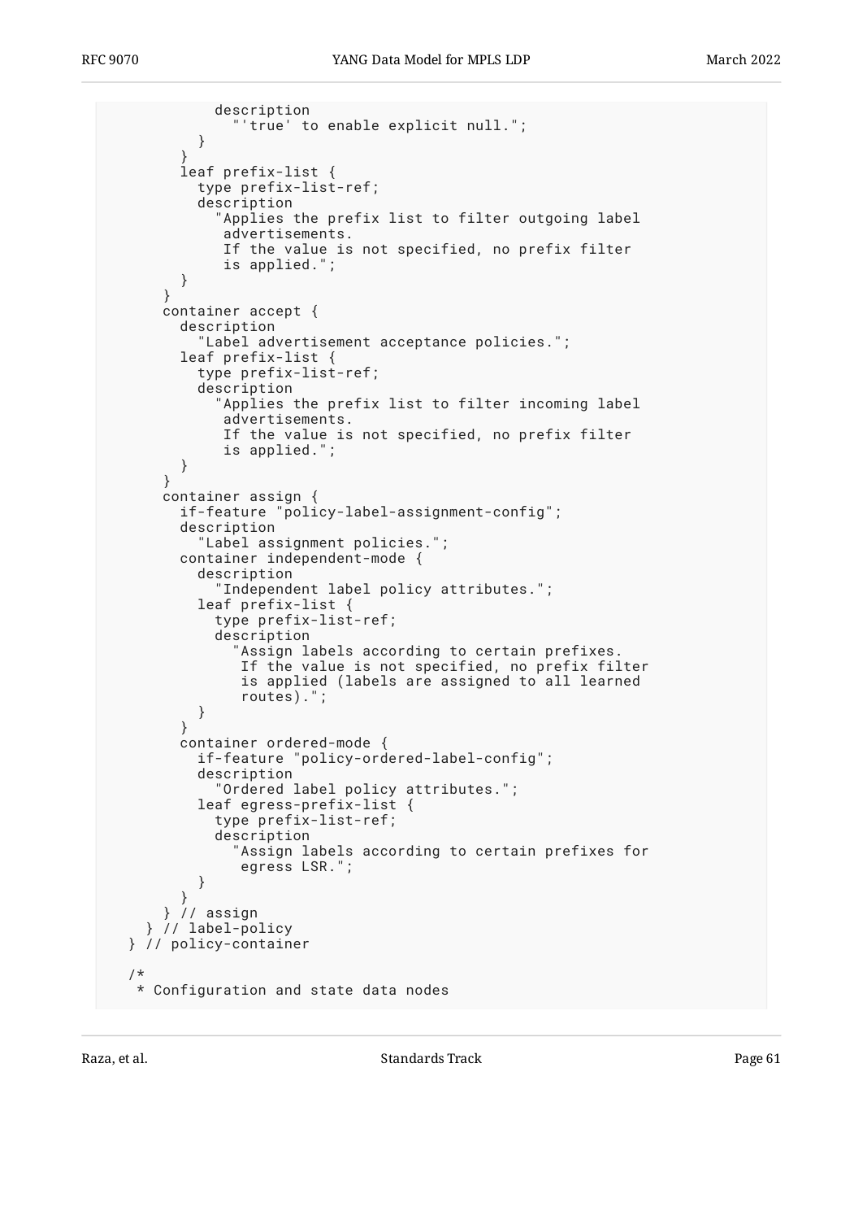```
            description
              "'true' to enable explicit null.";
          }
        }
        leaf prefix-list {
          type prefix-list-ref;
          description
            "Applies the prefix list to filter outgoing label
             advertisements.
             If the value is not specified, no prefix filter
             is applied.";
        }
      }
      container accept {
        description
          "Label advertisement acceptance policies.";
        leaf prefix-list {
          type prefix-list-ref;
          description
            "Applies the prefix list to filter incoming label
             advertisements.
             If the value is not specified, no prefix filter
             is applied.";
        }
      }
      container assign {
        if-feature "policy-label-assignment-config";
        description
          "Label assignment policies.";
        container independent-mode {
          description
            "Independent label policy attributes.";
          leaf prefix-list {
            type prefix-list-ref;
            description
              "Assign labels according to certain prefixes.
               If the value is not specified, no prefix filter
               is applied (labels are assigned to all learned
               routes).";
          }
        }
        container ordered-mode {
          if-feature "policy-ordered-label-config";
          description
            "Ordered label policy attributes.";
          leaf egress-prefix-list {
            type prefix-list-ref;
            description
              "Assign labels according to certain prefixes for
               egress LSR.";
          }
        }
      } // assign
    } // label-policy
  } // policy-container

  /*
   * Configuration and state data nodes
```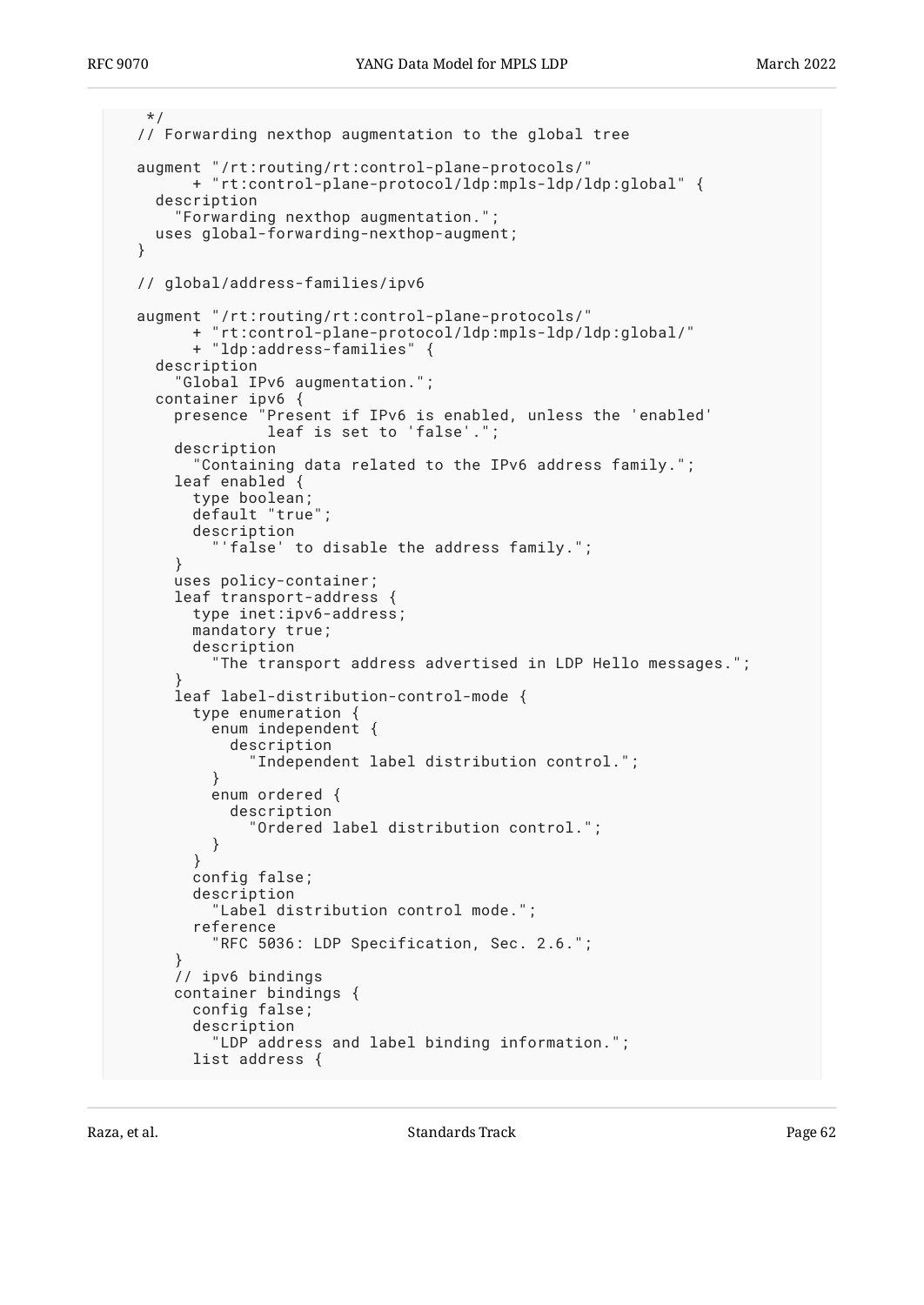```
     */
    // Forwarding nexthop augmentation to the global tree

    augment "/rt:routing/rt:control-plane-protocols/"
          + "rt:control-plane-protocol/ldp:mpls-ldp/ldp:global" {
      description
        "Forwarding nexthop augmentation.";
      uses global-forwarding-nexthop-augment;
    }

    // global/address-families/ipv6

    augment "/rt:routing/rt:control-plane-protocols/"
          + "rt:control-plane-protocol/ldp:mpls-ldp/ldp:global/"
          + "ldp:address-families" {
      description
        "Global IPv6 augmentation.";
      container ipv6 {
        presence "Present if IPv6 is enabled, unless the 'enabled'
                  leaf is set to 'false'.";
        description
          "Containing data related to the IPv6 address family.";
        leaf enabled {
          type boolean;
          default "true";
          description
            "'false' to disable the address family.";
        }
        uses policy-container;
        leaf transport-address {
          type inet:ipv6-address;
          mandatory true;
          description
            "The transport address advertised in LDP Hello messages.";
        }
        leaf label-distribution-control-mode {
          type enumeration {
            enum independent {
              description
                "Independent label distribution control.";
            }
            enum ordered {
              description
                "Ordered label distribution control.";
            }
          }
          config false;
          description
            "Label distribution control mode.";
          reference
            "RFC 5036: LDP Specification, Sec. 2.6.";
        }
        // ipv6 bindings
        container bindings {
          config false;
          description
            "LDP address and label binding information.";
          list address {
```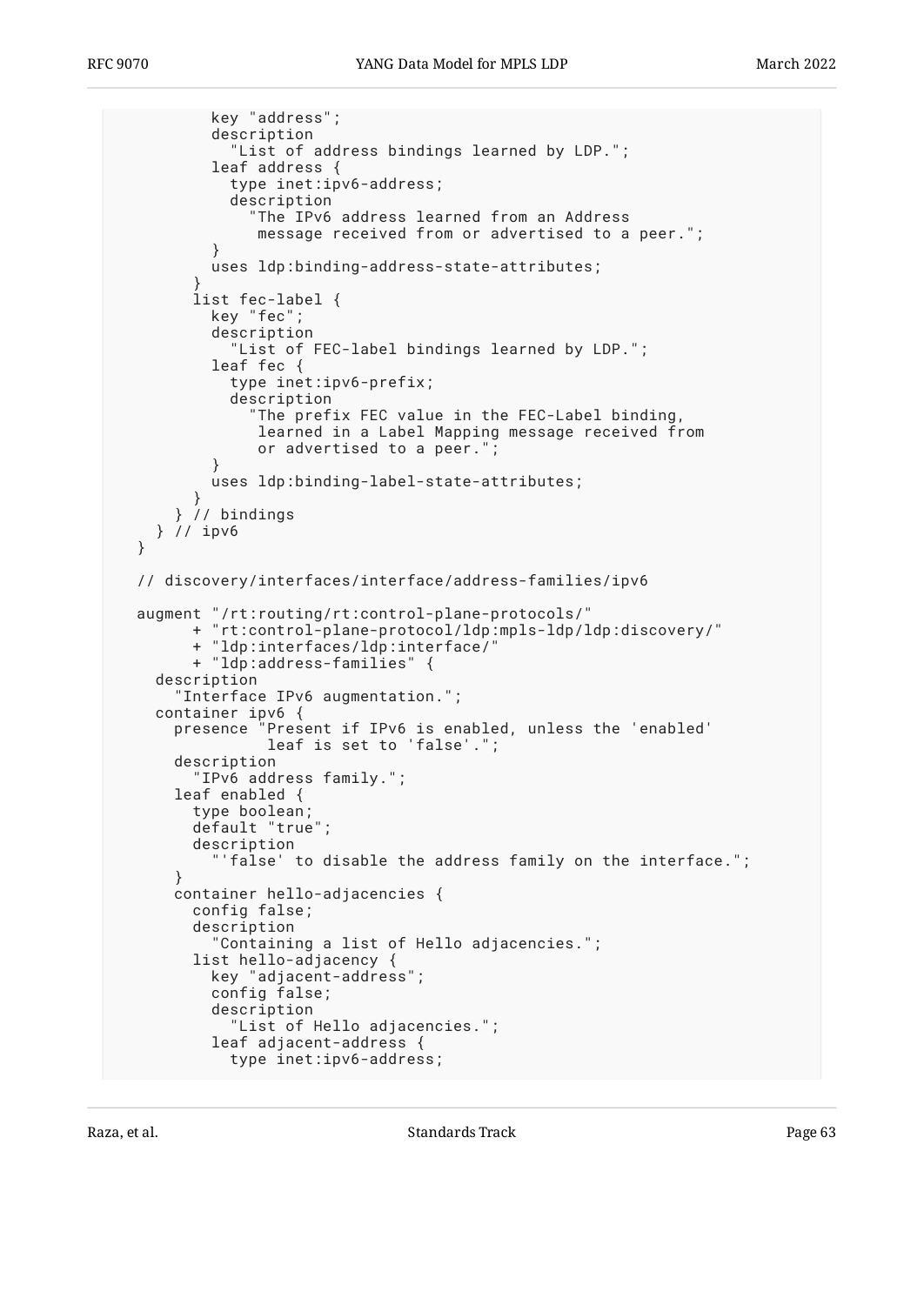```
          key "address";
          description
            "List of address bindings learned by LDP.";
          leaf address {
            type inet:ipv6-address;
            description
              "The IPv6 address learned from an Address
               message received from or advertised to a peer.";
          }
          uses ldp:binding-address-state-attributes;
        }
        list fec-label {
          key "fec";
          description
            "List of FEC-label bindings learned by LDP.";
          leaf fec {
            type inet:ipv6-prefix;
            description
              "The prefix FEC value in the FEC-Label binding,
               learned in a Label Mapping message received from
               or advertised to a peer.";
          }
          uses ldp:binding-label-state-attributes;
        }
      } // bindings
    } // ipv6
  }

  // discovery/interfaces/interface/address-families/ipv6

  augment "/rt:routing/rt:control-plane-protocols/"
        + "rt:control-plane-protocol/ldp:mpls-ldp/ldp:discovery/"
        + "ldp:interfaces/ldp:interface/"
        + "ldp:address-families" {
    description
      "Interface IPv6 augmentation.";
    container ipv6 {
      presence "Present if IPv6 is enabled, unless the 'enabled'
                leaf is set to 'false'.";
      description
        "IPv6 address family.";
      leaf enabled {
        type boolean;
        default "true";
        description
          "'false' to disable the address family on the interface.";
      }
      container hello-adjacencies {
        config false;
        description
          "Containing a list of Hello adjacencies.";
        list hello-adjacency {
          key "adjacent-address";
          config false;
          description
            "List of Hello adjacencies.";
          leaf adjacent-address {
            type inet:ipv6-address;
```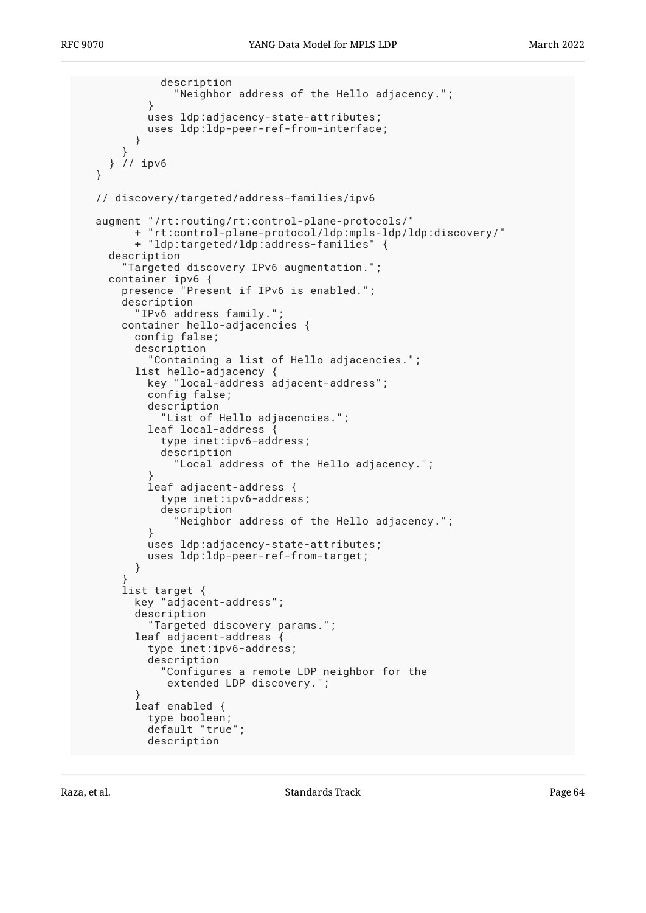```
            description
              "Neighbor address of the Hello adjacency.";
          }
          uses ldp:adjacency-state-attributes;
          uses ldp:ldp-peer-ref-from-interface;
        }
      }
    } // ipv6
  }

  // discovery/targeted/address-families/ipv6

  augment "/rt:routing/rt:control-plane-protocols/"
        + "rt:control-plane-protocol/ldp:mpls-ldp/ldp:discovery/"
        + "ldp:targeted/ldp:address-families" {
    description
      "Targeted discovery IPv6 augmentation.";
    container ipv6 {
      presence "Present if IPv6 is enabled.";
      description
        "IPv6 address family.";
      container hello-adjacencies {
        config false;
        description
          "Containing a list of Hello adjacencies.";
        list hello-adjacency {
          key "local-address adjacent-address";
          config false;
          description
            "List of Hello adjacencies.";
          leaf local-address {
            type inet:ipv6-address;
            description
              "Local address of the Hello adjacency.";
          }
          leaf adjacent-address {
            type inet:ipv6-address;
            description
              "Neighbor address of the Hello adjacency.";
          }
          uses ldp:adjacency-state-attributes;
          uses ldp:ldp-peer-ref-from-target;
        }
      }
      list target {
        key "adjacent-address";
        description
          "Targeted discovery params.";
        leaf adjacent-address {
          type inet:ipv6-address;
          description
            "Configures a remote LDP neighbor for the
             extended LDP discovery.";
        }
        leaf enabled {
          type boolean;
          default "true";
          description
```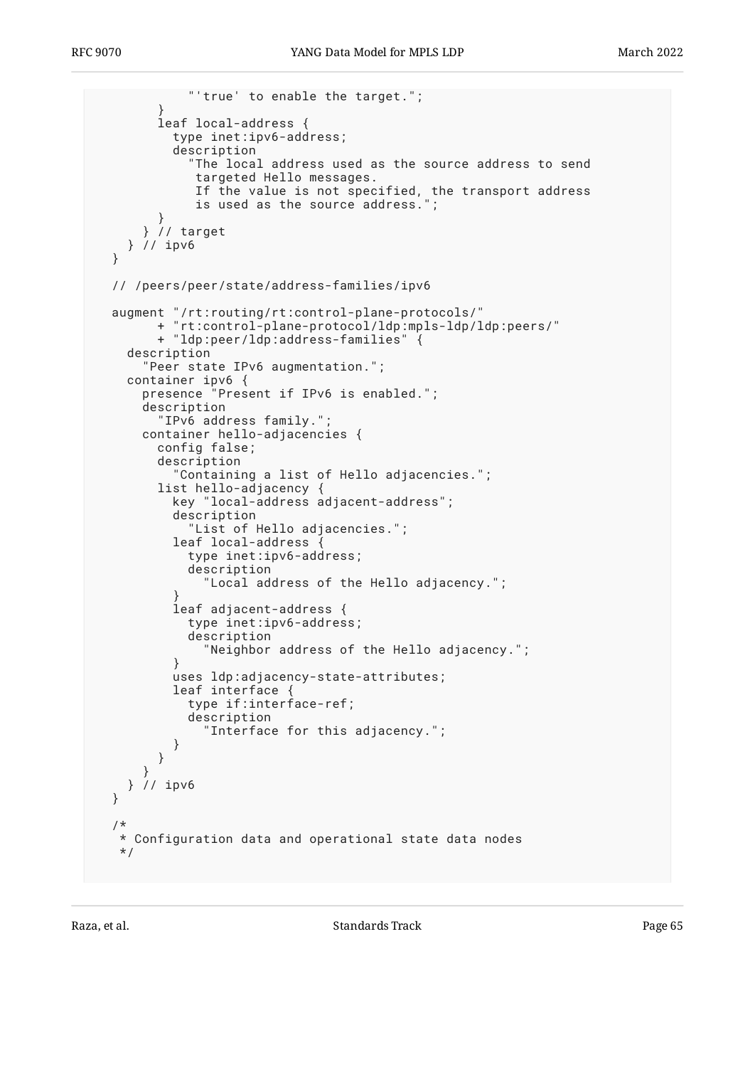```
            "'true' to enable the target.";
        }
        leaf local-address {
          type inet:ipv6-address;
          description
            "The local address used as the source address to send
             targeted Hello messages.
             If the value is not specified, the transport address
             is used as the source address.";
        }
      } // target
    } // ipv6
  }

  // /peers/peer/state/address-families/ipv6

  augment "/rt:routing/rt:control-plane-protocols/"
        + "rt:control-plane-protocol/ldp:mpls-ldp/ldp:peers/"
        + "ldp:peer/ldp:address-families" {
    description
      "Peer state IPv6 augmentation.";
    container ipv6 {
      presence "Present if IPv6 is enabled.";
      description
        "IPv6 address family.";
      container hello-adjacencies {
        config false;
        description
          "Containing a list of Hello adjacencies.";
        list hello-adjacency {
          key "local-address adjacent-address";
          description
            "List of Hello adjacencies.";
          leaf local-address {
            type inet:ipv6-address;
            description
              "Local address of the Hello adjacency.";
          }
          leaf adjacent-address {
            type inet:ipv6-address;
            description
              "Neighbor address of the Hello adjacency.";
          }
          uses ldp:adjacency-state-attributes;
          leaf interface {
            type if:interface-ref;
            description
              "Interface for this adjacency.";
          }
        }
      }
    } // ipv6
  }

  /*
   * Configuration data and operational state data nodes
   */
```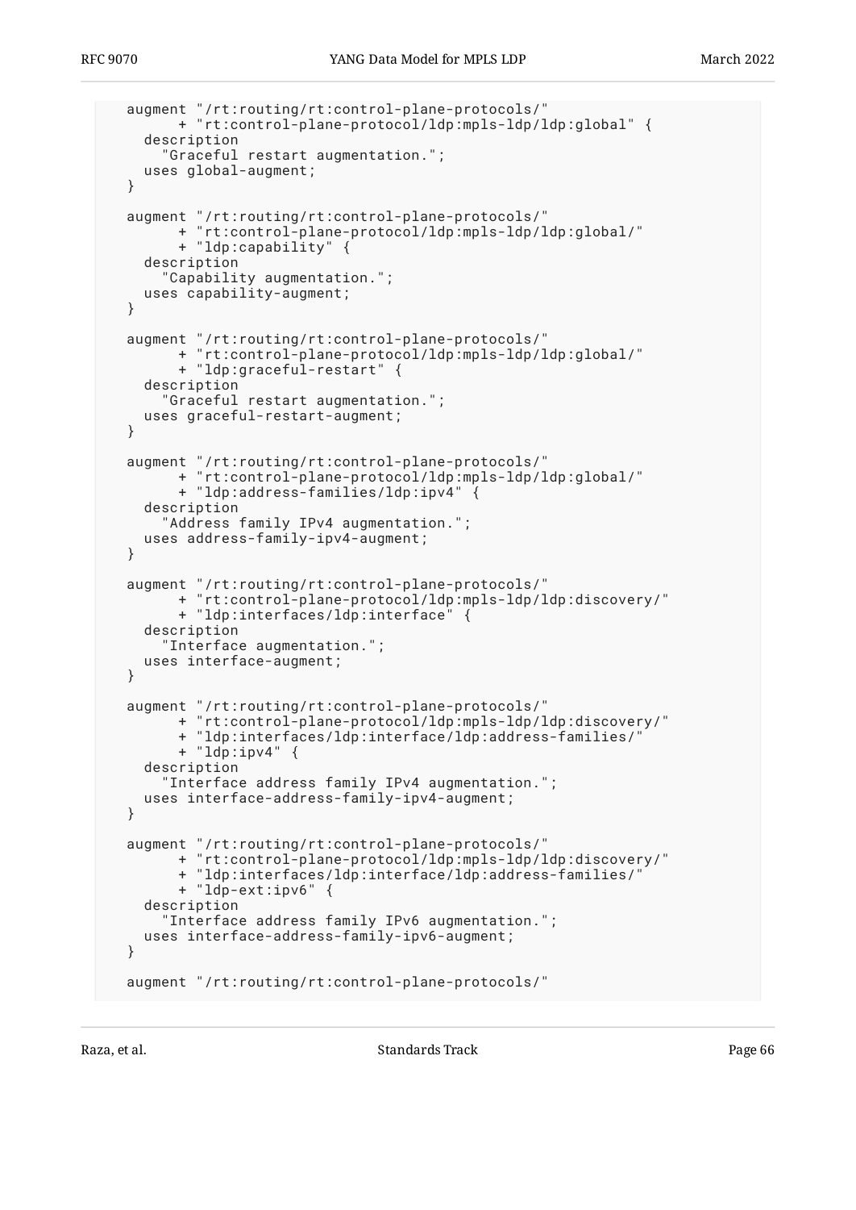```
   augment "/rt:routing/rt:control-plane-protocols/"
         + "rt:control-plane-protocol/ldp:mpls-ldp/ldp:global" {
     description
       "Graceful restart augmentation.";
     uses global-augment;
   }

   augment "/rt:routing/rt:control-plane-protocols/"
         + "rt:control-plane-protocol/ldp:mpls-ldp/ldp:global/"
         + "ldp:capability" {
     description
       "Capability augmentation.";
     uses capability-augment;
   }

   augment "/rt:routing/rt:control-plane-protocols/"
         + "rt:control-plane-protocol/ldp:mpls-ldp/ldp:global/"
         + "ldp:graceful-restart" {
     description
       "Graceful restart augmentation.";
     uses graceful-restart-augment;
   }

   augment "/rt:routing/rt:control-plane-protocols/"
         + "rt:control-plane-protocol/ldp:mpls-ldp/ldp:global/"
         + "ldp:address-families/ldp:ipv4" {
     description
       "Address family IPv4 augmentation.";
     uses address-family-ipv4-augment;
   }

   augment "/rt:routing/rt:control-plane-protocols/"
         + "rt:control-plane-protocol/ldp:mpls-ldp/ldp:discovery/"
         + "ldp:interfaces/ldp:interface" {
     description
       "Interface augmentation.";
     uses interface-augment;
   }

   augment "/rt:routing/rt:control-plane-protocols/"
         + "rt:control-plane-protocol/ldp:mpls-ldp/ldp:discovery/"
         + "ldp:interfaces/ldp:interface/ldp:address-families/"
         + "ldp:ipv4" {
     description
       "Interface address family IPv4 augmentation.";
     uses interface-address-family-ipv4-augment;
   }

   augment "/rt:routing/rt:control-plane-protocols/"
         + "rt:control-plane-protocol/ldp:mpls-ldp/ldp:discovery/"
         + "ldp:interfaces/ldp:interface/ldp:address-families/"
         + "ldp-ext:ipv6" {
     description
       "Interface address family IPv6 augmentation.";
     uses interface-address-family-ipv6-augment;
   }

   augment "/rt:routing/rt:control-plane-protocols/"
```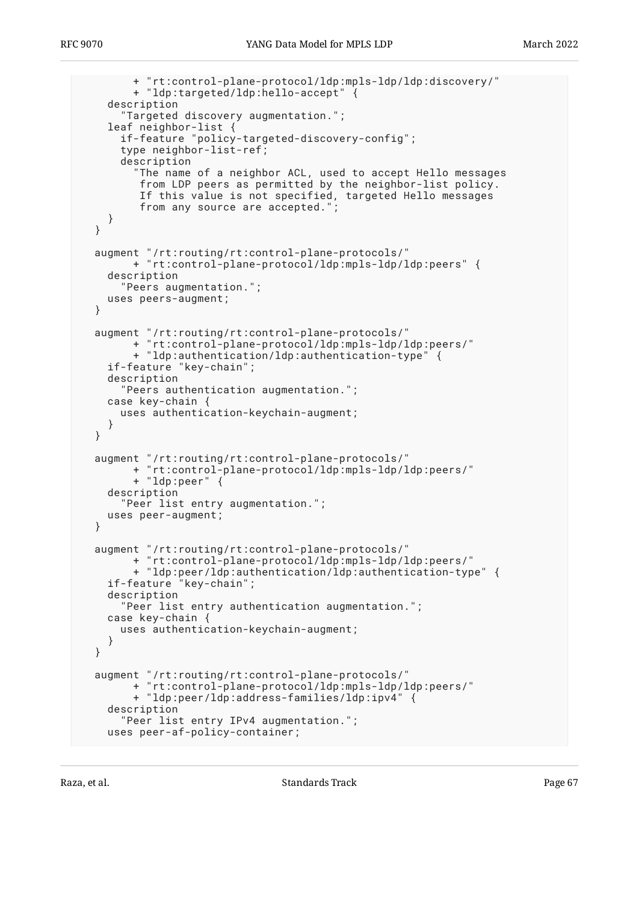```
       + "rt:control-plane-protocol/ldp:mpls-ldp/ldp:discovery/"
       + "ldp:targeted/ldp:hello-accept" {
    description
      "Targeted discovery augmentation.";
    leaf neighbor-list {
      if-feature "policy-targeted-discovery-config";
      type neighbor-list-ref;
      description
        "The name of a neighbor ACL, used to accept Hello messages
         from LDP peers as permitted by the neighbor-list policy.
         If this value is not specified, targeted Hello messages
         from any source are accepted.";
    }
  }

  augment "/rt:routing/rt:control-plane-protocols/"
        + "rt:control-plane-protocol/ldp:mpls-ldp/ldp:peers" {
    description
      "Peers augmentation.";
    uses peers-augment;
  }

  augment "/rt:routing/rt:control-plane-protocols/"
        + "rt:control-plane-protocol/ldp:mpls-ldp/ldp:peers/"
        + "ldp:authentication/ldp:authentication-type" {
    if-feature "key-chain";
    description
      "Peers authentication augmentation.";
    case key-chain {
      uses authentication-keychain-augment;
    }
  }

  augment "/rt:routing/rt:control-plane-protocols/"
        + "rt:control-plane-protocol/ldp:mpls-ldp/ldp:peers/"
        + "ldp:peer" {
    description
      "Peer list entry augmentation.";
    uses peer-augment;
  }

  augment "/rt:routing/rt:control-plane-protocols/"
        + "rt:control-plane-protocol/ldp:mpls-ldp/ldp:peers/"
        + "ldp:peer/ldp:authentication/ldp:authentication-type" {
    if-feature "key-chain";
    description
      "Peer list entry authentication augmentation.";
    case key-chain {
      uses authentication-keychain-augment;
    }
  }

  augment "/rt:routing/rt:control-plane-protocols/"
        + "rt:control-plane-protocol/ldp:mpls-ldp/ldp:peers/"
        + "ldp:peer/ldp:address-families/ldp:ipv4" {
    description
      "Peer list entry IPv4 augmentation.";
    uses peer-af-policy-container;
```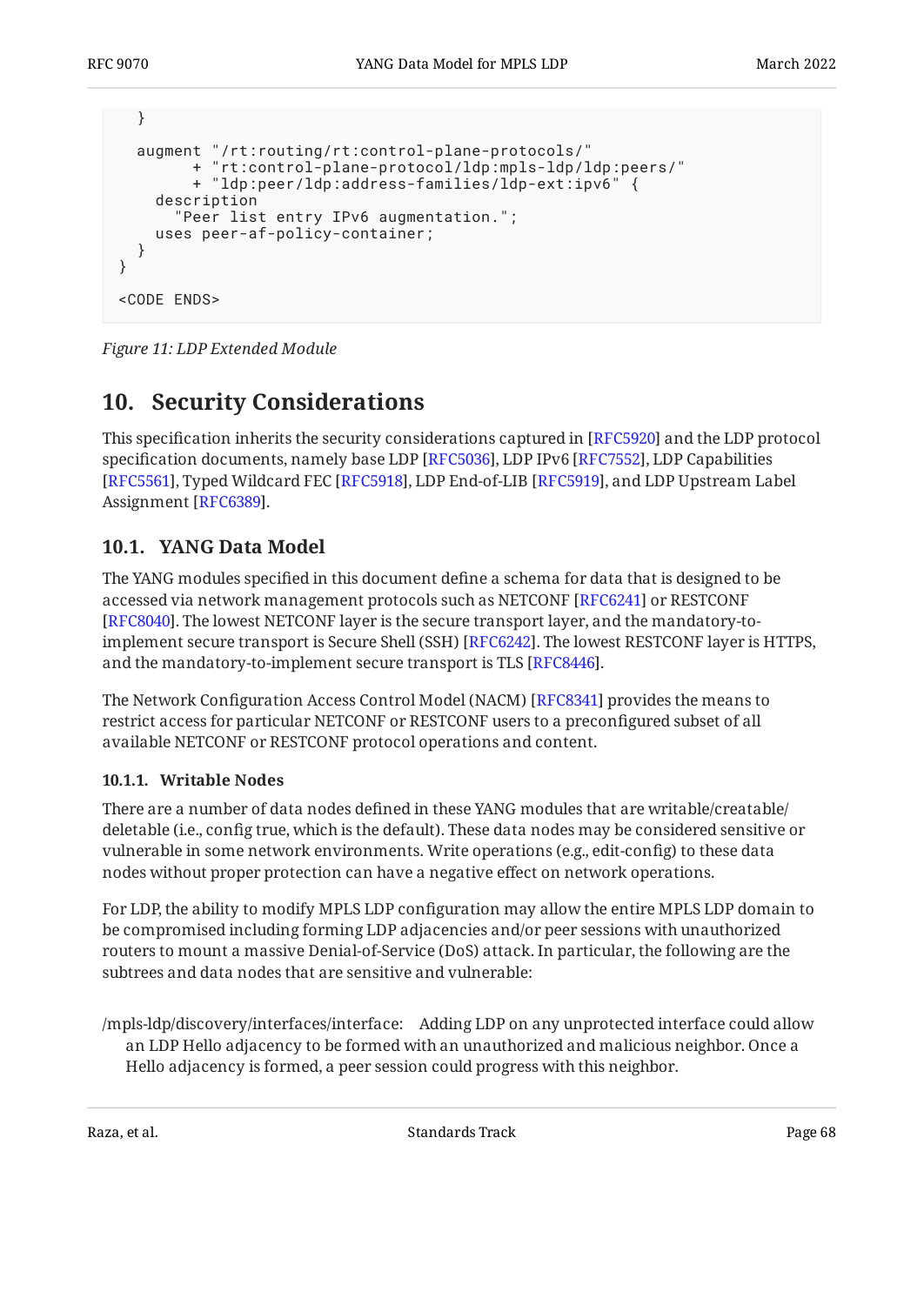```
  }

  augment "/rt:routing/rt:control-plane-protocols/"
        + "rt:control-plane-protocol/ldp:mpls-ldp/ldp:peers/"
        + "ldp:peer/ldp:address-families/ldp-ext:ipv6" {
    description
      "Peer list entry IPv6 augmentation.";
    uses peer-af-policy-container;
  }
}

<CODE ENDS>
```

*Figure 11: LDP Extended Module*

## 10. Security Considerations

This specification inherits the security considerations captured in [RFC5920] and the LDP protocol specification documents, namely base LDP [RFC5036], LDP IPv6 [RFC7552], LDP Capabilities [RFC5561], Typed Wildcard FEC [RFC5918], LDP End-of-LIB [RFC5919], and LDP Upstream Label Assignment [RFC6389].

### 10.1. YANG Data Model

The YANG modules specified in this document define a schema for data that is designed to be accessed via network management protocols such as NETCONF [RFC6241] or RESTCONF [RFC8040]. The lowest NETCONF layer is the secure transport layer, and the mandatory-to-implement secure transport is Secure Shell (SSH) [RFC6242]. The lowest RESTCONF layer is HTTPS, and the mandatory-to-implement secure transport is TLS [RFC8446].

The Network Configuration Access Control Model (NACM) [RFC8341] provides the means to restrict access for particular NETCONF or RESTCONF users to a preconfigured subset of all available NETCONF or RESTCONF protocol operations and content.

#### 10.1.1. Writable Nodes

There are a number of data nodes defined in these YANG modules that are writable/creatable/deletable (i.e., config true, which is the default). These data nodes may be considered sensitive or vulnerable in some network environments. Write operations (e.g., edit-config) to these data nodes without proper protection can have a negative effect on network operations.

For LDP, the ability to modify MPLS LDP configuration may allow the entire MPLS LDP domain to be compromised including forming LDP adjacencies and/or peer sessions with unauthorized routers to mount a massive Denial-of-Service (DoS) attack. In particular, the following are the subtrees and data nodes that are sensitive and vulnerable:

/mpls-ldp/discovery/interfaces/interface:
: Adding LDP on any unprotected interface could allow an LDP Hello adjacency to be formed with an unauthorized and malicious neighbor. Once a Hello adjacency is formed, a peer session could progress with this neighbor.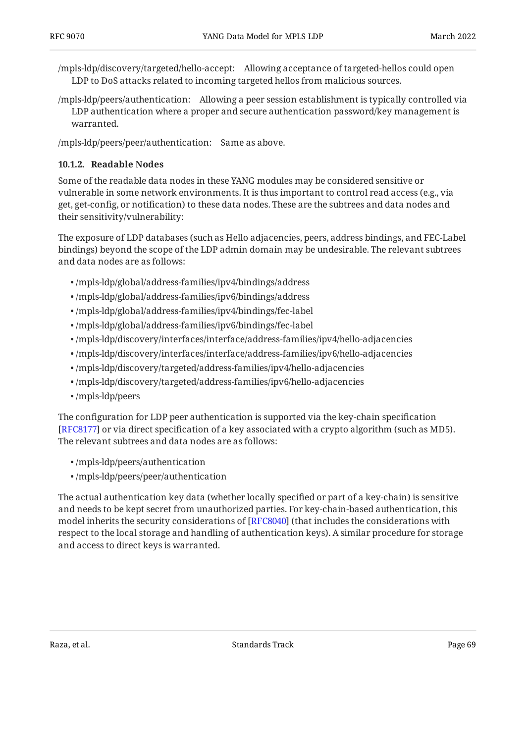/mpls-ldp/discovery/targeted/hello-accept: Allowing acceptance of targeted-hellos could open LDP to DoS attacks related to incoming targeted hellos from malicious sources.

/mpls-ldp/peers/authentication: Allowing a peer session establishment is typically controlled via LDP authentication where a proper and secure authentication password/key management is warranted.

/mpls-ldp/peers/peer/authentication: Same as above.

#### 10.1.2. Readable Nodes

Some of the readable data nodes in these YANG modules may be considered sensitive or vulnerable in some network environments. It is thus important to control read access (e.g., via get, get-config, or notification) to these data nodes. These are the subtrees and data nodes and their sensitivity/vulnerability:

The exposure of LDP databases (such as Hello adjacencies, peers, address bindings, and FEC-Label bindings) beyond the scope of the LDP admin domain may be undesirable. The relevant subtrees and data nodes are as follows:

- /mpls-ldp/global/address-families/ipv4/bindings/address
- /mpls-ldp/global/address-families/ipv6/bindings/address
- /mpls-ldp/global/address-families/ipv4/bindings/fec-label
- /mpls-ldp/global/address-families/ipv6/bindings/fec-label
- /mpls-ldp/discovery/interfaces/interface/address-families/ipv4/hello-adjacencies
- /mpls-ldp/discovery/interfaces/interface/address-families/ipv6/hello-adjacencies
- /mpls-ldp/discovery/targeted/address-families/ipv4/hello-adjacencies
- /mpls-ldp/discovery/targeted/address-families/ipv6/hello-adjacencies
- /mpls-ldp/peers

The configuration for LDP peer authentication is supported via the key-chain specification [RFC8177] or via direct specification of a key associated with a crypto algorithm (such as MD5). The relevant subtrees and data nodes are as follows:

- /mpls-ldp/peers/authentication
- /mpls-ldp/peers/peer/authentication

The actual authentication key data (whether locally specified or part of a key-chain) is sensitive and needs to be kept secret from unauthorized parties. For key-chain-based authentication, this model inherits the security considerations of [RFC8040] (that includes the considerations with respect to the local storage and handling of authentication keys). A similar procedure for storage and access to direct keys is warranted.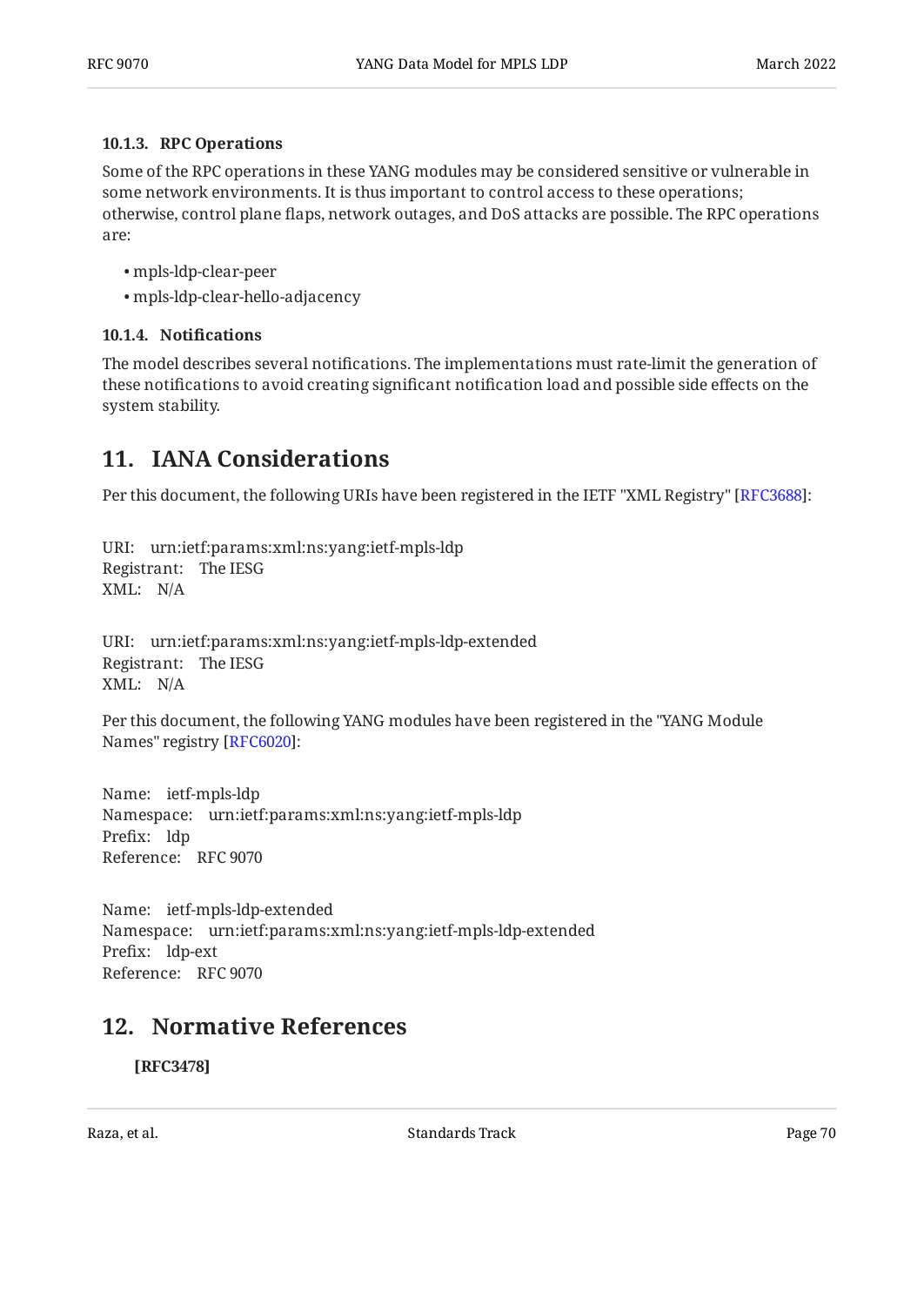#### 10.1.3. RPC Operations

Some of the RPC operations in these YANG modules may be considered sensitive or vulnerable in some network environments. It is thus important to control access to these operations; otherwise, control plane flaps, network outages, and DoS attacks are possible. The RPC operations are:

- mpls-ldp-clear-peer
- mpls-ldp-clear-hello-adjacency

#### 10.1.4. Notifications

The model describes several notifications. The implementations must rate-limit the generation of these notifications to avoid creating significant notification load and possible side effects on the system stability.

## 11. IANA Considerations

Per this document, the following URIs have been registered in the IETF "XML Registry" [RFC3688]:

URI: urn:ietf:params:xml:ns:yang:ietf-mpls-ldp
Registrant: The IESG
XML: N/A

URI: urn:ietf:params:xml:ns:yang:ietf-mpls-ldp-extended
Registrant: The IESG
XML: N/A

Per this document, the following YANG modules have been registered in the "YANG Module Names" registry [RFC6020]:

Name: ietf-mpls-ldp
Namespace: urn:ietf:params:xml:ns:yang:ietf-mpls-ldp
Prefix: ldp
Reference: RFC 9070

Name: ietf-mpls-ldp-extended
Namespace: urn:ietf:params:xml:ns:yang:ietf-mpls-ldp-extended
Prefix: ldp-ext
Reference: RFC 9070

## 12. Normative References

**[RFC3478]**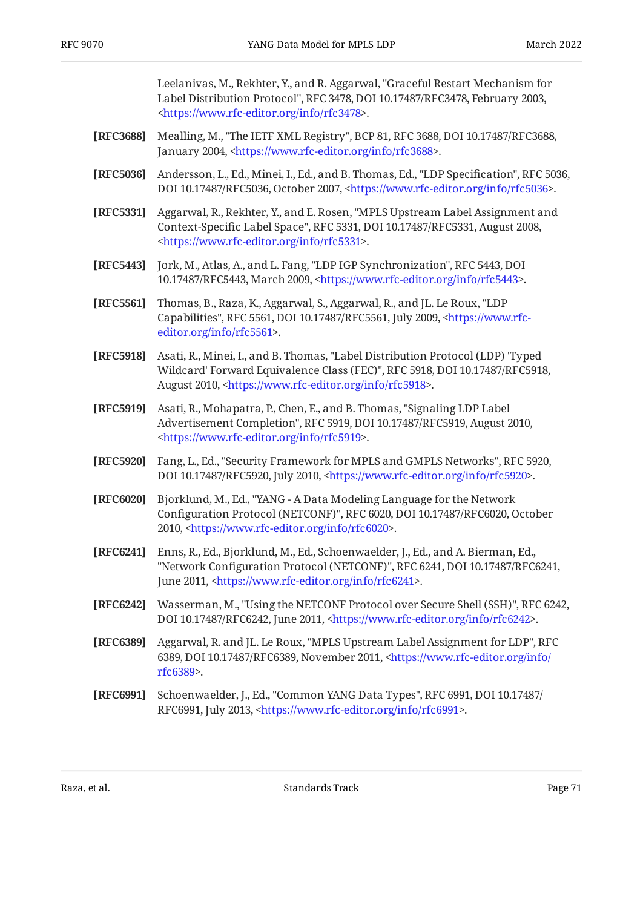Leelanivas, M., Rekhter, Y., and R. Aggarwal, "Graceful Restart Mechanism for Label Distribution Protocol", RFC 3478, DOI 10.17487/RFC3478, February 2003, <https://www.rfc-editor.org/info/rfc3478>.

**[RFC3688]** Mealling, M., "The IETF XML Registry", BCP 81, RFC 3688, DOI 10.17487/RFC3688, January 2004, <https://www.rfc-editor.org/info/rfc3688>.

**[RFC5036]** Andersson, L., Ed., Minei, I., Ed., and B. Thomas, Ed., "LDP Specification", RFC 5036, DOI 10.17487/RFC5036, October 2007, <https://www.rfc-editor.org/info/rfc5036>.

**[RFC5331]** Aggarwal, R., Rekhter, Y., and E. Rosen, "MPLS Upstream Label Assignment and Context-Specific Label Space", RFC 5331, DOI 10.17487/RFC5331, August 2008, <https://www.rfc-editor.org/info/rfc5331>.

**[RFC5443]** Jork, M., Atlas, A., and L. Fang, "LDP IGP Synchronization", RFC 5443, DOI 10.17487/RFC5443, March 2009, <https://www.rfc-editor.org/info/rfc5443>.

**[RFC5561]** Thomas, B., Raza, K., Aggarwal, S., Aggarwal, R., and JL. Le Roux, "LDP Capabilities", RFC 5561, DOI 10.17487/RFC5561, July 2009, <https://www.rfc-editor.org/info/rfc5561>.

**[RFC5918]** Asati, R., Minei, I., and B. Thomas, "Label Distribution Protocol (LDP) 'Typed Wildcard' Forward Equivalence Class (FEC)", RFC 5918, DOI 10.17487/RFC5918, August 2010, <https://www.rfc-editor.org/info/rfc5918>.

**[RFC5919]** Asati, R., Mohapatra, P., Chen, E., and B. Thomas, "Signaling LDP Label Advertisement Completion", RFC 5919, DOI 10.17487/RFC5919, August 2010, <https://www.rfc-editor.org/info/rfc5919>.

**[RFC5920]** Fang, L., Ed., "Security Framework for MPLS and GMPLS Networks", RFC 5920, DOI 10.17487/RFC5920, July 2010, <https://www.rfc-editor.org/info/rfc5920>.

**[RFC6020]** Bjorklund, M., Ed., "YANG - A Data Modeling Language for the Network Configuration Protocol (NETCONF)", RFC 6020, DOI 10.17487/RFC6020, October 2010, <https://www.rfc-editor.org/info/rfc6020>.

**[RFC6241]** Enns, R., Ed., Bjorklund, M., Ed., Schoenwaelder, J., Ed., and A. Bierman, Ed., "Network Configuration Protocol (NETCONF)", RFC 6241, DOI 10.17487/RFC6241, June 2011, <https://www.rfc-editor.org/info/rfc6241>.

**[RFC6242]** Wasserman, M., "Using the NETCONF Protocol over Secure Shell (SSH)", RFC 6242, DOI 10.17487/RFC6242, June 2011, <https://www.rfc-editor.org/info/rfc6242>.

**[RFC6389]** Aggarwal, R. and JL. Le Roux, "MPLS Upstream Label Assignment for LDP", RFC 6389, DOI 10.17487/RFC6389, November 2011, <https://www.rfc-editor.org/info/rfc6389>.

**[RFC6991]** Schoenwaelder, J., Ed., "Common YANG Data Types", RFC 6991, DOI 10.17487/RFC6991, July 2013, <https://www.rfc-editor.org/info/rfc6991>.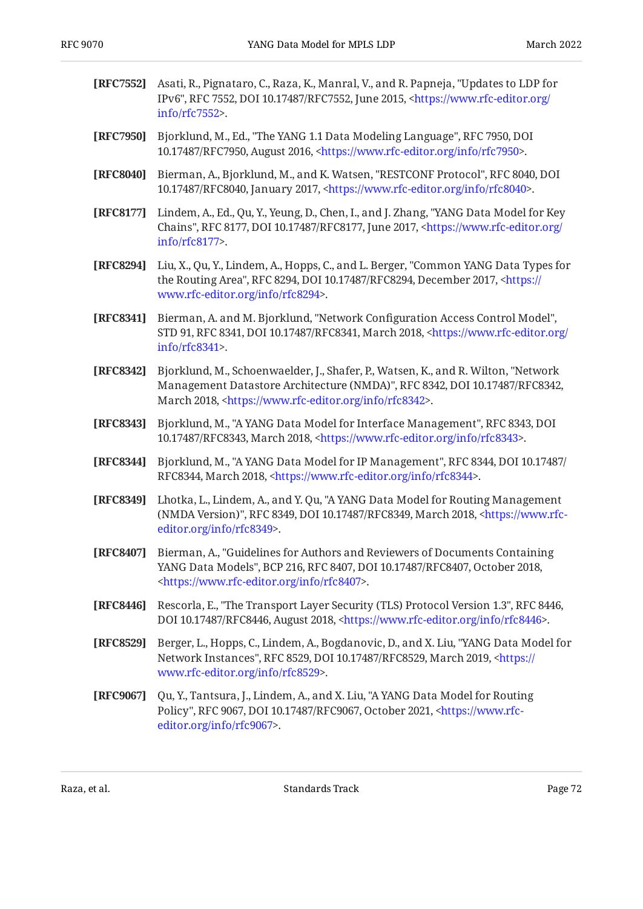**[RFC7552]** Asati, R., Pignataro, C., Raza, K., Manral, V., and R. Papneja, "Updates to LDP for IPv6", RFC 7552, DOI 10.17487/RFC7552, June 2015, <https://www.rfc-editor.org/info/rfc7552>.

**[RFC7950]** Bjorklund, M., Ed., "The YANG 1.1 Data Modeling Language", RFC 7950, DOI 10.17487/RFC7950, August 2016, <https://www.rfc-editor.org/info/rfc7950>.

**[RFC8040]** Bierman, A., Bjorklund, M., and K. Watsen, "RESTCONF Protocol", RFC 8040, DOI 10.17487/RFC8040, January 2017, <https://www.rfc-editor.org/info/rfc8040>.

**[RFC8177]** Lindem, A., Ed., Qu, Y., Yeung, D., Chen, I., and J. Zhang, "YANG Data Model for Key Chains", RFC 8177, DOI 10.17487/RFC8177, June 2017, <https://www.rfc-editor.org/info/rfc8177>.

**[RFC8294]** Liu, X., Qu, Y., Lindem, A., Hopps, C., and L. Berger, "Common YANG Data Types for the Routing Area", RFC 8294, DOI 10.17487/RFC8294, December 2017, <https://www.rfc-editor.org/info/rfc8294>.

**[RFC8341]** Bierman, A. and M. Bjorklund, "Network Configuration Access Control Model", STD 91, RFC 8341, DOI 10.17487/RFC8341, March 2018, <https://www.rfc-editor.org/info/rfc8341>.

**[RFC8342]** Bjorklund, M., Schoenwaelder, J., Shafer, P., Watsen, K., and R. Wilton, "Network Management Datastore Architecture (NMDA)", RFC 8342, DOI 10.17487/RFC8342, March 2018, <https://www.rfc-editor.org/info/rfc8342>.

**[RFC8343]** Bjorklund, M., "A YANG Data Model for Interface Management", RFC 8343, DOI 10.17487/RFC8343, March 2018, <https://www.rfc-editor.org/info/rfc8343>.

**[RFC8344]** Bjorklund, M., "A YANG Data Model for IP Management", RFC 8344, DOI 10.17487/RFC8344, March 2018, <https://www.rfc-editor.org/info/rfc8344>.

**[RFC8349]** Lhotka, L., Lindem, A., and Y. Qu, "A YANG Data Model for Routing Management (NMDA Version)", RFC 8349, DOI 10.17487/RFC8349, March 2018, <https://www.rfc-editor.org/info/rfc8349>.

**[RFC8407]** Bierman, A., "Guidelines for Authors and Reviewers of Documents Containing YANG Data Models", BCP 216, RFC 8407, DOI 10.17487/RFC8407, October 2018, <https://www.rfc-editor.org/info/rfc8407>.

**[RFC8446]** Rescorla, E., "The Transport Layer Security (TLS) Protocol Version 1.3", RFC 8446, DOI 10.17487/RFC8446, August 2018, <https://www.rfc-editor.org/info/rfc8446>.

**[RFC8529]** Berger, L., Hopps, C., Lindem, A., Bogdanovic, D., and X. Liu, "YANG Data Model for Network Instances", RFC 8529, DOI 10.17487/RFC8529, March 2019, <https://www.rfc-editor.org/info/rfc8529>.

**[RFC9067]** Qu, Y., Tantsura, J., Lindem, A., and X. Liu, "A YANG Data Model for Routing Policy", RFC 9067, DOI 10.17487/RFC9067, October 2021, <https://www.rfc-editor.org/info/rfc9067>.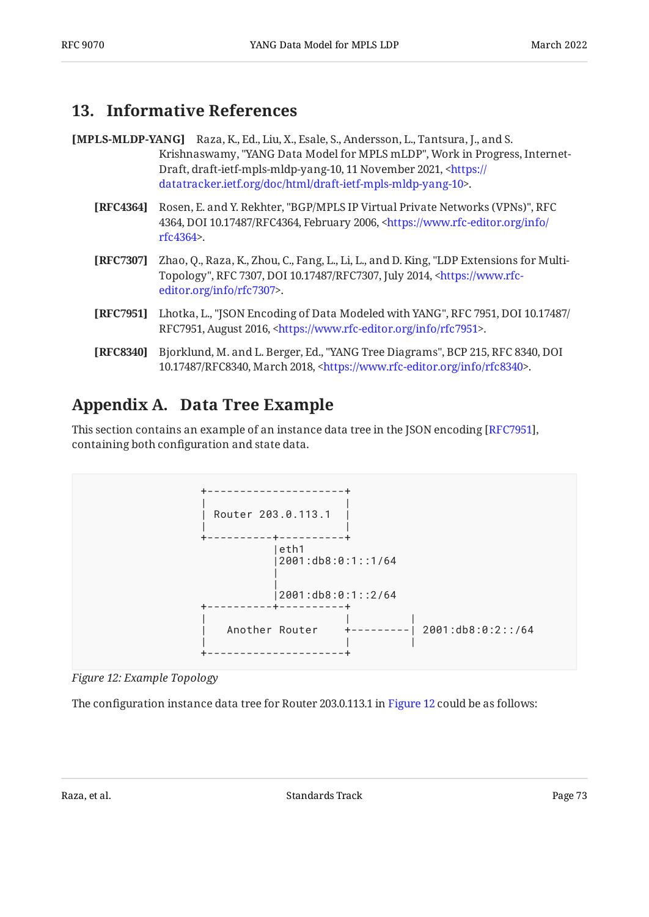## 13. Informative References

**[MPLS-MLDP-YANG]** Raza, K., Ed., Liu, X., Esale, S., Andersson, L., Tantsura, J., and S. Krishnaswamy, "YANG Data Model for MPLS mLDP", Work in Progress, Internet-Draft, draft-ietf-mpls-mldp-yang-10, 11 November 2021, <https://datatracker.ietf.org/doc/html/draft-ietf-mpls-mldp-yang-10>.

**[RFC4364]** Rosen, E. and Y. Rekhter, "BGP/MPLS IP Virtual Private Networks (VPNs)", RFC 4364, DOI 10.17487/RFC4364, February 2006, <https://www.rfc-editor.org/info/rfc4364>.

**[RFC7307]** Zhao, Q., Raza, K., Zhou, C., Fang, L., Li, L., and D. King, "LDP Extensions for Multi-Topology", RFC 7307, DOI 10.17487/RFC7307, July 2014, <https://www.rfc-editor.org/info/rfc7307>.

**[RFC7951]** Lhotka, L., "JSON Encoding of Data Modeled with YANG", RFC 7951, DOI 10.17487/RFC7951, August 2016, <https://www.rfc-editor.org/info/rfc7951>.

**[RFC8340]** Bjorklund, M. and L. Berger, Ed., "YANG Tree Diagrams", BCP 215, RFC 8340, DOI 10.17487/RFC8340, March 2018, <https://www.rfc-editor.org/info/rfc8340>.

## Appendix A. Data Tree Example

This section contains an example of an instance data tree in the JSON encoding [RFC7951], containing both configuration and state data.

```
                 +---------------------+
                 |                     |
                 | Router 203.0.113.1  |
                 |                     |
                 +----------+----------+
                            |eth1
                            |2001:db8:0:1::1/64
                            |
                            |
                            |2001:db8:0:1::2/64
                 +----------+----------+
                 |                     |         |
                 |   Another Router    +---------| 2001:db8:0:2::/64
                 |                     |         |
                 +---------------------+
```

*Figure 12: Example Topology*

The configuration instance data tree for Router 203.0.113.1 in Figure 12 could be as follows: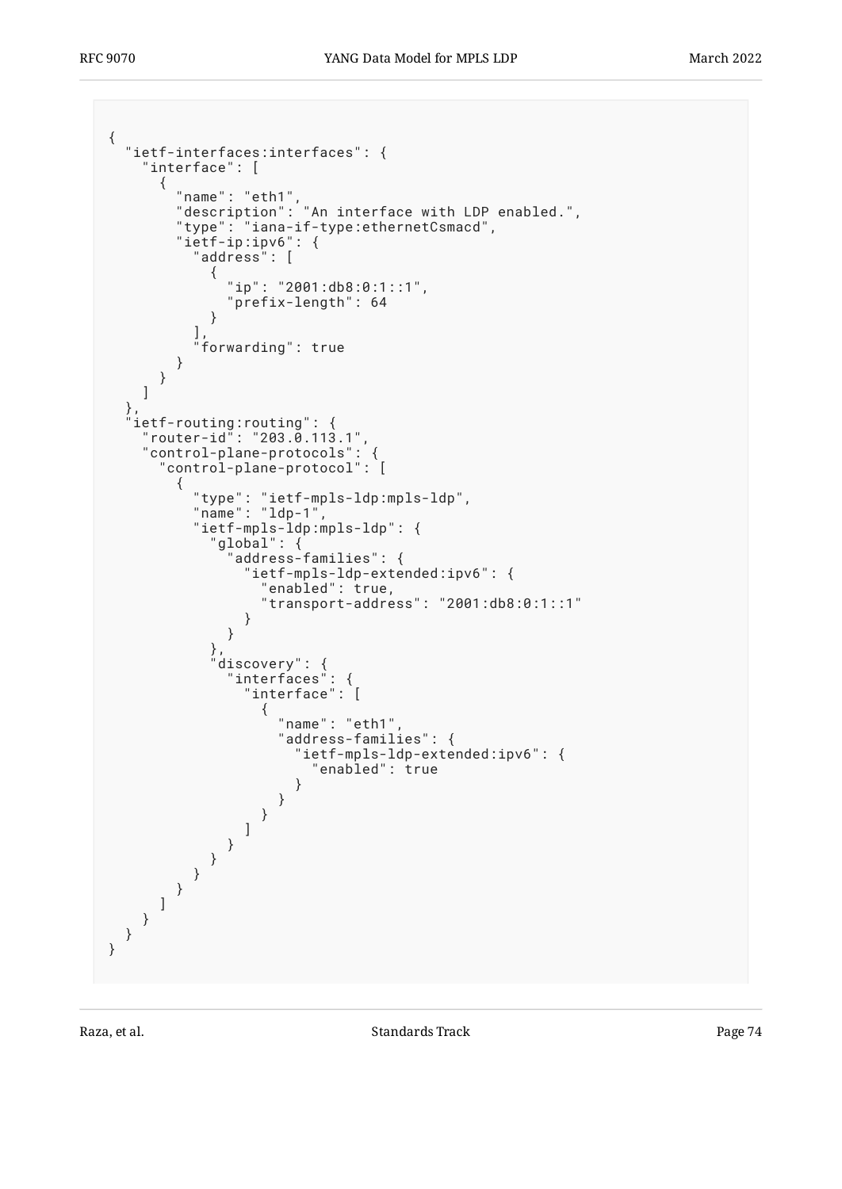```
{
  "ietf-interfaces:interfaces": {
    "interface": [
      {
        "name": "eth1",
        "description": "An interface with LDP enabled.",
        "type": "iana-if-type:ethernetCsmacd",
        "ietf-ip:ipv6": {
          "address": [
            {
              "ip": "2001:db8:0:1::1",
              "prefix-length": 64
            }
          ],
          "forwarding": true
        }
      }
    ]
  },
  "ietf-routing:routing": {
    "router-id": "203.0.113.1",
    "control-plane-protocols": {
      "control-plane-protocol": [
        {
          "type": "ietf-mpls-ldp:mpls-ldp",
          "name": "ldp-1",
          "ietf-mpls-ldp:mpls-ldp": {
            "global": {
              "address-families": {
                "ietf-mpls-ldp-extended:ipv6": {
                  "enabled": true,
                  "transport-address": "2001:db8:0:1::1"
                }
              }
            },
            "discovery": {
              "interfaces": {
                "interface": [
                  {
                    "name": "eth1",
                    "address-families": {
                      "ietf-mpls-ldp-extended:ipv6": {
                        "enabled": true
                      }
                    }
                  }
                ]
              }
            }
          }
        }
      ]
    }
  }
}
```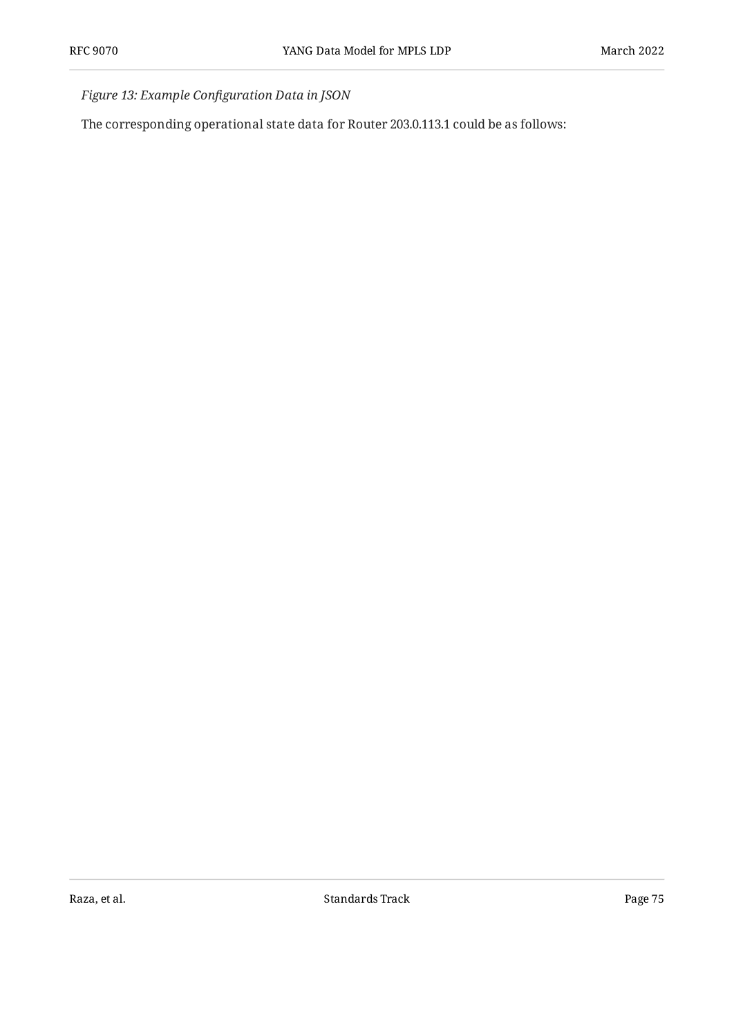*Figure 13: Example Configuration Data in JSON*

The corresponding operational state data for Router 203.0.113.1 could be as follows: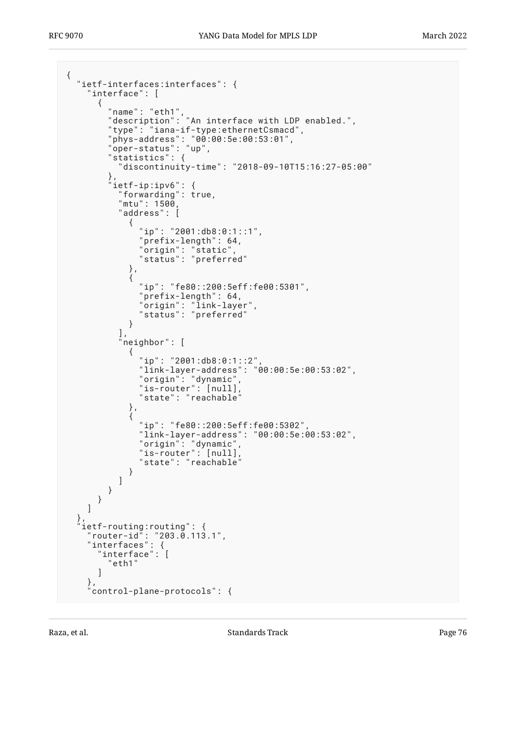```
{
  "ietf-interfaces:interfaces": {
    "interface": [
      {
        "name": "eth1",
        "description": "An interface with LDP enabled.",
        "type": "iana-if-type:ethernetCsmacd",
        "phys-address": "00:00:5e:00:53:01",
        "oper-status": "up",
        "statistics": {
          "discontinuity-time": "2018-09-10T15:16:27-05:00"
        },
        "ietf-ip:ipv6": {
          "forwarding": true,
          "mtu": 1500,
          "address": [
            {
              "ip": "2001:db8:0:1::1",
              "prefix-length": 64,
              "origin": "static",
              "status": "preferred"
            },
            {
              "ip": "fe80::200:5eff:fe00:5301",
              "prefix-length": 64,
              "origin": "link-layer",
              "status": "preferred"
            }
          ],
          "neighbor": [
            {
              "ip": "2001:db8:0:1::2",
              "link-layer-address": "00:00:5e:00:53:02",
              "origin": "dynamic",
              "is-router": [null],
              "state": "reachable"
            },
            {
              "ip": "fe80::200:5eff:fe00:5302",
              "link-layer-address": "00:00:5e:00:53:02",
              "origin": "dynamic",
              "is-router": [null],
              "state": "reachable"
            }
          ]
        }
      }
    ]
  },
  "ietf-routing:routing": {
    "router-id": "203.0.113.1",
    "interfaces": {
      "interface": [
        "eth1"
      ]
    },
    "control-plane-protocols": {
```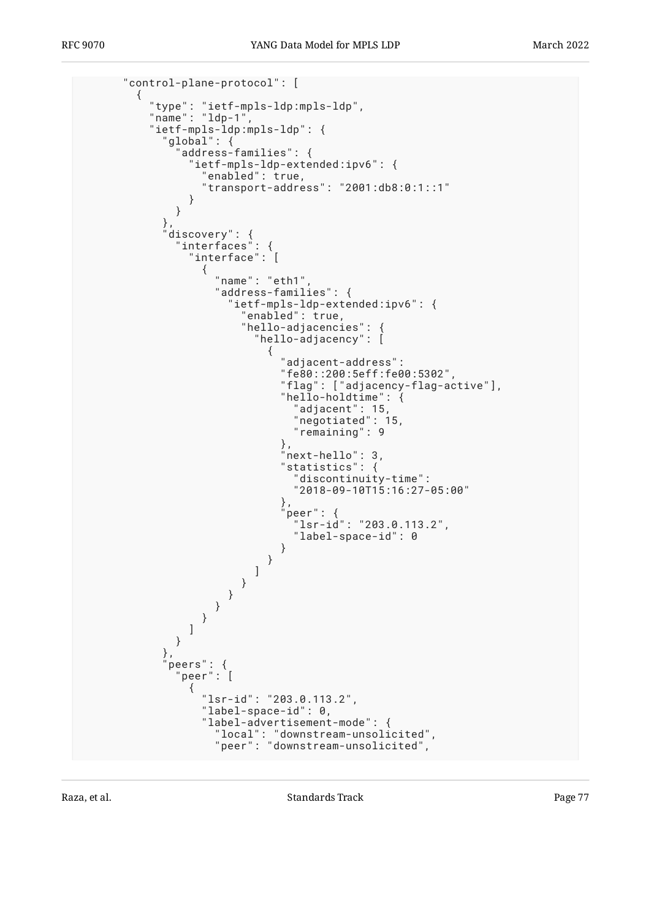```
        "control-plane-protocol": [
          {
            "type": "ietf-mpls-ldp:mpls-ldp",
            "name": "ldp-1",
            "ietf-mpls-ldp:mpls-ldp": {
              "global": {
                "address-families": {
                  "ietf-mpls-ldp-extended:ipv6": {
                    "enabled": true,
                    "transport-address": "2001:db8:0:1::1"
                  }
                }
              },
              "discovery": {
                "interfaces": {
                  "interface": [
                    {
                      "name": "eth1",
                      "address-families": {
                        "ietf-mpls-ldp-extended:ipv6": {
                          "enabled": true,
                          "hello-adjacencies": {
                            "hello-adjacency": [
                              {
                                "adjacent-address":
                                "fe80::200:5eff:fe00:5302",
                                "flag": ["adjacency-flag-active"],
                                "hello-holdtime": {
                                  "adjacent": 15,
                                  "negotiated": 15,
                                  "remaining": 9
                                },
                                "next-hello": 3,
                                "statistics": {
                                  "discontinuity-time":
                                  "2018-09-10T15:16:27-05:00"
                                },
                                "peer": {
                                  "lsr-id": "203.0.113.2",
                                  "label-space-id": 0
                                }
                              }
                            ]
                          }
                        }
                      }
                    }
                  ]
                }
              },
              "peers": {
                "peer": [
                  {
                    "lsr-id": "203.0.113.2",
                    "label-space-id": 0,
                    "label-advertisement-mode": {
                      "local": "downstream-unsolicited",
                      "peer": "downstream-unsolicited",
```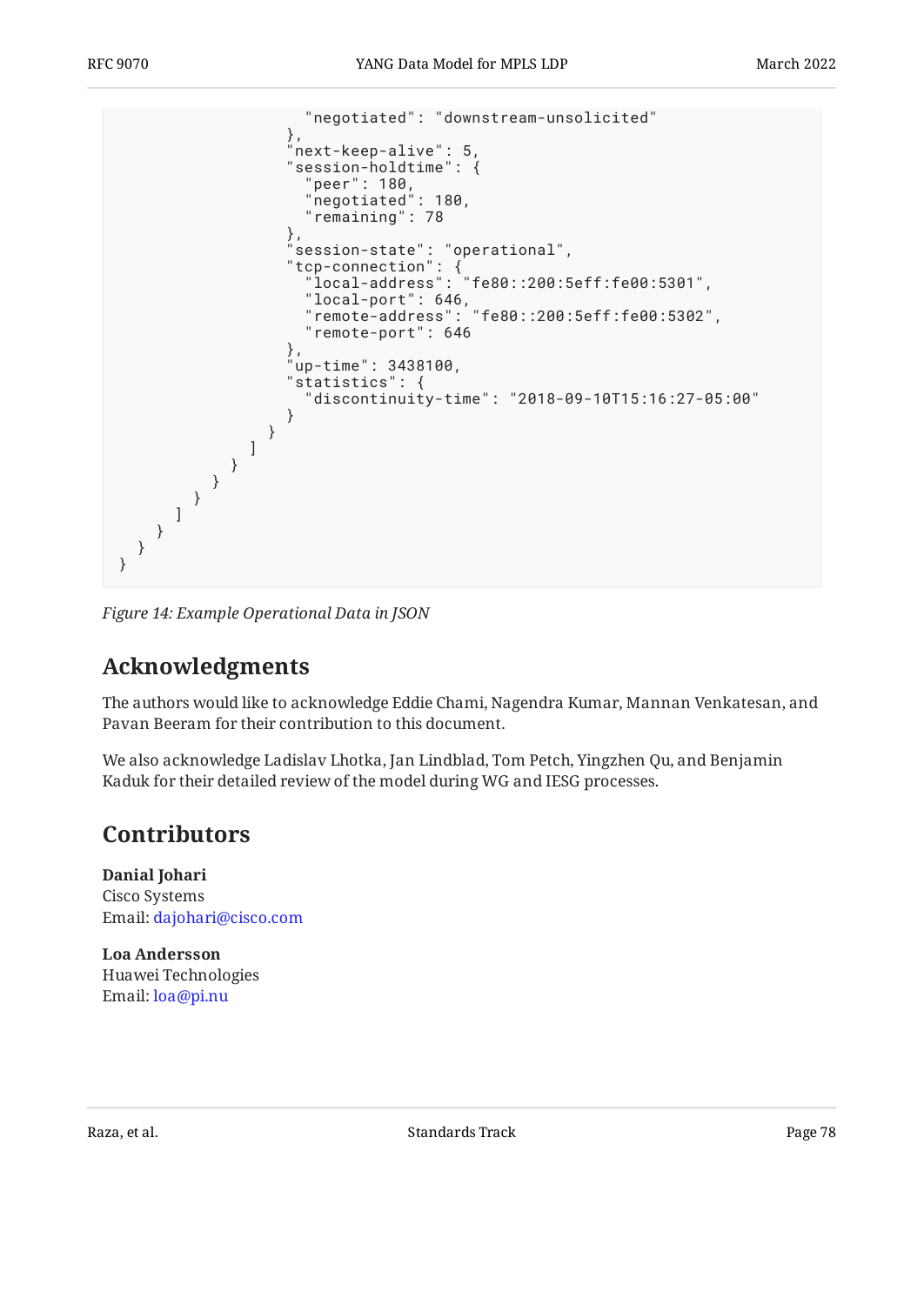```
                      "negotiated": "downstream-unsolicited"
                    },
                    "next-keep-alive": 5,
                    "session-holdtime": {
                      "peer": 180,
                      "negotiated": 180,
                      "remaining": 78
                    },
                    "session-state": "operational",
                    "tcp-connection": {
                      "local-address": "fe80::200:5eff:fe00:5301",
                      "local-port": 646,
                      "remote-address": "fe80::200:5eff:fe00:5302",
                      "remote-port": 646
                    },
                    "up-time": 3438100,
                    "statistics": {
                      "discontinuity-time": "2018-09-10T15:16:27-05:00"
                    }
                  }
                ]
              }
            }
          }
        ]
      }
    }
}
```

*Figure 14: Example Operational Data in JSON*

## Acknowledgments

The authors would like to acknowledge Eddie Chami, Nagendra Kumar, Mannan Venkatesan, and Pavan Beeram for their contribution to this document.

We also acknowledge Ladislav Lhotka, Jan Lindblad, Tom Petch, Yingzhen Qu, and Benjamin Kaduk for their detailed review of the model during WG and IESG processes.

## Contributors

**Danial Johari**
Cisco Systems
Email: dajohari@cisco.com

**Loa Andersson**
Huawei Technologies
Email: loa@pi.nu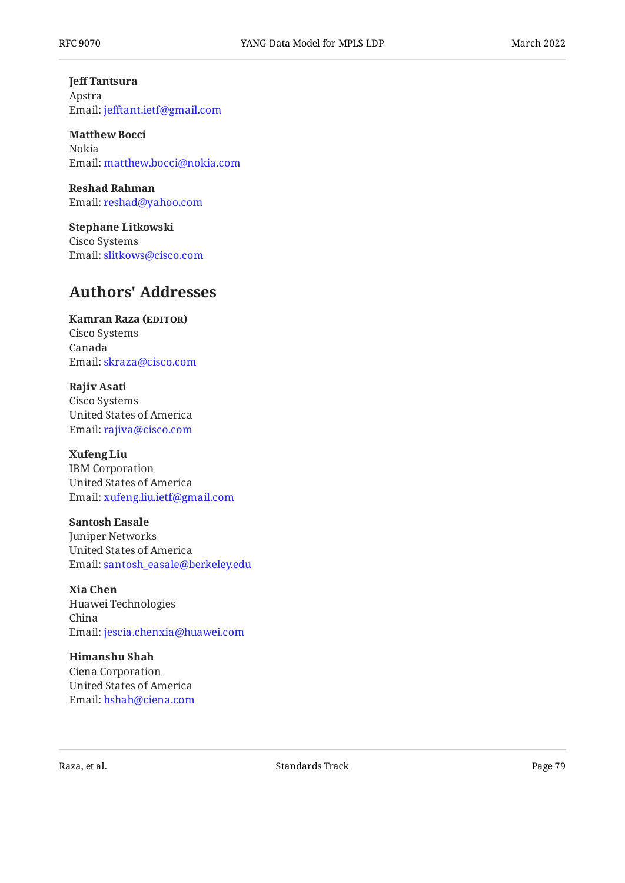**Jeff Tantsura**
Apstra
Email: jefftant.ietf@gmail.com

**Matthew Bocci**
Nokia
Email: matthew.bocci@nokia.com

**Reshad Rahman**
Email: reshad@yahoo.com

**Stephane Litkowski**
Cisco Systems
Email: slitkows@cisco.com

## Authors' Addresses

**Kamran Raza (EDITOR)**
Cisco Systems
Canada
Email: skraza@cisco.com

**Rajiv Asati**
Cisco Systems
United States of America
Email: rajiva@cisco.com

**Xufeng Liu**
IBM Corporation
United States of America
Email: xufeng.liu.ietf@gmail.com

**Santosh Easale**
Juniper Networks
United States of America
Email: santosh_easale@berkeley.edu

**Xia Chen**
Huawei Technologies
China
Email: jescia.chenxia@huawei.com

**Himanshu Shah**
Ciena Corporation
United States of America
Email: hshah@ciena.com